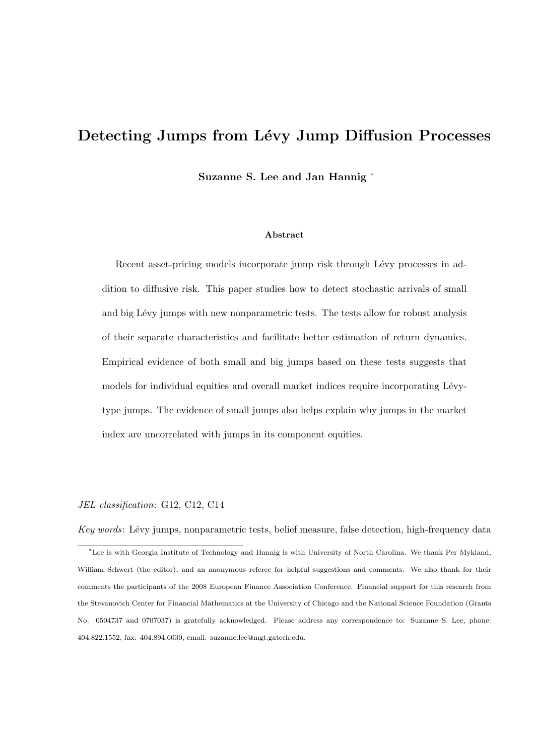# Detecting Jumps from Lévy Jump Diffusion Processes

**Suzanne S. Lee and Jan Hannig** *

### Abstract

Recent asset-pricing models incorporate jump risk through Lévy processes in addition to diffusive risk. This paper studies how to detect stochastic arrivals of small and big Lévy jumps with new nonparametric tests. The tests allow for robust analysis of their separate characteristics and facilitate better estimation of return dynamics. Empirical evidence of both small and big jumps based on these tests suggests that models for individual equities and overall market indices require incorporating Lévy-type jumps. The evidence of small jumps also helps explain why jumps in the market index are uncorrelated with jumps in its component equities.

*JEL classification*: G12, C12, C14

*Key words*: Lévy jumps, nonparametric tests, belief measure, false detection, high-frequency data

---

*Lee is with Georgia Institute of Technology and Hannig is with University of North Carolina. We thank Per Mykland, William Schwert (the editor), and an anonymous referee for helpful suggestions and comments. We also thank for their comments the participants of the 2008 European Finance Association Conference. Financial support for this research from the Stevanovich Center for Financial Mathematics at the University of Chicago and the National Science Foundation (Grants No. 0504737 and 0707037) is gratefully acknowledged. Please address any correspondence to: Suzanne S. Lee, phone: 404.822.1552, fax: 404.894.6030, email: suzanne.lee@mgt.gatech.edu.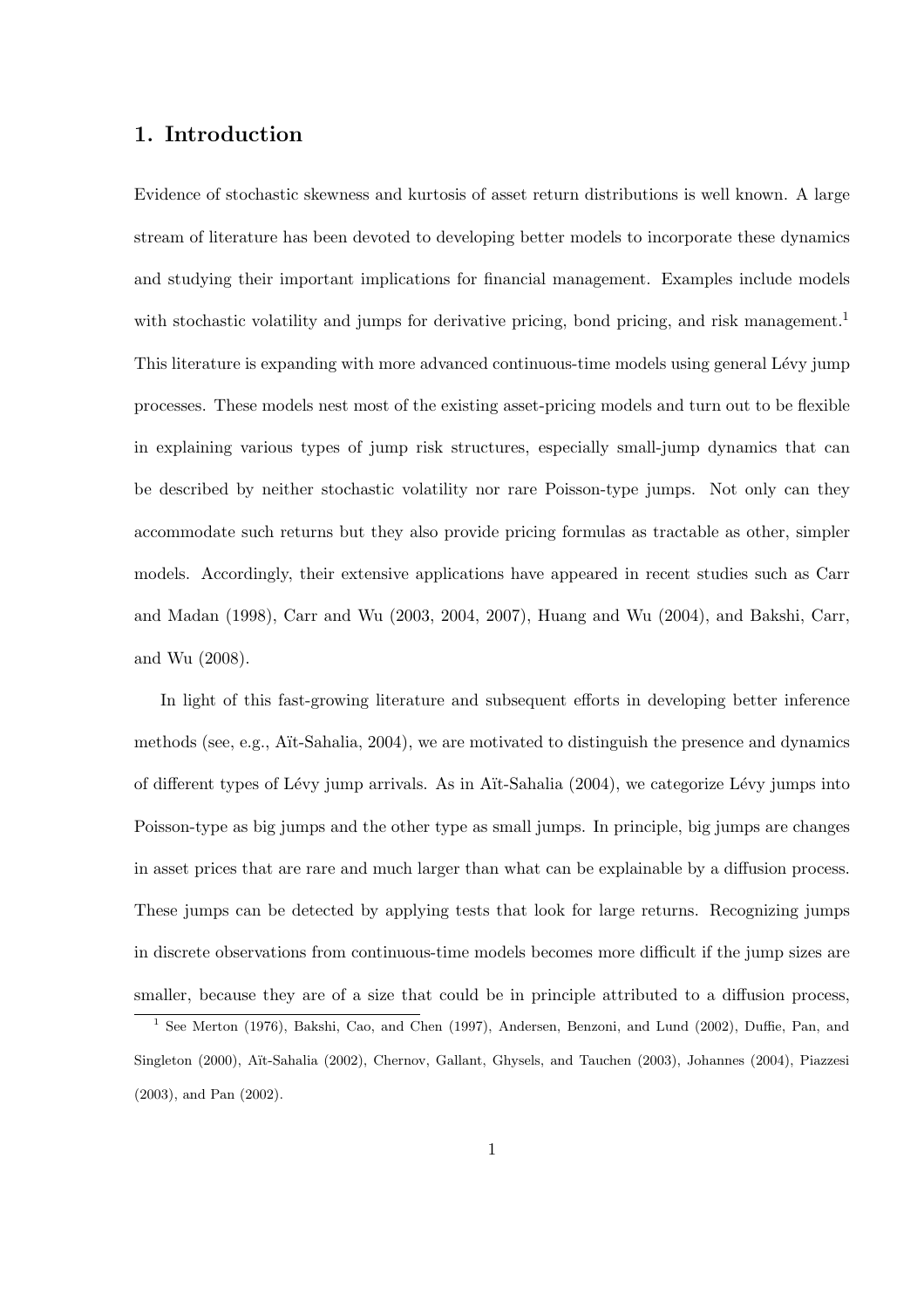## 1. Introduction

Evidence of stochastic skewness and kurtosis of asset return distributions is well known. A large stream of literature has been devoted to developing better models to incorporate these dynamics and studying their important implications for financial management. Examples include models with stochastic volatility and jumps for derivative pricing, bond pricing, and risk management.[1] This literature is expanding with more advanced continuous-time models using general Lévy jump processes. These models nest most of the existing asset-pricing models and turn out to be flexible in explaining various types of jump risk structures, especially small-jump dynamics that can be described by neither stochastic volatility nor rare Poisson-type jumps. Not only can they accommodate such returns but they also provide pricing formulas as tractable as other, simpler models. Accordingly, their extensive applications have appeared in recent studies such as Carr and Madan (1998), Carr and Wu (2003, 2004, 2007), Huang and Wu (2004), and Bakshi, Carr, and Wu (2008).

In light of this fast-growing literature and subsequent efforts in developing better inference methods (see, e.g., Aït-Sahalia, 2004), we are motivated to distinguish the presence and dynamics of different types of Lévy jump arrivals. As in Aït-Sahalia (2004), we categorize Lévy jumps into Poisson-type as big jumps and the other type as small jumps. In principle, big jumps are changes in asset prices that are rare and much larger than what can be explainable by a diffusion process. These jumps can be detected by applying tests that look for large returns. Recognizing jumps in discrete observations from continuous-time models becomes more difficult if the jump sizes are smaller, because they are of a size that could be in principle attributed to a diffusion process,

[1] See Merton (1976), Bakshi, Cao, and Chen (1997), Andersen, Benzoni, and Lund (2002), Duffie, Pan, and Singleton (2000), Aït-Sahalia (2002), Chernov, Gallant, Ghysels, and Tauchen (2003), Johannes (2004), Piazzesi (2003), and Pan (2002).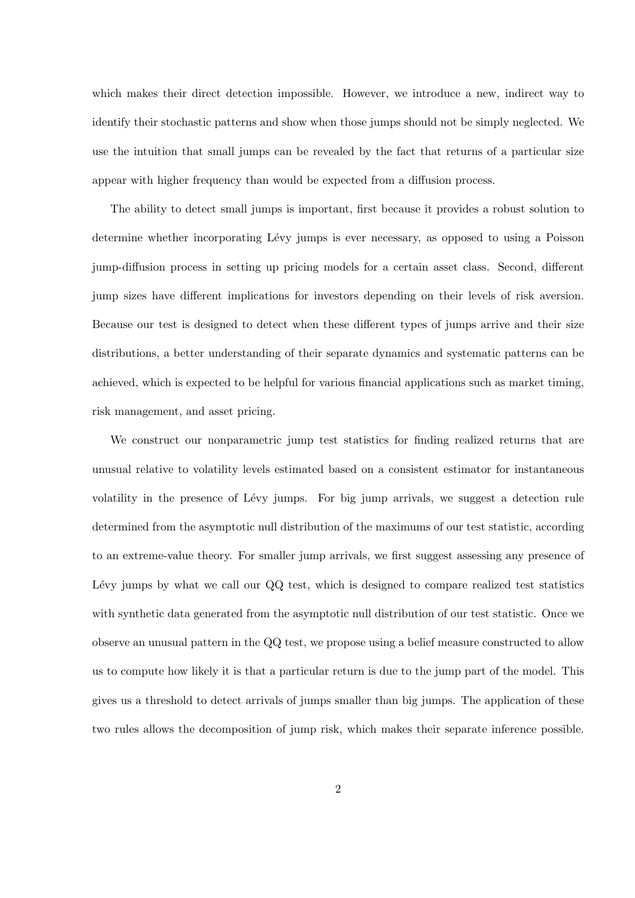which makes their direct detection impossible. However, we introduce a new, indirect way to identify their stochastic patterns and show when those jumps should not be simply neglected. We use the intuition that small jumps can be revealed by the fact that returns of a particular size appear with higher frequency than would be expected from a diffusion process.

The ability to detect small jumps is important, first because it provides a robust solution to determine whether incorporating Lévy jumps is ever necessary, as opposed to using a Poisson jump-diffusion process in setting up pricing models for a certain asset class. Second, different jump sizes have different implications for investors depending on their levels of risk aversion. Because our test is designed to detect when these different types of jumps arrive and their size distributions, a better understanding of their separate dynamics and systematic patterns can be achieved, which is expected to be helpful for various financial applications such as market timing, risk management, and asset pricing.

We construct our nonparametric jump test statistics for finding realized returns that are unusual relative to volatility levels estimated based on a consistent estimator for instantaneous volatility in the presence of Lévy jumps. For big jump arrivals, we suggest a detection rule determined from the asymptotic null distribution of the maximums of our test statistic, according to an extreme-value theory. For smaller jump arrivals, we first suggest assessing any presence of Lévy jumps by what we call our QQ test, which is designed to compare realized test statistics with synthetic data generated from the asymptotic null distribution of our test statistic. Once we observe an unusual pattern in the QQ test, we propose using a belief measure constructed to allow us to compute how likely it is that a particular return is due to the jump part of the model. This gives us a threshold to detect arrivals of jumps smaller than big jumps. The application of these two rules allows the decomposition of jump risk, which makes their separate inference possible.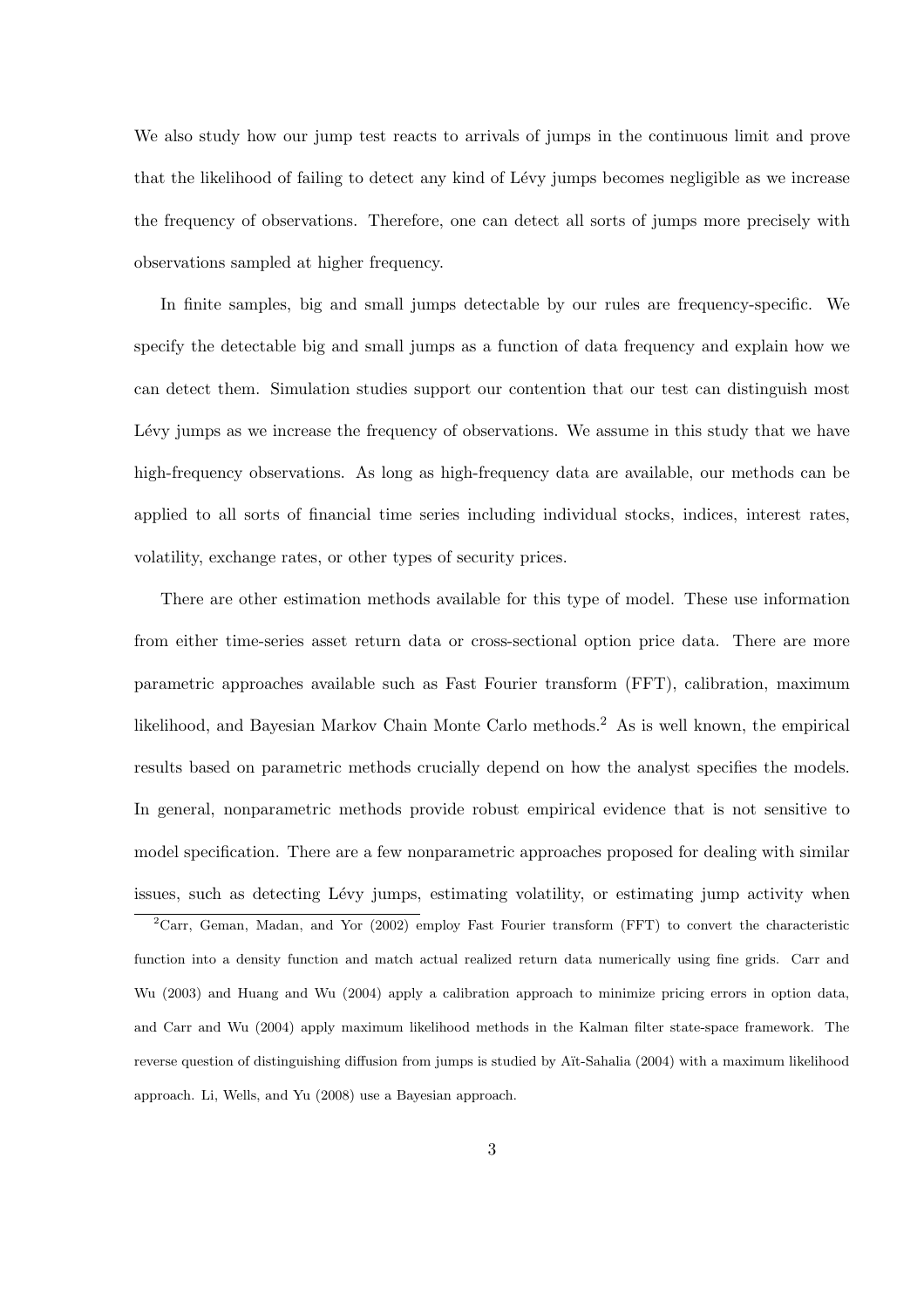We also study how our jump test reacts to arrivals of jumps in the continuous limit and prove that the likelihood of failing to detect any kind of Lévy jumps becomes negligible as we increase the frequency of observations. Therefore, one can detect all sorts of jumps more precisely with observations sampled at higher frequency.

In finite samples, big and small jumps detectable by our rules are frequency-specific. We specify the detectable big and small jumps as a function of data frequency and explain how we can detect them. Simulation studies support our contention that our test can distinguish most Lévy jumps as we increase the frequency of observations. We assume in this study that we have high-frequency observations. As long as high-frequency data are available, our methods can be applied to all sorts of financial time series including individual stocks, indices, interest rates, volatility, exchange rates, or other types of security prices.

There are other estimation methods available for this type of model. These use information from either time-series asset return data or cross-sectional option price data. There are more parametric approaches available such as Fast Fourier transform (FFT), calibration, maximum likelihood, and Bayesian Markov Chain Monte Carlo methods.[2] As is well known, the empirical results based on parametric methods crucially depend on how the analyst specifies the models. In general, nonparametric methods provide robust empirical evidence that is not sensitive to model specification. There are a few nonparametric approaches proposed for dealing with similar issues, such as detecting Lévy jumps, estimating volatility, or estimating jump activity when

[2] Carr, Geman, Madan, and Yor (2002) employ Fast Fourier transform (FFT) to convert the characteristic function into a density function and match actual realized return data numerically using fine grids. Carr and Wu (2003) and Huang and Wu (2004) apply a calibration approach to minimize pricing errors in option data, and Carr and Wu (2004) apply maximum likelihood methods in the Kalman filter state-space framework. The reverse question of distinguishing diffusion from jumps is studied by Aït-Sahalia (2004) with a maximum likelihood approach. Li, Wells, and Yu (2008) use a Bayesian approach.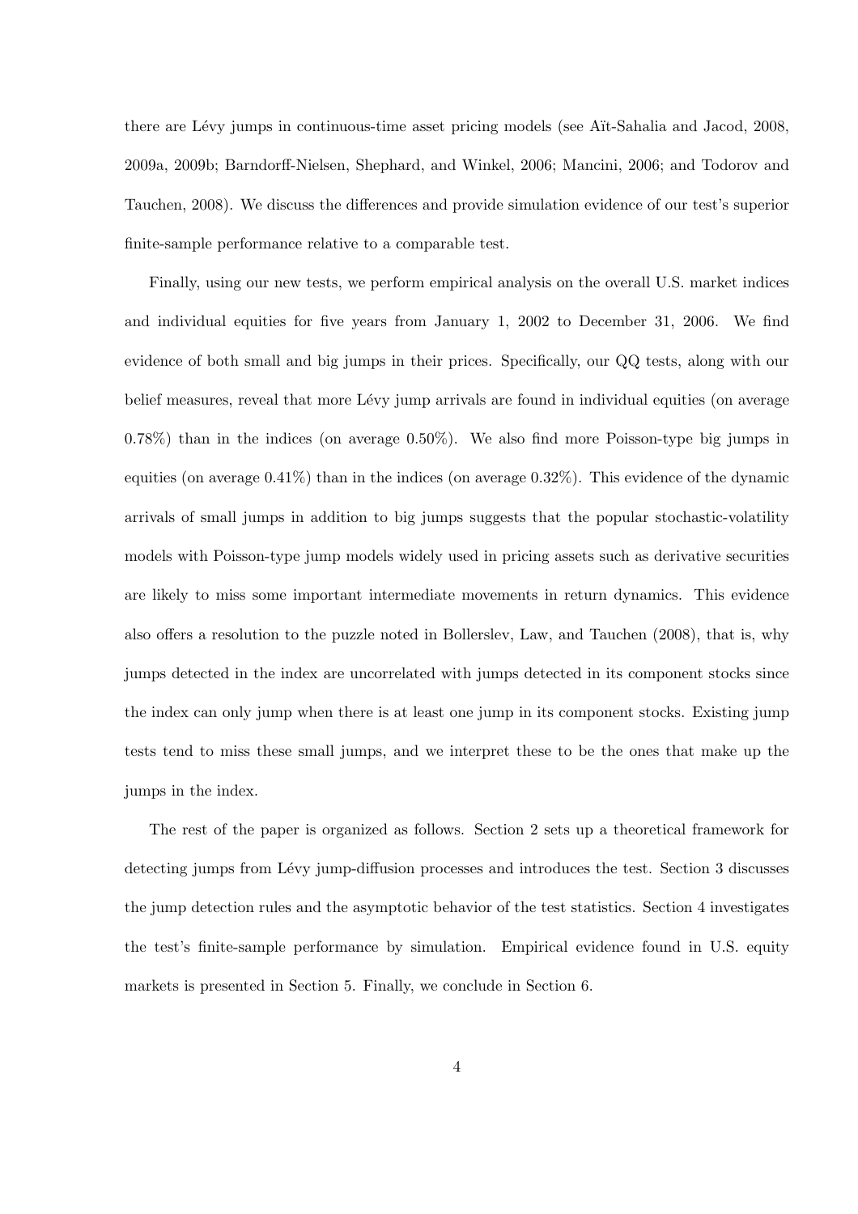there are Lévy jumps in continuous-time asset pricing models (see Aït-Sahalia and Jacod, 2008, 2009a, 2009b; Barndorff-Nielsen, Shephard, and Winkel, 2006; Mancini, 2006; and Todorov and Tauchen, 2008). We discuss the differences and provide simulation evidence of our test's superior finite-sample performance relative to a comparable test.

Finally, using our new tests, we perform empirical analysis on the overall U.S. market indices and individual equities for five years from January 1, 2002 to December 31, 2006. We find evidence of both small and big jumps in their prices. Specifically, our QQ tests, along with our belief measures, reveal that more Lévy jump arrivals are found in individual equities (on average 0.78%) than in the indices (on average 0.50%). We also find more Poisson-type big jumps in equities (on average 0.41%) than in the indices (on average 0.32%). This evidence of the dynamic arrivals of small jumps in addition to big jumps suggests that the popular stochastic-volatility models with Poisson-type jump models widely used in pricing assets such as derivative securities are likely to miss some important intermediate movements in return dynamics. This evidence also offers a resolution to the puzzle noted in Bollerslev, Law, and Tauchen (2008), that is, why jumps detected in the index are uncorrelated with jumps detected in its component stocks since the index can only jump when there is at least one jump in its component stocks. Existing jump tests tend to miss these small jumps, and we interpret these to be the ones that make up the jumps in the index.

The rest of the paper is organized as follows. Section 2 sets up a theoretical framework for detecting jumps from Lévy jump-diffusion processes and introduces the test. Section 3 discusses the jump detection rules and the asymptotic behavior of the test statistics. Section 4 investigates the test's finite-sample performance by simulation. Empirical evidence found in U.S. equity markets is presented in Section 5. Finally, we conclude in Section 6.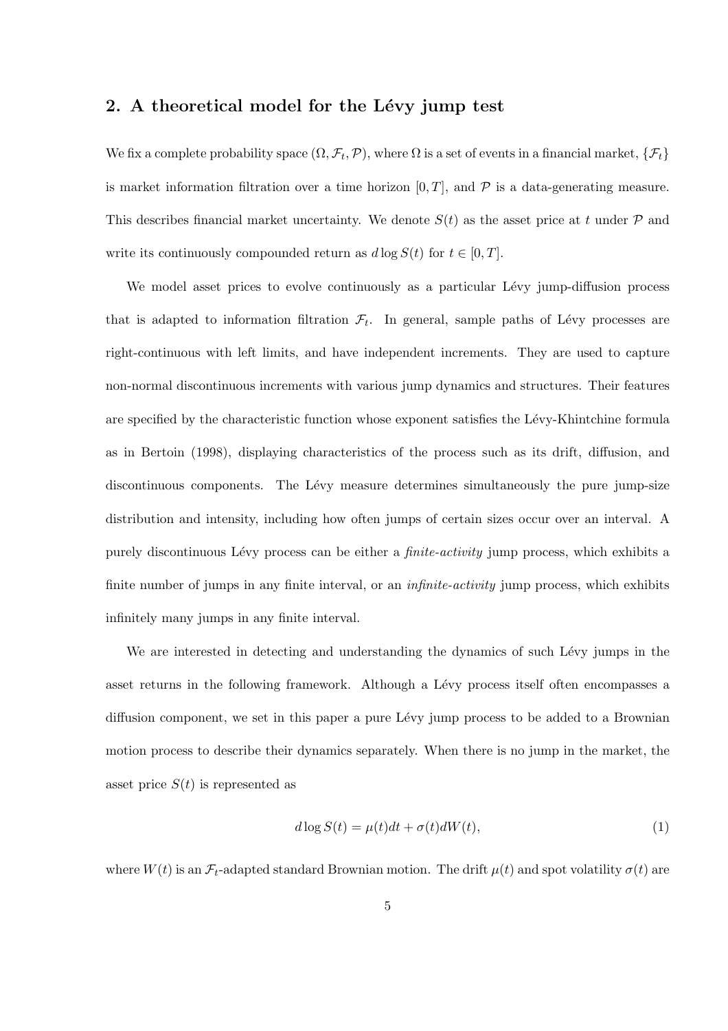## 2. A theoretical model for the Lévy jump test

We fix a complete probability space $(\Omega, \mathcal{F}_t, \mathcal{P})$, where $\Omega$ is a set of events in a financial market, $\{\mathcal{F}_t\}$ is market information filtration over a time horizon $[0, T]$, and $\mathcal{P}$ is a data-generating measure. This describes financial market uncertainty. We denote $S(t)$ as the asset price at $t$ under $\mathcal{P}$ and write its continuously compounded return as $d \log S(t)$ for $t \in [0, T]$.

We model asset prices to evolve continuously as a particular Lévy jump-diffusion process that is adapted to information filtration $\mathcal{F}_t$. In general, sample paths of Lévy processes are right-continuous with left limits, and have independent increments. They are used to capture non-normal discontinuous increments with various jump dynamics and structures. Their features are specified by the characteristic function whose exponent satisfies the Lévy-Khintchine formula as in Bertoin (1998), displaying characteristics of the process such as its drift, diffusion, and discontinuous components. The Lévy measure determines simultaneously the pure jump-size distribution and intensity, including how often jumps of certain sizes occur over an interval. A purely discontinuous Lévy process can be either a *finite-activity* jump process, which exhibits a finite number of jumps in any finite interval, or an *infinite-activity* jump process, which exhibits infinitely many jumps in any finite interval.

We are interested in detecting and understanding the dynamics of such Lévy jumps in the asset returns in the following framework. Although a Lévy process itself often encompasses a diffusion component, we set in this paper a pure Lévy jump process to be added to a Brownian motion process to describe their dynamics separately. When there is no jump in the market, the asset price $S(t)$ is represented as

$$d \log S(t) = \mu(t)dt + \sigma(t)dW(t), \tag{1}$$

where $W(t)$ is an $\mathcal{F}_t$-adapted standard Brownian motion. The drift $\mu(t)$ and spot volatility $\sigma(t)$ are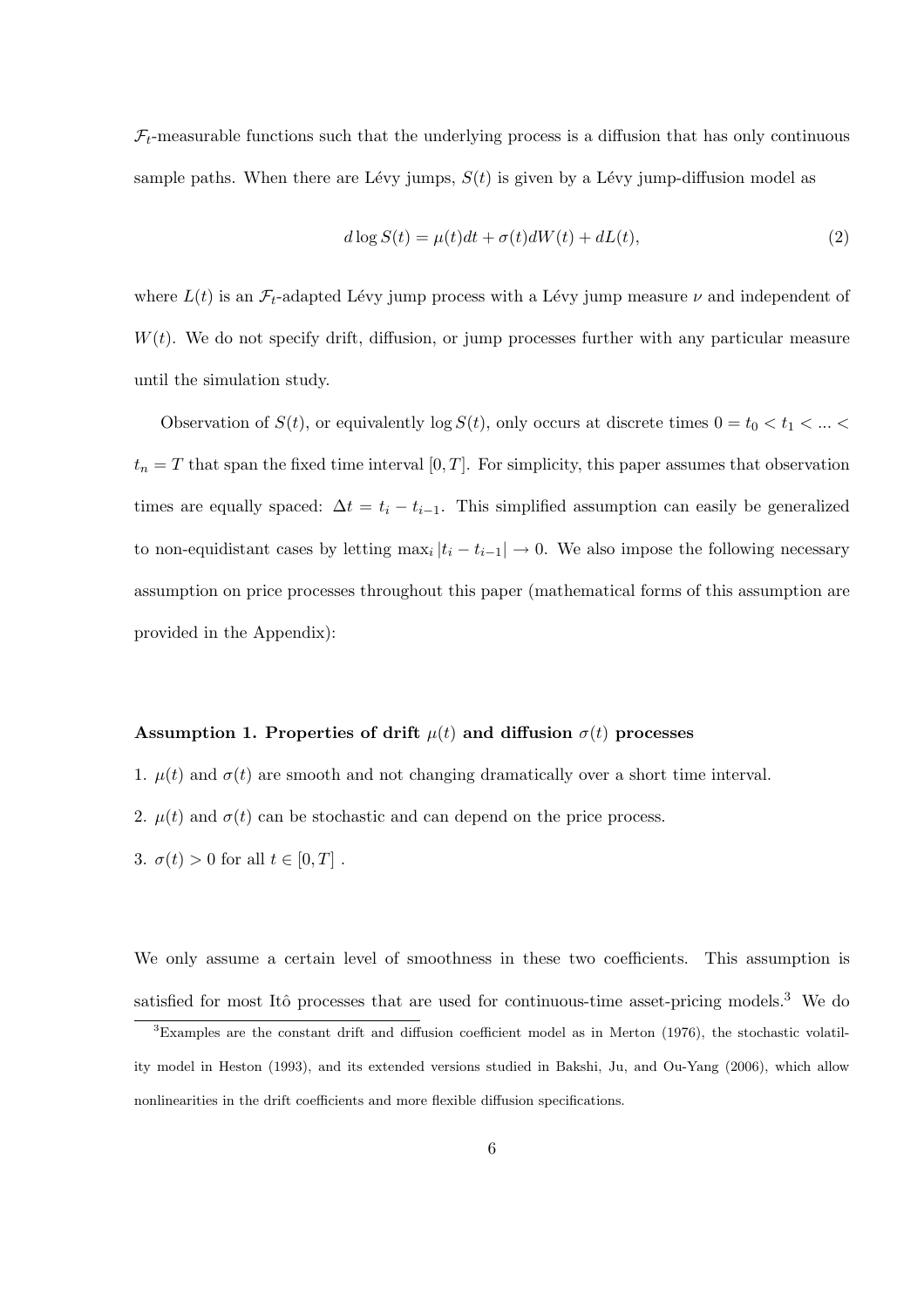$\mathcal{F}_t$-measurable functions such that the underlying process is a diffusion that has only continuous sample paths. When there are Lévy jumps, $S(t)$ is given by a Lévy jump-diffusion model as

$$d \log S(t) = \mu(t)dt + \sigma(t)dW(t) + dL(t), \tag{2}$$

where $L(t)$ is an $\mathcal{F}_t$-adapted Lévy jump process with a Lévy jump measure $\nu$ and independent of $W(t)$. We do not specify drift, diffusion, or jump processes further with any particular measure until the simulation study.

Observation of $S(t)$, or equivalently $\log S(t)$, only occurs at discrete times $0 = t_0 < t_1 < ... < t_n = T$ that span the fixed time interval $[0, T]$. For simplicity, this paper assumes that observation times are equally spaced: $\Delta t = t_i - t_{i-1}$. This simplified assumption can easily be generalized to non-equidistant cases by letting $\max_i |t_i - t_{i-1}| \to 0$. We also impose the following necessary assumption on price processes throughout this paper (mathematical forms of this assumption are provided in the Appendix):

**Assumption 1. Properties of drift $\mu(t)$ and diffusion $\sigma(t)$ processes**

1. $\mu(t)$ and $\sigma(t)$ are smooth and not changing dramatically over a short time interval.
2. $\mu(t)$ and $\sigma(t)$ can be stochastic and can depend on the price process.
3. $\sigma(t) > 0$ for all $t \in [0, T]$ .

We only assume a certain level of smoothness in these two coefficients. This assumption is satisfied for most Itô processes that are used for continuous-time asset-pricing models.[3] We do

[3] Examples are the constant drift and diffusion coefficient model as in Merton (1976), the stochastic volatility model in Heston (1993), and its extended versions studied in Bakshi, Ju, and Ou-Yang (2006), which allow nonlinearities in the drift coefficients and more flexible diffusion specifications.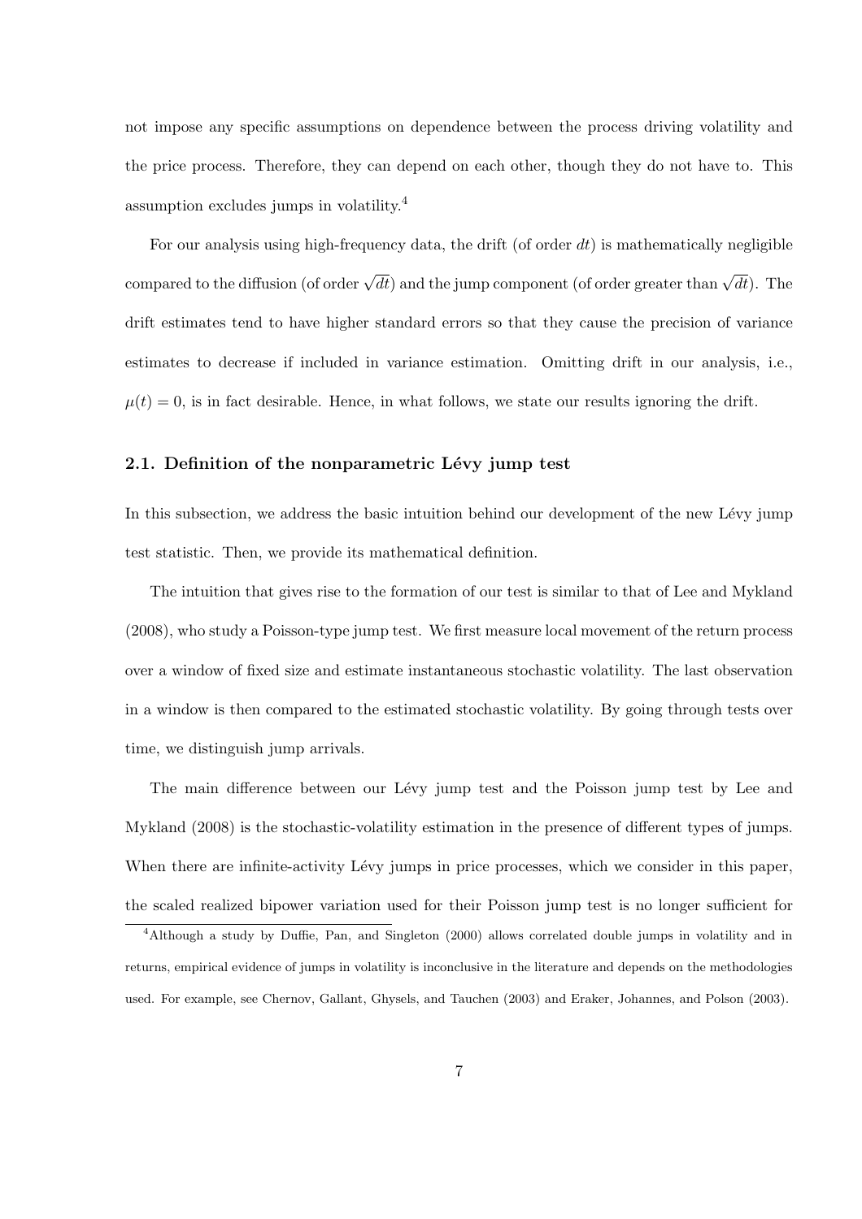not impose any specific assumptions on dependence between the process driving volatility and the price process. Therefore, they can depend on each other, though they do not have to. This assumption excludes jumps in volatility.[4]

For our analysis using high-frequency data, the drift (of order $dt$) is mathematically negligible compared to the diffusion (of order $\sqrt{dt}$) and the jump component (of order greater than $\sqrt{dt}$). The drift estimates tend to have higher standard errors so that they cause the precision of variance estimates to decrease if included in variance estimation. Omitting drift in our analysis, i.e., $\mu(t) = 0$, is in fact desirable. Hence, in what follows, we state our results ignoring the drift.

### 2.1. Definition of the nonparametric Lévy jump test

In this subsection, we address the basic intuition behind our development of the new Lévy jump test statistic. Then, we provide its mathematical definition.

The intuition that gives rise to the formation of our test is similar to that of Lee and Mykland (2008), who study a Poisson-type jump test. We first measure local movement of the return process over a window of fixed size and estimate instantaneous stochastic volatility. The last observation in a window is then compared to the estimated stochastic volatility. By going through tests over time, we distinguish jump arrivals.

The main difference between our Lévy jump test and the Poisson jump test by Lee and Mykland (2008) is the stochastic-volatility estimation in the presence of different types of jumps. When there are infinite-activity Lévy jumps in price processes, which we consider in this paper, the scaled realized bipower variation used for their Poisson jump test is no longer sufficient for

[4] Although a study by Duffie, Pan, and Singleton (2000) allows correlated double jumps in volatility and in returns, empirical evidence of jumps in volatility is inconclusive in the literature and depends on the methodologies used. For example, see Chernov, Gallant, Ghysels, and Tauchen (2003) and Eraker, Johannes, and Polson (2003).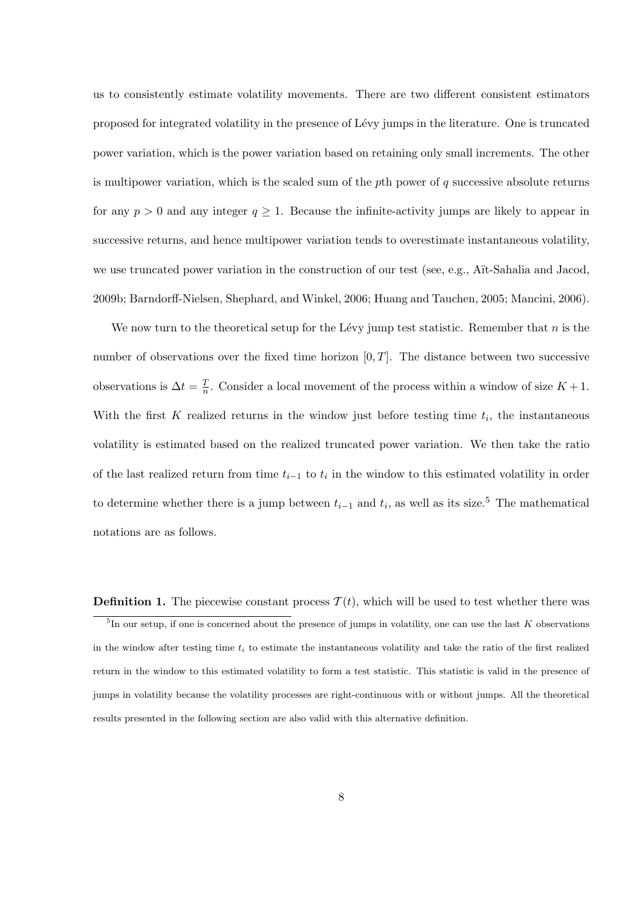us to consistently estimate volatility movements. There are two different consistent estimators proposed for integrated volatility in the presence of Lévy jumps in the literature. One is truncated power variation, which is the power variation based on retaining only small increments. The other is multipower variation, which is the scaled sum of the $p$th power of $q$ successive absolute returns for any $p > 0$ and any integer $q \geq 1$. Because the infinite-activity jumps are likely to appear in successive returns, and hence multipower variation tends to overestimate instantaneous volatility, we use truncated power variation in the construction of our test (see, e.g., Aït-Sahalia and Jacod, 2009b; Barndorff-Nielsen, Shephard, and Winkel, 2006; Huang and Tauchen, 2005; Mancini, 2006).

We now turn to the theoretical setup for the Lévy jump test statistic. Remember that $n$ is the number of observations over the fixed time horizon $[0, T]$. The distance between two successive observations is $\Delta t = \frac{T}{n}$. Consider a local movement of the process within a window of size $K + 1$. With the first $K$ realized returns in the window just before testing time $t_i$, the instantaneous volatility is estimated based on the realized truncated power variation. We then take the ratio of the last realized return from time $t_{i-1}$ to $t_i$ in the window to this estimated volatility in order to determine whether there is a jump between $t_{i-1}$ and $t_i$, as well as its size.[5] The mathematical notations are as follows.

**Definition 1.** The piecewise constant process $\mathcal{T}(t)$, which will be used to test whether there was

[5] In our setup, if one is concerned about the presence of jumps in volatility, one can use the last $K$ observations in the window after testing time $t_i$ to estimate the instantaneous volatility and take the ratio of the first realized return in the window to this estimated volatility to form a test statistic. This statistic is valid in the presence of jumps in volatility because the volatility processes are right-continuous with or without jumps. All the theoretical results presented in the following section are also valid with this alternative definition.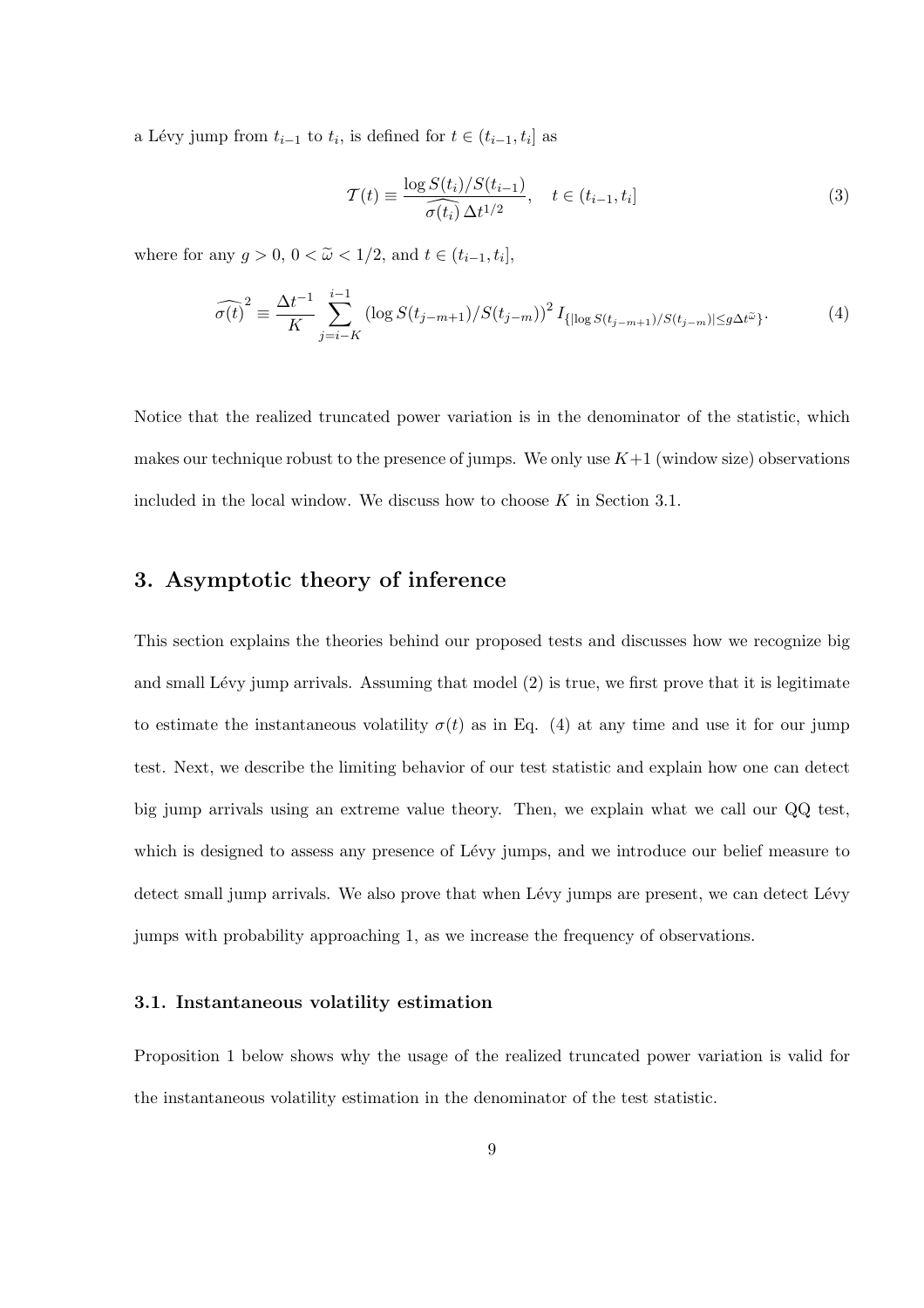a Lévy jump from $t_{i-1}$ to $t_i$, is defined for $t \in (t_{i-1}, t_i]$ as

$$\mathcal{T}(t) \equiv \frac{\log S(t_i)/S(t_{i-1})}{\widehat{\sigma(t_i)}\,\Delta t^{1/2}}, \quad t \in (t_{i-1}, t_i] \tag{3}$$

where for any $g > 0$, $0 < \widetilde{\omega} < 1/2$, and $t \in (t_{i-1}, t_i]$,

$$\widehat{\sigma(t)}^{\,2} \equiv \frac{\Delta t^{-1}}{K} \sum_{j=i-K}^{i-1} \left(\log S(t_{j-m+1})/S(t_{j-m})\right)^2 I_{\{|\log S(t_{j-m+1})/S(t_{j-m})| \le g\Delta t^{\widetilde{\omega}}\}}. \tag{4}$$

Notice that the realized truncated power variation is in the denominator of the statistic, which makes our technique robust to the presence of jumps. We only use $K+1$ (window size) observations included in the local window. We discuss how to choose $K$ in Section 3.1.

## 3. Asymptotic theory of inference

This section explains the theories behind our proposed tests and discusses how we recognize big and small Lévy jump arrivals. Assuming that model (2) is true, we first prove that it is legitimate to estimate the instantaneous volatility $\sigma(t)$ as in Eq. (4) at any time and use it for our jump test. Next, we describe the limiting behavior of our test statistic and explain how one can detect big jump arrivals using an extreme value theory. Then, we explain what we call our QQ test, which is designed to assess any presence of Lévy jumps, and we introduce our belief measure to detect small jump arrivals. We also prove that when Lévy jumps are present, we can detect Lévy jumps with probability approaching 1, as we increase the frequency of observations.

### 3.1. Instantaneous volatility estimation

Proposition 1 below shows why the usage of the realized truncated power variation is valid for the instantaneous volatility estimation in the denominator of the test statistic.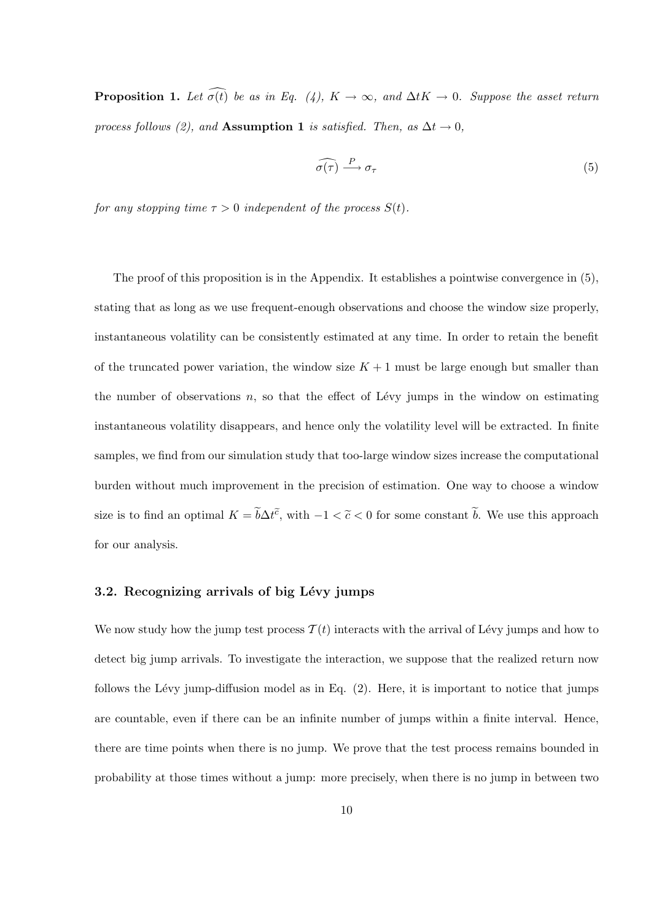**Proposition 1.** *Let $\widehat{\sigma(t)}$ be as in Eq. (4), $K \to \infty$, and $\Delta t K \to 0$. Suppose the asset return process follows (2), and* **Assumption 1** *is satisfied. Then, as $\Delta t \to 0$,*

$$\widehat{\sigma(\tau)} \xrightarrow{P} \sigma_\tau \tag{5}$$

*for any stopping time $\tau > 0$ independent of the process $S(t)$.*

The proof of this proposition is in the Appendix. It establishes a pointwise convergence in (5), stating that as long as we use frequent-enough observations and choose the window size properly, instantaneous volatility can be consistently estimated at any time. In order to retain the benefit of the truncated power variation, the window size $K + 1$ must be large enough but smaller than the number of observations $n$, so that the effect of Lévy jumps in the window on estimating instantaneous volatility disappears, and hence only the volatility level will be extracted. In finite samples, we find from our simulation study that too-large window sizes increase the computational burden without much improvement in the precision of estimation. One way to choose a window size is to find an optimal $K = \widetilde{b}\Delta t^{\widetilde{c}}$, with $-1 < \widetilde{c} < 0$ for some constant $\widetilde{b}$. We use this approach for our analysis.

### 3.2. Recognizing arrivals of big Lévy jumps

We now study how the jump test process $\mathcal{T}(t)$ interacts with the arrival of Lévy jumps and how to detect big jump arrivals. To investigate the interaction, we suppose that the realized return now follows the Lévy jump-diffusion model as in Eq. (2). Here, it is important to notice that jumps are countable, even if there can be an infinite number of jumps within a finite interval. Hence, there are time points when there is no jump. We prove that the test process remains bounded in probability at those times without a jump: more precisely, when there is no jump in between two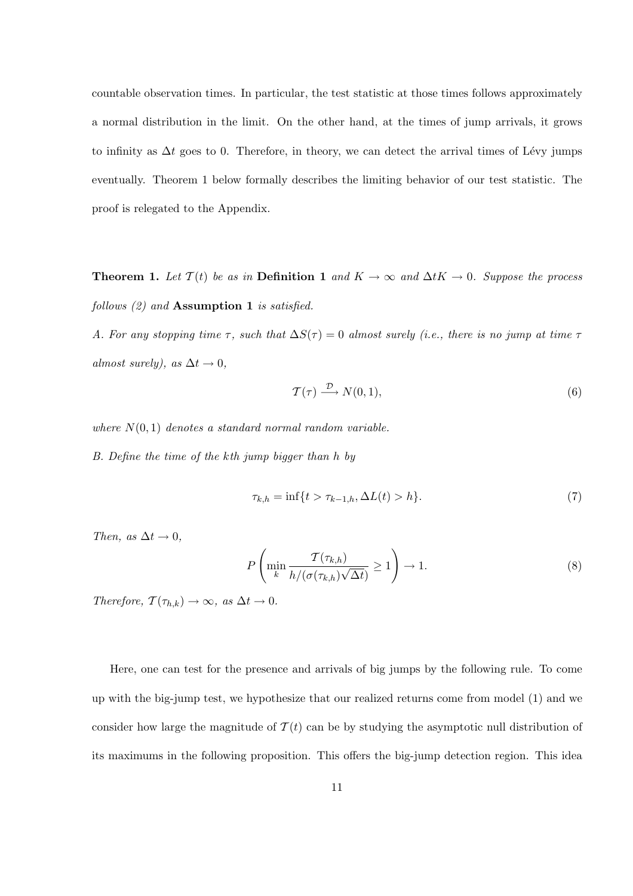countable observation times. In particular, the test statistic at those times follows approximately a normal distribution in the limit. On the other hand, at the times of jump arrivals, it grows to infinity as $\Delta t$ goes to 0. Therefore, in theory, we can detect the arrival times of Lévy jumps eventually. Theorem 1 below formally describes the limiting behavior of our test statistic. The proof is relegated to the Appendix.

**Theorem 1.** *Let $\mathcal{T}(t)$ be as in* **Definition 1** *and $K \to \infty$ and $\Delta t K \to 0$. Suppose the process follows (2) and* **Assumption 1** *is satisfied.*

*A. For any stopping time $\tau$, such that $\Delta S(\tau) = 0$ almost surely (i.e., there is no jump at time $\tau$ almost surely), as $\Delta t \to 0$,*

$$\mathcal{T}(\tau) \xrightarrow{\mathcal{D}} N(0,1), \tag{6}$$

*where $N(0,1)$ denotes a standard normal random variable.*

*B. Define the time of the kth jump bigger than $h$ by*

$$\tau_{k,h} = \inf\{t > \tau_{k-1,h}, \Delta L(t) > h\}. \tag{7}$$

*Then, as $\Delta t \to 0$,*

$$P\left(\min_{k} \frac{\mathcal{T}(\tau_{k,h})}{h/(\sigma(\tau_{k,h})\sqrt{\Delta t})} \geq 1\right) \to 1. \tag{8}$$

*Therefore, $\mathcal{T}(\tau_{h,k}) \to \infty$, as $\Delta t \to 0$.*

Here, one can test for the presence and arrivals of big jumps by the following rule. To come up with the big-jump test, we hypothesize that our realized returns come from model (1) and we consider how large the magnitude of $\mathcal{T}(t)$ can be by studying the asymptotic null distribution of its maximums in the following proposition. This offers the big-jump detection region. This idea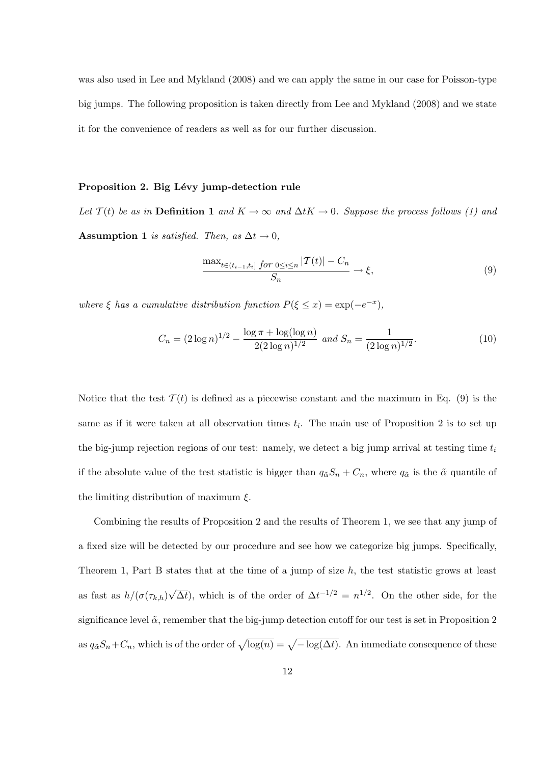was also used in Lee and Mykland (2008) and we can apply the same in our case for Poisson-type big jumps. The following proposition is taken directly from Lee and Mykland (2008) and we state it for the convenience of readers as well as for our further discussion.

**Proposition 2. Big Lévy jump-detection rule**

*Let $\mathcal{T}(t)$ be as in* **Definition 1** *and $K \to \infty$ and $\Delta t K \to 0$. Suppose the process follows (1) and* **Assumption 1** *is satisfied. Then, as $\Delta t \to 0$,*

$$\frac{\max_{t \in (t_{i-1}, t_i] \text{ for } 0 \leq i \leq n} |\mathcal{T}(t)| - C_n}{S_n} \to \xi, \tag{9}$$

*where $\xi$ has a cumulative distribution function $P(\xi \leq x) = \exp(-e^{-x})$,*

$$C_n = (2 \log n)^{1/2} - \frac{\log \pi + \log(\log n)}{2(2 \log n)^{1/2}} \text{ and } S_n = \frac{1}{(2 \log n)^{1/2}}. \tag{10}$$

Notice that the test $\mathcal{T}(t)$ is defined as a piecewise constant and the maximum in Eq. (9) is the same as if it were taken at all observation times $t_i$. The main use of Proposition 2 is to set up the big-jump rejection regions of our test: namely, we detect a big jump arrival at testing time $t_i$ if the absolute value of the test statistic is bigger than $q_{\tilde{\alpha}} S_n + C_n$, where $q_{\tilde{\alpha}}$ is the $\tilde{\alpha}$ quantile of the limiting distribution of maximum $\xi$.

Combining the results of Proposition 2 and the results of Theorem 1, we see that any jump of a fixed size will be detected by our procedure and see how we categorize big jumps. Specifically, Theorem 1, Part B states that at the time of a jump of size $h$, the test statistic grows at least as fast as $h/(\sigma(\tau_{k,h})\sqrt{\Delta t})$, which is of the order of $\Delta t^{-1/2} = n^{1/2}$. On the other side, for the significance level $\tilde{\alpha}$, remember that the big-jump detection cutoff for our test is set in Proposition 2 as $q_{\tilde{\alpha}} S_n + C_n$, which is of the order of $\sqrt{\log(n)} = \sqrt{-\log(\Delta t)}$. An immediate consequence of these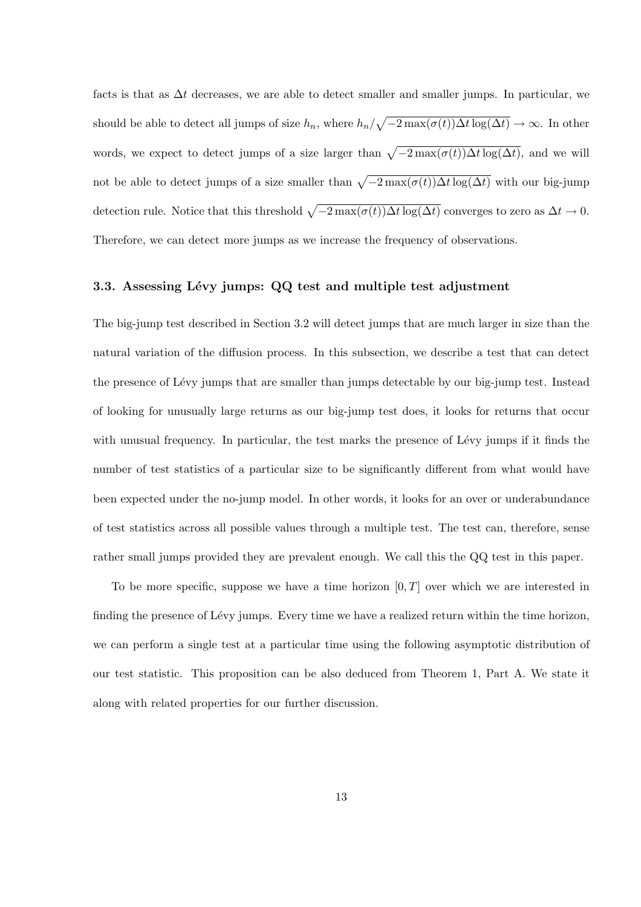facts is that as $\Delta t$ decreases, we are able to detect smaller and smaller jumps. In particular, we should be able to detect all jumps of size $h_n$, where $h_n/\sqrt{-2\max(\sigma(t))\Delta t\log(\Delta t)} \to \infty$. In other words, we expect to detect jumps of a size larger than $\sqrt{-2\max(\sigma(t))\Delta t\log(\Delta t)}$, and we will not be able to detect jumps of a size smaller than $\sqrt{-2\max(\sigma(t))\Delta t\log(\Delta t)}$ with our big-jump detection rule. Notice that this threshold $\sqrt{-2\max(\sigma(t))\Delta t\log(\Delta t)}$ converges to zero as $\Delta t \to 0$. Therefore, we can detect more jumps as we increase the frequency of observations.

### 3.3. Assessing Lévy jumps: QQ test and multiple test adjustment

The big-jump test described in Section 3.2 will detect jumps that are much larger in size than the natural variation of the diffusion process. In this subsection, we describe a test that can detect the presence of Lévy jumps that are smaller than jumps detectable by our big-jump test. Instead of looking for unusually large returns as our big-jump test does, it looks for returns that occur with unusual frequency. In particular, the test marks the presence of Lévy jumps if it finds the number of test statistics of a particular size to be significantly different from what would have been expected under the no-jump model. In other words, it looks for an over or underabundance of test statistics across all possible values through a multiple test. The test can, therefore, sense rather small jumps provided they are prevalent enough. We call this the QQ test in this paper.

To be more specific, suppose we have a time horizon $[0, T]$ over which we are interested in finding the presence of Lévy jumps. Every time we have a realized return within the time horizon, we can perform a single test at a particular time using the following asymptotic distribution of our test statistic. This proposition can be also deduced from Theorem 1, Part A. We state it along with related properties for our further discussion.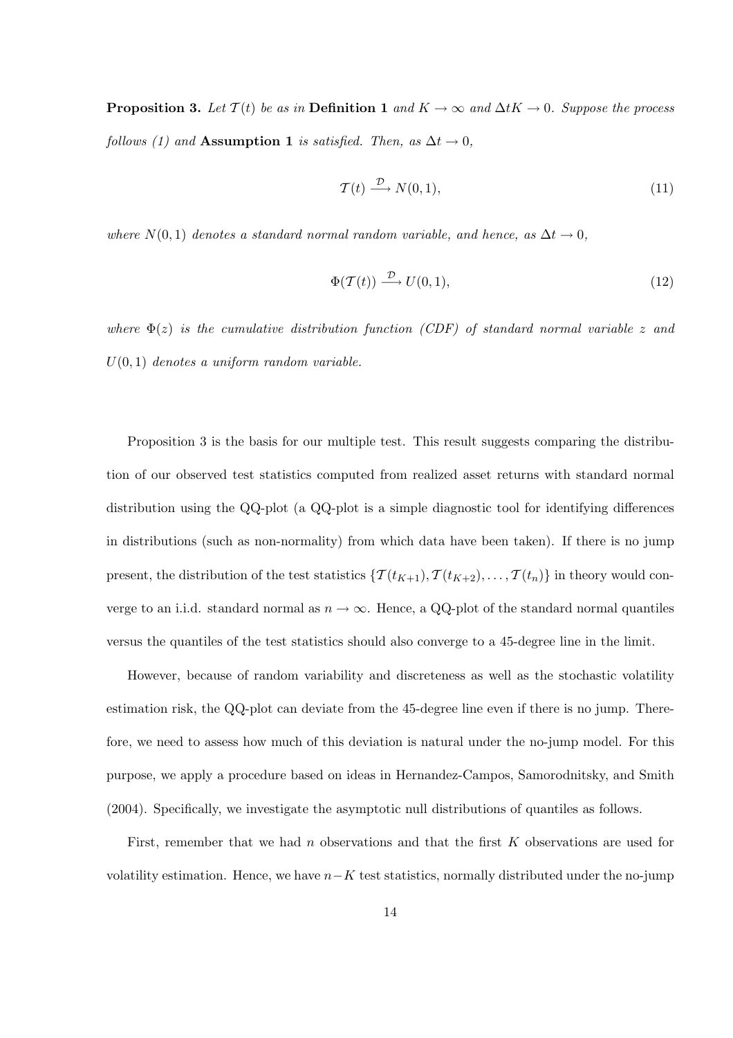**Proposition 3.** *Let $\mathcal{T}(t)$ be as in* **Definition 1** *and $K \to \infty$ and $\Delta t K \to 0$. Suppose the process follows (1) and* **Assumption 1** *is satisfied. Then, as $\Delta t \to 0$,*

$$\mathcal{T}(t) \xrightarrow{\mathcal{D}} N(0,1), \tag{11}$$

*where $N(0,1)$ denotes a standard normal random variable, and hence, as $\Delta t \to 0$,*

$$\Phi(\mathcal{T}(t)) \xrightarrow{\mathcal{D}} U(0,1), \tag{12}$$

*where $\Phi(z)$ is the cumulative distribution function (CDF) of standard normal variable $z$ and $U(0,1)$ denotes a uniform random variable.*

Proposition 3 is the basis for our multiple test. This result suggests comparing the distribution of our observed test statistics computed from realized asset returns with standard normal distribution using the QQ-plot (a QQ-plot is a simple diagnostic tool for identifying differences in distributions (such as non-normality) from which data have been taken). If there is no jump present, the distribution of the test statistics $\{\mathcal{T}(t_{K+1}), \mathcal{T}(t_{K+2}), \ldots, \mathcal{T}(t_n)\}$ in theory would converge to an i.i.d. standard normal as $n \to \infty$. Hence, a QQ-plot of the standard normal quantiles versus the quantiles of the test statistics should also converge to a 45-degree line in the limit.

However, because of random variability and discreteness as well as the stochastic volatility estimation risk, the QQ-plot can deviate from the 45-degree line even if there is no jump. Therefore, we need to assess how much of this deviation is natural under the no-jump model. For this purpose, we apply a procedure based on ideas in Hernandez-Campos, Samorodnitsky, and Smith (2004). Specifically, we investigate the asymptotic null distributions of quantiles as follows.

First, remember that we had $n$ observations and that the first $K$ observations are used for volatility estimation. Hence, we have $n-K$ test statistics, normally distributed under the no-jump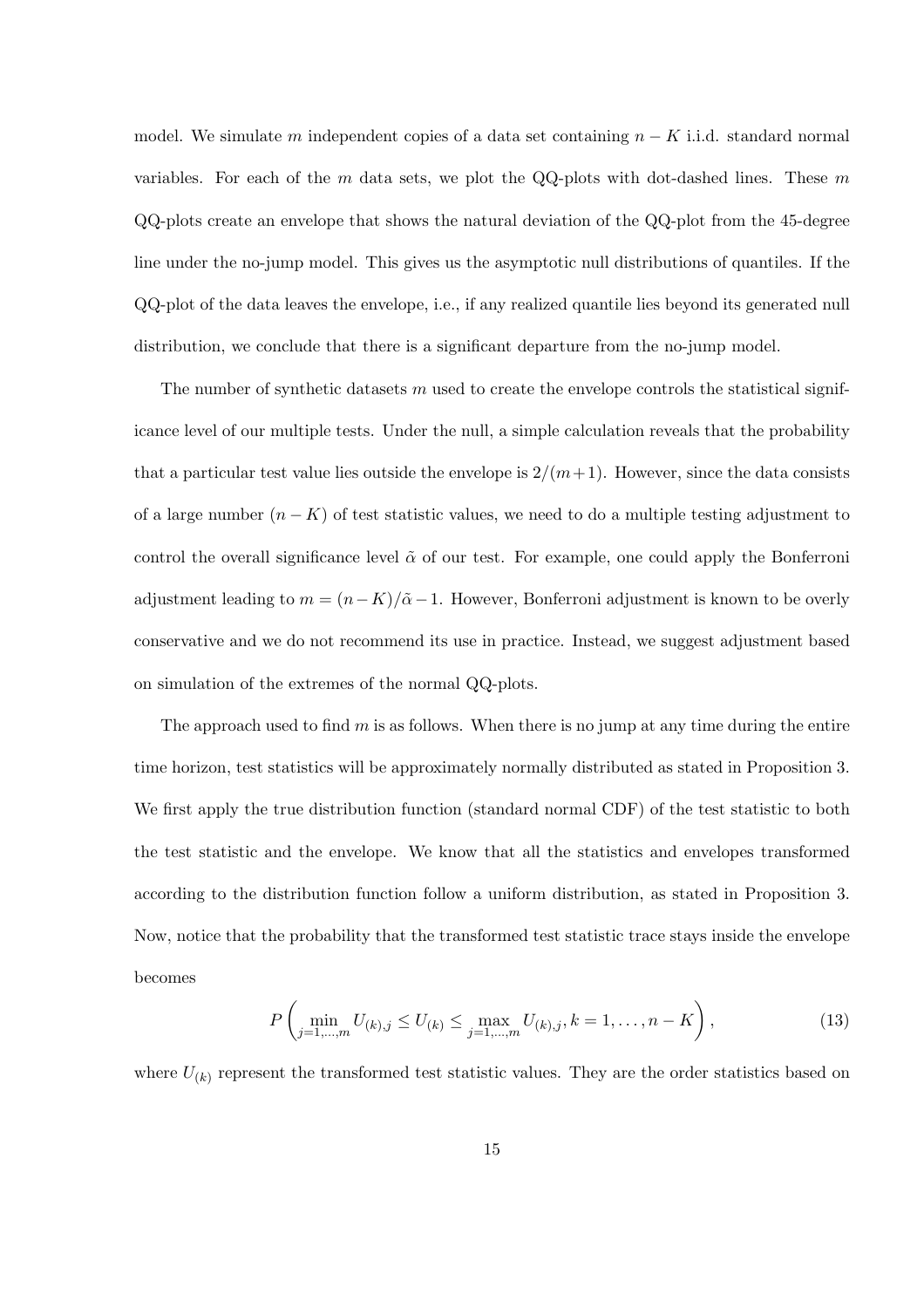model. We simulate $m$ independent copies of a data set containing $n - K$ i.i.d. standard normal variables. For each of the $m$ data sets, we plot the QQ-plots with dot-dashed lines. These $m$ QQ-plots create an envelope that shows the natural deviation of the QQ-plot from the 45-degree line under the no-jump model. This gives us the asymptotic null distributions of quantiles. If the QQ-plot of the data leaves the envelope, i.e., if any realized quantile lies beyond its generated null distribution, we conclude that there is a significant departure from the no-jump model.

The number of synthetic datasets $m$ used to create the envelope controls the statistical significance level of our multiple tests. Under the null, a simple calculation reveals that the probability that a particular test value lies outside the envelope is $2/(m+1)$. However, since the data consists of a large number $(n-K)$ of test statistic values, we need to do a multiple testing adjustment to control the overall significance level $\tilde{\alpha}$ of our test. For example, one could apply the Bonferroni adjustment leading to $m = (n-K)/\tilde{\alpha} - 1$. However, Bonferroni adjustment is known to be overly conservative and we do not recommend its use in practice. Instead, we suggest adjustment based on simulation of the extremes of the normal QQ-plots.

The approach used to find $m$ is as follows. When there is no jump at any time during the entire time horizon, test statistics will be approximately normally distributed as stated in Proposition 3. We first apply the true distribution function (standard normal CDF) of the test statistic to both the test statistic and the envelope. We know that all the statistics and envelopes transformed according to the distribution function follow a uniform distribution, as stated in Proposition 3. Now, notice that the probability that the transformed test statistic trace stays inside the envelope becomes

$$P\left(\min_{j=1,\ldots,m} U_{(k),j} \leq U_{(k)} \leq \max_{j=1,\ldots,m} U_{(k),j}, k = 1, \ldots, n-K\right), \tag{13}$$

where $U_{(k)}$ represent the transformed test statistic values. They are the order statistics based on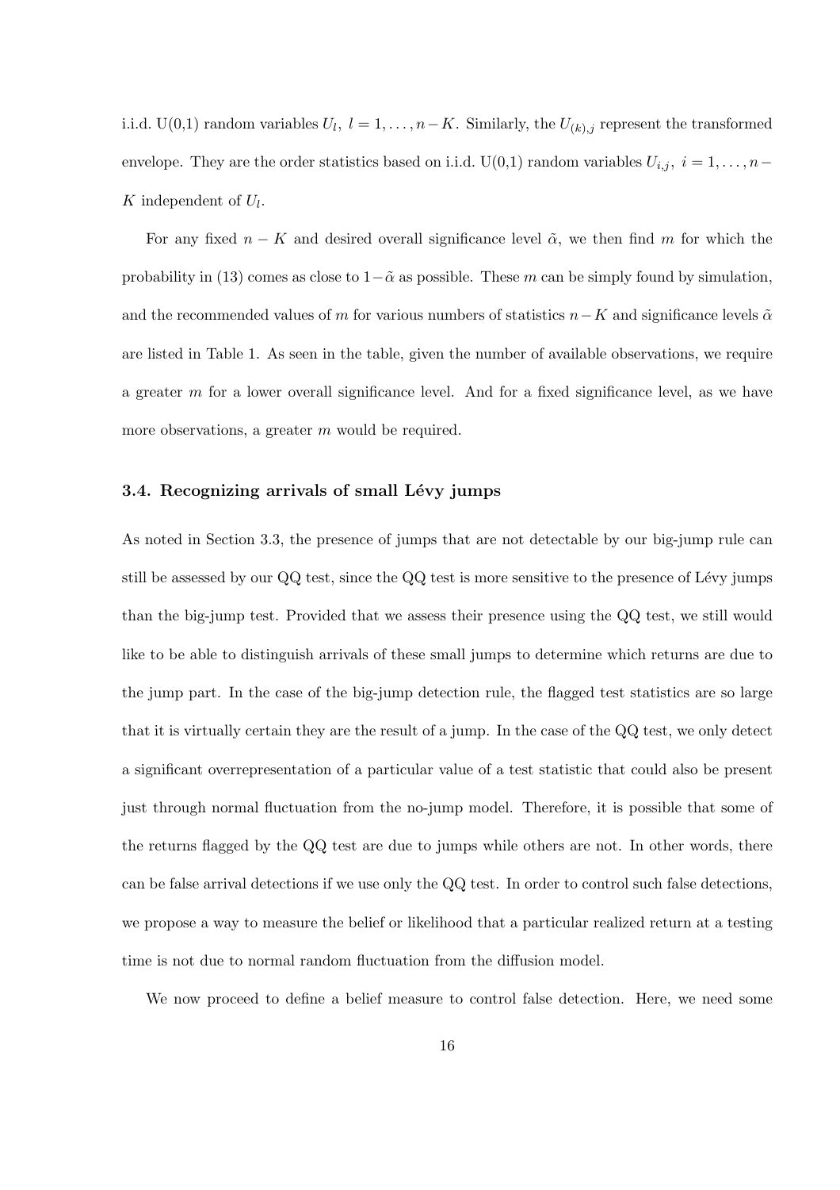i.i.d. U(0,1) random variables $U_l,\ l = 1, \ldots, n-K$. Similarly, the $U_{(k),j}$ represent the transformed envelope. They are the order statistics based on i.i.d. U(0,1) random variables $U_{i,j},\ i = 1, \ldots, n-K$ independent of $U_l$.

For any fixed $n - K$ and desired overall significance level $\tilde{\alpha}$, we then find $m$ for which the probability in (13) comes as close to $1-\tilde{\alpha}$ as possible. These $m$ can be simply found by simulation, and the recommended values of $m$ for various numbers of statistics $n-K$ and significance levels $\tilde{\alpha}$ are listed in Table 1. As seen in the table, given the number of available observations, we require a greater $m$ for a lower overall significance level. And for a fixed significance level, as we have more observations, a greater $m$ would be required.

### 3.4. Recognizing arrivals of small Lévy jumps

As noted in Section 3.3, the presence of jumps that are not detectable by our big-jump rule can still be assessed by our QQ test, since the QQ test is more sensitive to the presence of Lévy jumps than the big-jump test. Provided that we assess their presence using the QQ test, we still would like to be able to distinguish arrivals of these small jumps to determine which returns are due to the jump part. In the case of the big-jump detection rule, the flagged test statistics are so large that it is virtually certain they are the result of a jump. In the case of the QQ test, we only detect a significant overrepresentation of a particular value of a test statistic that could also be present just through normal fluctuation from the no-jump model. Therefore, it is possible that some of the returns flagged by the QQ test are due to jumps while others are not. In other words, there can be false arrival detections if we use only the QQ test. In order to control such false detections, we propose a way to measure the belief or likelihood that a particular realized return at a testing time is not due to normal random fluctuation from the diffusion model.

We now proceed to define a belief measure to control false detection. Here, we need some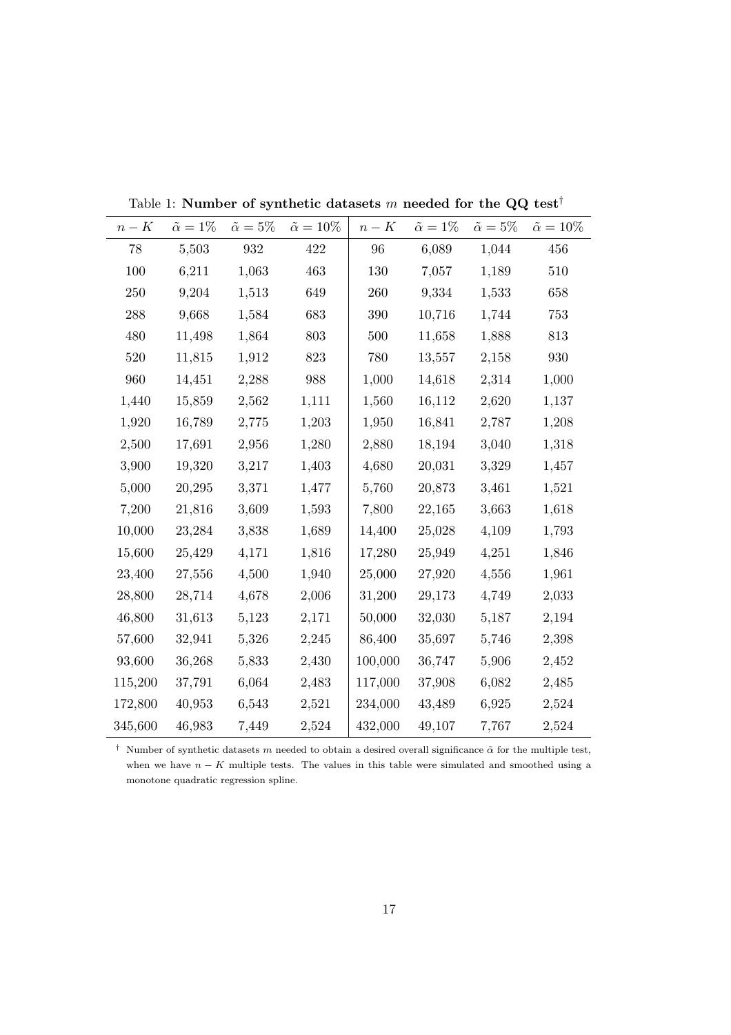Table 1: **Number of synthetic datasets $m$ needed for the QQ test**[†]

| $n-K$ | $\tilde{\alpha}=1\%$ | $\tilde{\alpha}=5\%$ | $\tilde{\alpha}=10\%$ | $n-K$ | $\tilde{\alpha}=1\%$ | $\tilde{\alpha}=5\%$ | $\tilde{\alpha}=10\%$ |
|---|---|---|---|---|---|---|---|
| 78 | 5,503 | 932 | 422 | 96 | 6,089 | 1,044 | 456 |
| 100 | 6,211 | 1,063 | 463 | 130 | 7,057 | 1,189 | 510 |
| 250 | 9,204 | 1,513 | 649 | 260 | 9,334 | 1,533 | 658 |
| 288 | 9,668 | 1,584 | 683 | 390 | 10,716 | 1,744 | 753 |
| 480 | 11,498 | 1,864 | 803 | 500 | 11,658 | 1,888 | 813 |
| 520 | 11,815 | 1,912 | 823 | 780 | 13,557 | 2,158 | 930 |
| 960 | 14,451 | 2,288 | 988 | 1,000 | 14,618 | 2,314 | 1,000 |
| 1,440 | 15,859 | 2,562 | 1,111 | 1,560 | 16,112 | 2,620 | 1,137 |
| 1,920 | 16,789 | 2,775 | 1,203 | 1,950 | 16,841 | 2,787 | 1,208 |
| 2,500 | 17,691 | 2,956 | 1,280 | 2,880 | 18,194 | 3,040 | 1,318 |
| 3,900 | 19,320 | 3,217 | 1,403 | 4,680 | 20,031 | 3,329 | 1,457 |
| 5,000 | 20,295 | 3,371 | 1,477 | 5,760 | 20,873 | 3,461 | 1,521 |
| 7,200 | 21,816 | 3,609 | 1,593 | 7,800 | 22,165 | 3,663 | 1,618 |
| 10,000 | 23,284 | 3,838 | 1,689 | 14,400 | 25,028 | 4,109 | 1,793 |
| 15,600 | 25,429 | 4,171 | 1,816 | 17,280 | 25,949 | 4,251 | 1,846 |
| 23,400 | 27,556 | 4,500 | 1,940 | 25,000 | 27,920 | 4,556 | 1,961 |
| 28,800 | 28,714 | 4,678 | 2,006 | 31,200 | 29,173 | 4,749 | 2,033 |
| 46,800 | 31,613 | 5,123 | 2,171 | 50,000 | 32,030 | 5,187 | 2,194 |
| 57,600 | 32,941 | 5,326 | 2,245 | 86,400 | 35,697 | 5,746 | 2,398 |
| 93,600 | 36,268 | 5,833 | 2,430 | 100,000 | 36,747 | 5,906 | 2,452 |
| 115,200 | 37,791 | 6,064 | 2,483 | 117,000 | 37,908 | 6,082 | 2,485 |
| 172,800 | 40,953 | 6,543 | 2,521 | 234,000 | 43,489 | 6,925 | 2,524 |
| 345,600 | 46,983 | 7,449 | 2,524 | 432,000 | 49,107 | 7,767 | 2,524 |

[†] Number of synthetic datasets $m$ needed to obtain a desired overall significance $\tilde{\alpha}$ for the multiple test, when we have $n-K$ multiple tests. The values in this table were simulated and smoothed using a monotone quadratic regression spline.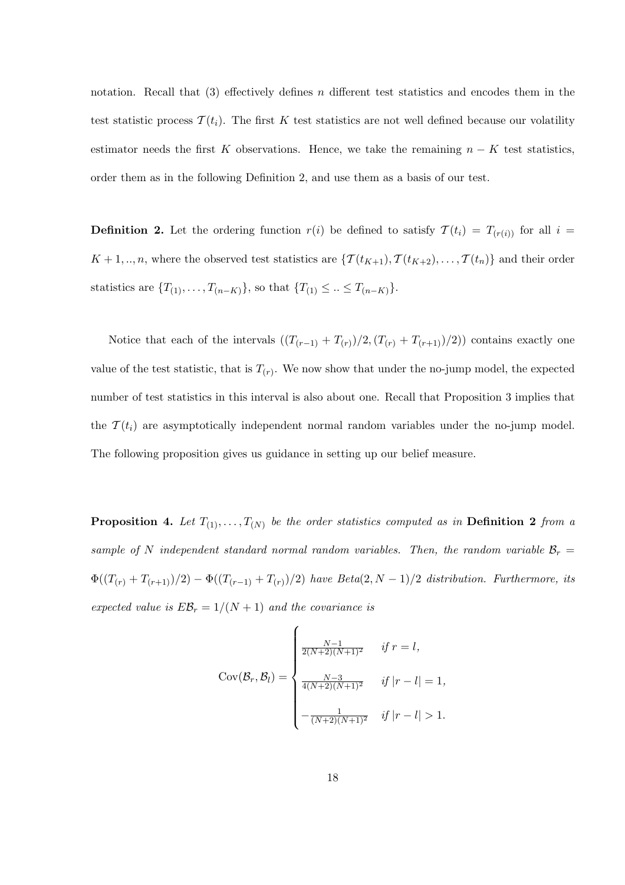notation. Recall that (3) effectively defines $n$ different test statistics and encodes them in the test statistic process $\mathcal{T}(t_i)$. The first $K$ test statistics are not well defined because our volatility estimator needs the first $K$ observations. Hence, we take the remaining $n-K$ test statistics, order them as in the following Definition 2, and use them as a basis of our test.

**Definition 2.** Let the ordering function $r(i)$ be defined to satisfy $\mathcal{T}(t_i) = T_{(r(i))}$ for all $i = K+1, .., n$, where the observed test statistics are $\{\mathcal{T}(t_{K+1}), \mathcal{T}(t_{K+2}), \ldots, \mathcal{T}(t_n)\}$ and their order statistics are $\{T_{(1)}, \ldots, T_{(n-K)}\}$, so that $\{T_{(1)} \leq .. \leq T_{(n-K)}\}$.

Notice that each of the intervals $((T_{(r-1)} + T_{(r)})/2, (T_{(r)} + T_{(r+1)})/2))$ contains exactly one value of the test statistic, that is $T_{(r)}$. We now show that under the no-jump model, the expected number of test statistics in this interval is also about one. Recall that Proposition 3 implies that the $\mathcal{T}(t_i)$ are asymptotically independent normal random variables under the no-jump model. The following proposition gives us guidance in setting up our belief measure.

**Proposition 4.** *Let $T_{(1)}, \ldots, T_{(N)}$ be the order statistics computed as in* **Definition 2** *from a sample of $N$ independent standard normal random variables. Then, the random variable $\mathcal{B}_r = \Phi((T_{(r)} + T_{(r+1)})/2) - \Phi((T_{(r-1)} + T_{(r)})/2)$ have Beta$(2, N-1)/2$ distribution. Furthermore, its expected value is $E\mathcal{B}_r = 1/(N+1)$ and the covariance is*

$$
\mathrm{Cov}(\mathcal{B}_r, \mathcal{B}_l) = \begin{cases} \frac{N-1}{2(N+2)(N+1)^2} & \text{if } r = l, \\ \frac{N-3}{4(N+2)(N+1)^2} & \text{if } |r-l| = 1, \\ -\frac{1}{(N+2)(N+1)^2} & \text{if } |r-l| > 1. \end{cases}
$$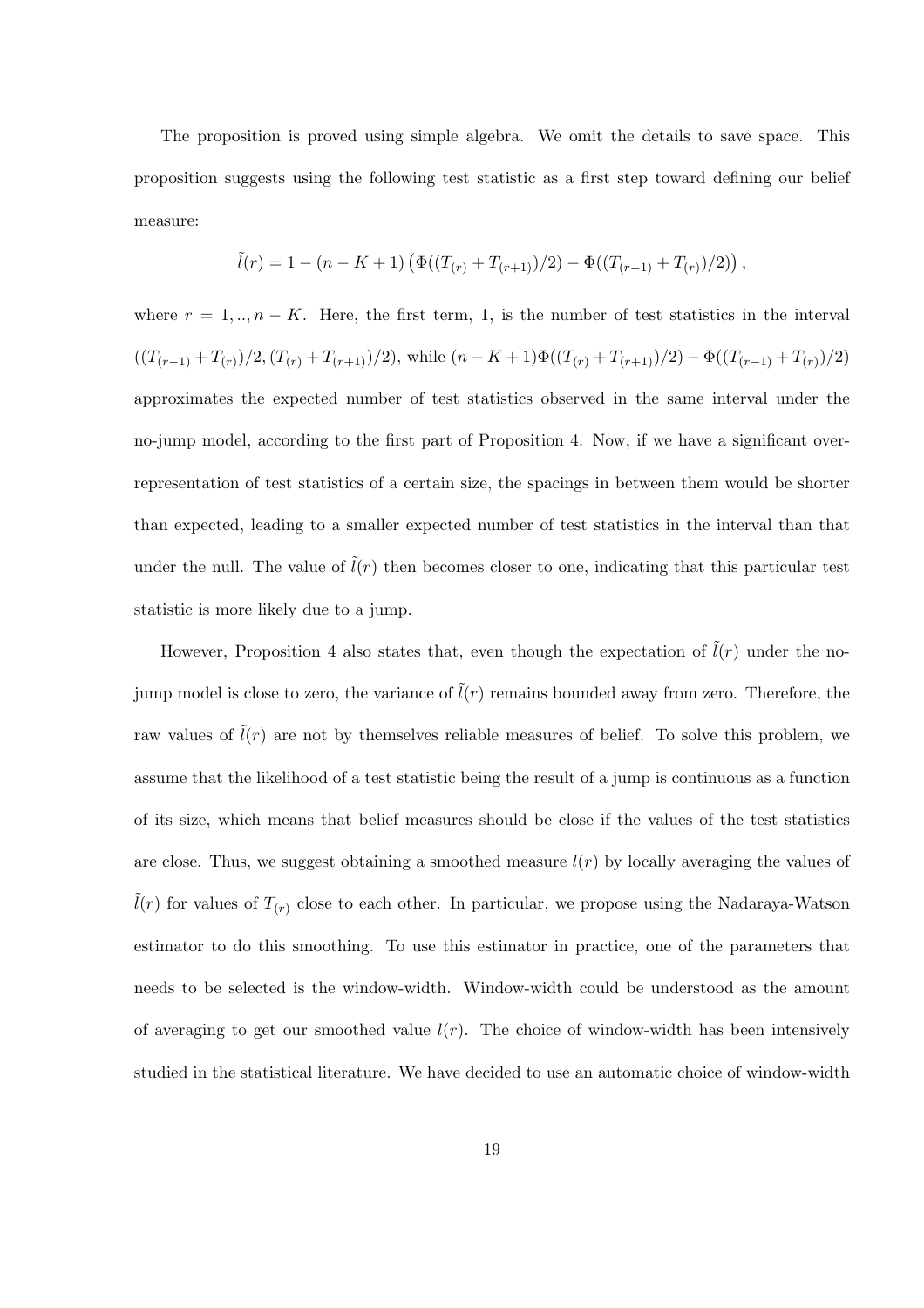The proposition is proved using simple algebra. We omit the details to save space. This proposition suggests using the following test statistic as a first step toward defining our belief measure:

$$\tilde{l}(r) = 1 - (n - K + 1)\left(\Phi((T_{(r)} + T_{(r+1)})/2) - \Phi((T_{(r-1)} + T_{(r)})/2)\right),$$

where $r = 1, .., n - K$. Here, the first term, 1, is the number of test statistics in the interval $((T_{(r-1)} + T_{(r)})/2, (T_{(r)} + T_{(r+1)})/2)$, while $(n - K + 1)\Phi((T_{(r)} + T_{(r+1)})/2) - \Phi((T_{(r-1)} + T_{(r)})/2)$ approximates the expected number of test statistics observed in the same interval under the no-jump model, according to the first part of Proposition 4. Now, if we have a significant over-representation of test statistics of a certain size, the spacings in between them would be shorter than expected, leading to a smaller expected number of test statistics in the interval than that under the null. The value of $\tilde{l}(r)$ then becomes closer to one, indicating that this particular test statistic is more likely due to a jump.

However, Proposition 4 also states that, even though the expectation of $\tilde{l}(r)$ under the no-jump model is close to zero, the variance of $\tilde{l}(r)$ remains bounded away from zero. Therefore, the raw values of $\tilde{l}(r)$ are not by themselves reliable measures of belief. To solve this problem, we assume that the likelihood of a test statistic being the result of a jump is continuous as a function of its size, which means that belief measures should be close if the values of the test statistics are close. Thus, we suggest obtaining a smoothed measure $l(r)$ by locally averaging the values of $\tilde{l}(r)$ for values of $T_{(r)}$ close to each other. In particular, we propose using the Nadaraya-Watson estimator to do this smoothing. To use this estimator in practice, one of the parameters that needs to be selected is the window-width. Window-width could be understood as the amount of averaging to get our smoothed value $l(r)$. The choice of window-width has been intensively studied in the statistical literature. We have decided to use an automatic choice of window-width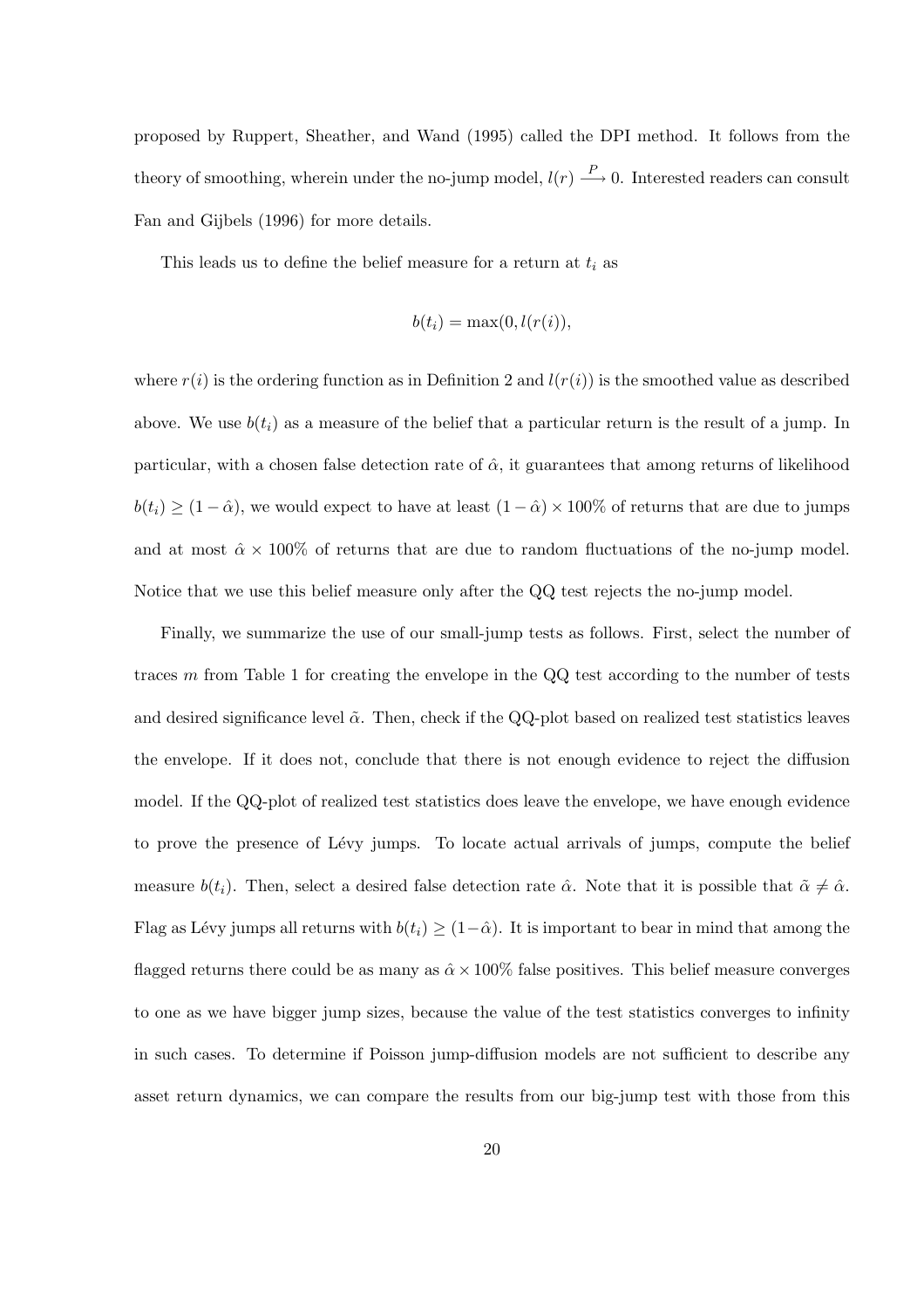proposed by Ruppert, Sheather, and Wand (1995) called the DPI method. It follows from the theory of smoothing, wherein under the no-jump model, $l(r) \xrightarrow{P} 0$. Interested readers can consult Fan and Gijbels (1996) for more details.

This leads us to define the belief measure for a return at $t_i$ as

$$b(t_i) = \max(0, l(r(i)),$$

where $r(i)$ is the ordering function as in Definition 2 and $l(r(i))$ is the smoothed value as described above. We use $b(t_i)$ as a measure of the belief that a particular return is the result of a jump. In particular, with a chosen false detection rate of $\hat{\alpha}$, it guarantees that among returns of likelihood $b(t_i) \geq (1 - \hat{\alpha})$, we would expect to have at least $(1 - \hat{\alpha}) \times 100\%$ of returns that are due to jumps and at most $\hat{\alpha} \times 100\%$ of returns that are due to random fluctuations of the no-jump model. Notice that we use this belief measure only after the QQ test rejects the no-jump model.

Finally, we summarize the use of our small-jump tests as follows. First, select the number of traces $m$ from Table 1 for creating the envelope in the QQ test according to the number of tests and desired significance level $\tilde{\alpha}$. Then, check if the QQ-plot based on realized test statistics leaves the envelope. If it does not, conclude that there is not enough evidence to reject the diffusion model. If the QQ-plot of realized test statistics does leave the envelope, we have enough evidence to prove the presence of Lévy jumps. To locate actual arrivals of jumps, compute the belief measure $b(t_i)$. Then, select a desired false detection rate $\hat{\alpha}$. Note that it is possible that $\tilde{\alpha} \neq \hat{\alpha}$. Flag as Lévy jumps all returns with $b(t_i) \geq (1-\hat{\alpha})$. It is important to bear in mind that among the flagged returns there could be as many as $\hat{\alpha} \times 100\%$ false positives. This belief measure converges to one as we have bigger jump sizes, because the value of the test statistics converges to infinity in such cases. To determine if Poisson jump-diffusion models are not sufficient to describe any asset return dynamics, we can compare the results from our big-jump test with those from this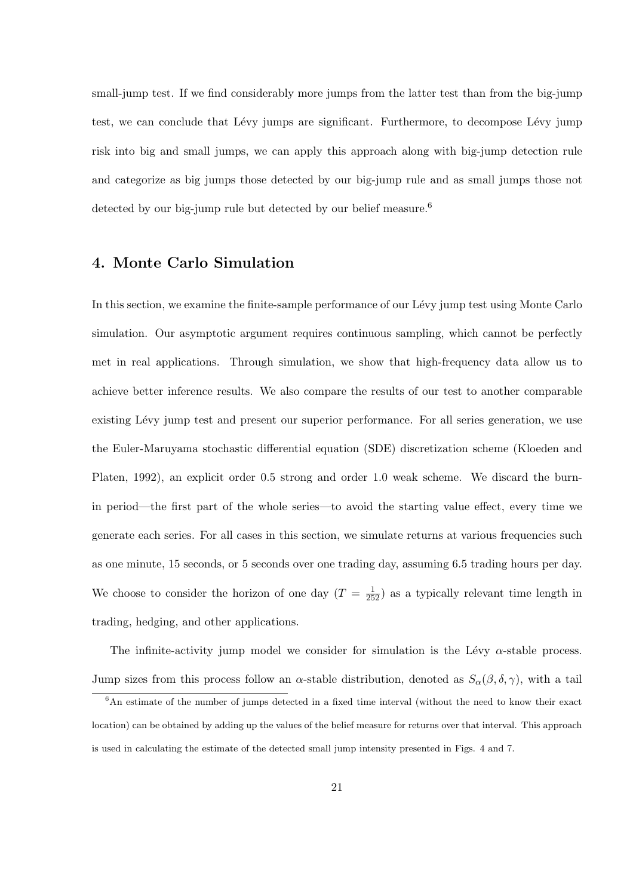small-jump test. If we find considerably more jumps from the latter test than from the big-jump test, we can conclude that Lévy jumps are significant. Furthermore, to decompose Lévy jump risk into big and small jumps, we can apply this approach along with big-jump detection rule and categorize as big jumps those detected by our big-jump rule and as small jumps those not detected by our big-jump rule but detected by our belief measure.[6]

## 4. Monte Carlo Simulation

In this section, we examine the finite-sample performance of our Lévy jump test using Monte Carlo simulation. Our asymptotic argument requires continuous sampling, which cannot be perfectly met in real applications. Through simulation, we show that high-frequency data allow us to achieve better inference results. We also compare the results of our test to another comparable existing Lévy jump test and present our superior performance. For all series generation, we use the Euler-Maruyama stochastic differential equation (SDE) discretization scheme (Kloeden and Platen, 1992), an explicit order 0.5 strong and order 1.0 weak scheme. We discard the burn-in period—the first part of the whole series—to avoid the starting value effect, every time we generate each series. For all cases in this section, we simulate returns at various frequencies such as one minute, 15 seconds, or 5 seconds over one trading day, assuming 6.5 trading hours per day. We choose to consider the horizon of one day ($T = \frac{1}{252}$) as a typically relevant time length in trading, hedging, and other applications.

The infinite-activity jump model we consider for simulation is the Lévy $\alpha$-stable process. Jump sizes from this process follow an $\alpha$-stable distribution, denoted as $S_\alpha(\beta, \delta, \gamma)$, with a tail

[6] An estimate of the number of jumps detected in a fixed time interval (without the need to know their exact location) can be obtained by adding up the values of the belief measure for returns over that interval. This approach is used in calculating the estimate of the detected small jump intensity presented in Figs. 4 and 7.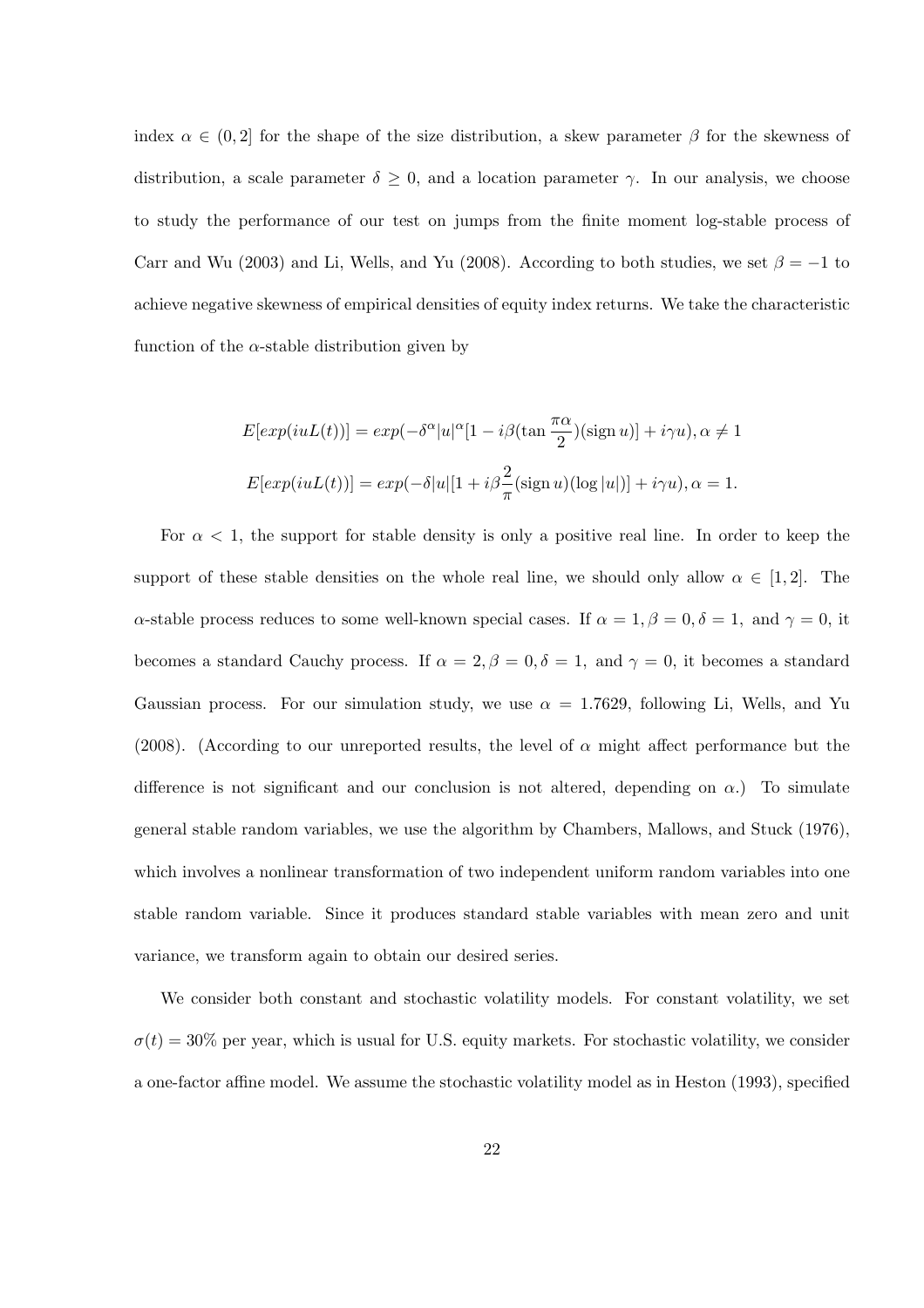index $\alpha \in (0, 2]$ for the shape of the size distribution, a skew parameter $\beta$ for the skewness of distribution, a scale parameter $\delta \geq 0$, and a location parameter $\gamma$. In our analysis, we choose to study the performance of our test on jumps from the finite moment log-stable process of Carr and Wu (2003) and Li, Wells, and Yu (2008). According to both studies, we set $\beta = -1$ to achieve negative skewness of empirical densities of equity index returns. We take the characteristic function of the $\alpha$-stable distribution given by

$$E[exp(iuL(t))] = exp(-\delta^{\alpha}|u|^{\alpha}[1 - i\beta(\tan\frac{\pi\alpha}{2})(\text{sign}\, u)] + i\gamma u), \alpha \neq 1$$

$$E[exp(iuL(t))] = exp(-\delta|u|[1 + i\beta\frac{2}{\pi}(\text{sign}\, u)(\log|u|)] + i\gamma u), \alpha = 1.$$

For $\alpha < 1$, the support for stable density is only a positive real line. In order to keep the support of these stable densities on the whole real line, we should only allow $\alpha \in [1, 2]$. The $\alpha$-stable process reduces to some well-known special cases. If $\alpha = 1, \beta = 0, \delta = 1$, and $\gamma = 0$, it becomes a standard Cauchy process. If $\alpha = 2, \beta = 0, \delta = 1$, and $\gamma = 0$, it becomes a standard Gaussian process. For our simulation study, we use $\alpha = 1.7629$, following Li, Wells, and Yu (2008). (According to our unreported results, the level of $\alpha$ might affect performance but the difference is not significant and our conclusion is not altered, depending on $\alpha$.) To simulate general stable random variables, we use the algorithm by Chambers, Mallows, and Stuck (1976), which involves a nonlinear transformation of two independent uniform random variables into one stable random variable. Since it produces standard stable variables with mean zero and unit variance, we transform again to obtain our desired series.

We consider both constant and stochastic volatility models. For constant volatility, we set $\sigma(t) = 30\%$ per year, which is usual for U.S. equity markets. For stochastic volatility, we consider a one-factor affine model. We assume the stochastic volatility model as in Heston (1993), specified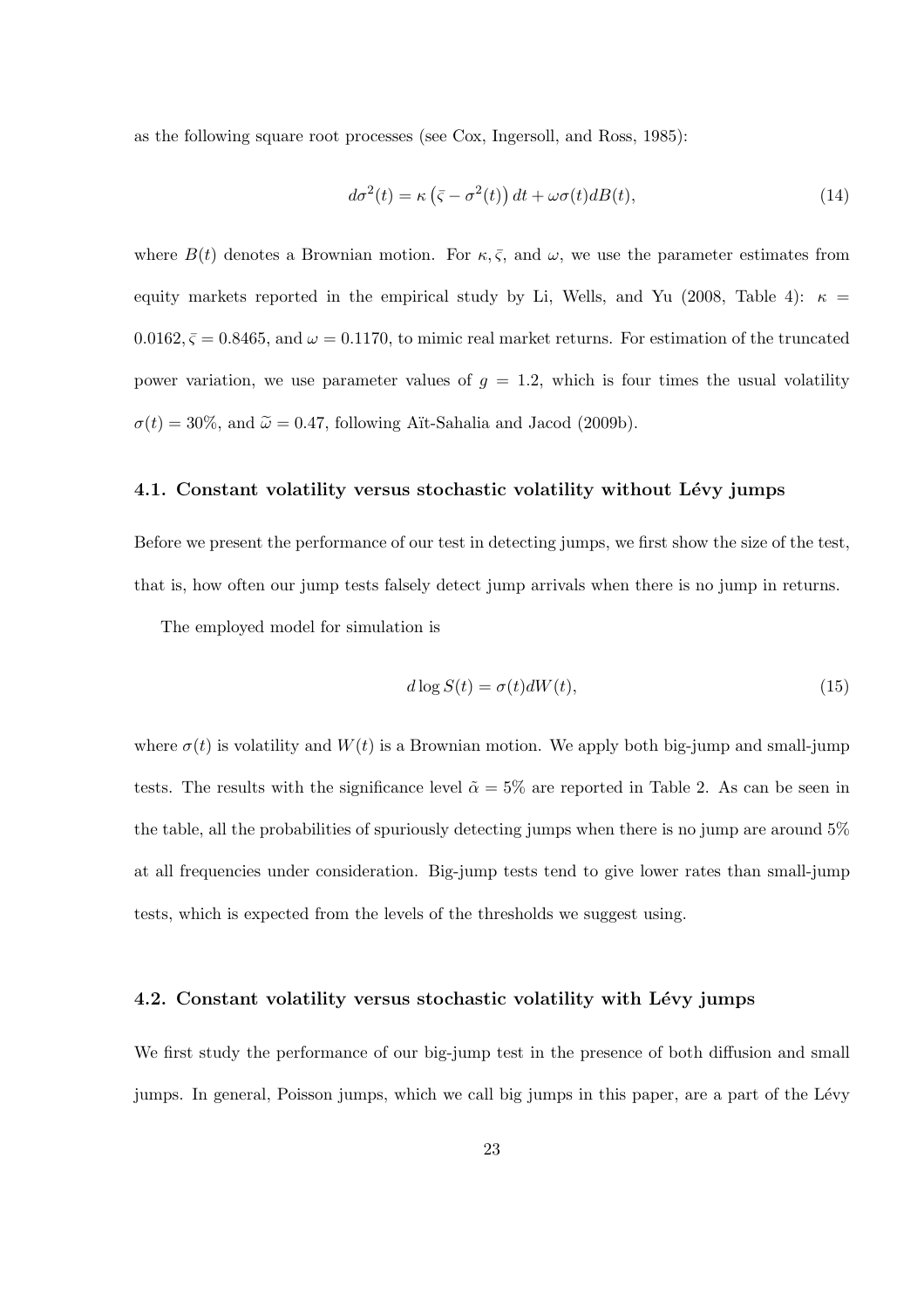as the following square root processes (see Cox, Ingersoll, and Ross, 1985):

$$d\sigma^2(t) = \kappa\left(\bar{\varsigma} - \sigma^2(t)\right)dt + \omega\sigma(t)dB(t), \tag{14}$$

where $B(t)$ denotes a Brownian motion. For $\kappa, \bar{\varsigma}$, and $\omega$, we use the parameter estimates from equity markets reported in the empirical study by Li, Wells, and Yu (2008, Table 4): $\kappa = 0.0162, \bar{\varsigma} = 0.8465$, and $\omega = 0.1170$, to mimic real market returns. For estimation of the truncated power variation, we use parameter values of $g = 1.2$, which is four times the usual volatility $\sigma(t) = 30\%$, and $\widetilde{\omega} = 0.47$, following Aït-Sahalia and Jacod (2009b).

### 4.1. Constant volatility versus stochastic volatility without Lévy jumps

Before we present the performance of our test in detecting jumps, we first show the size of the test, that is, how often our jump tests falsely detect jump arrivals when there is no jump in returns.

The employed model for simulation is

$$d\log S(t) = \sigma(t)dW(t), \tag{15}$$

where $\sigma(t)$ is volatility and $W(t)$ is a Brownian motion. We apply both big-jump and small-jump tests. The results with the significance level $\tilde{\alpha} = 5\%$ are reported in Table 2. As can be seen in the table, all the probabilities of spuriously detecting jumps when there is no jump are around 5% at all frequencies under consideration. Big-jump tests tend to give lower rates than small-jump tests, which is expected from the levels of the thresholds we suggest using.

### 4.2. Constant volatility versus stochastic volatility with Lévy jumps

We first study the performance of our big-jump test in the presence of both diffusion and small jumps. In general, Poisson jumps, which we call big jumps in this paper, are a part of the Lévy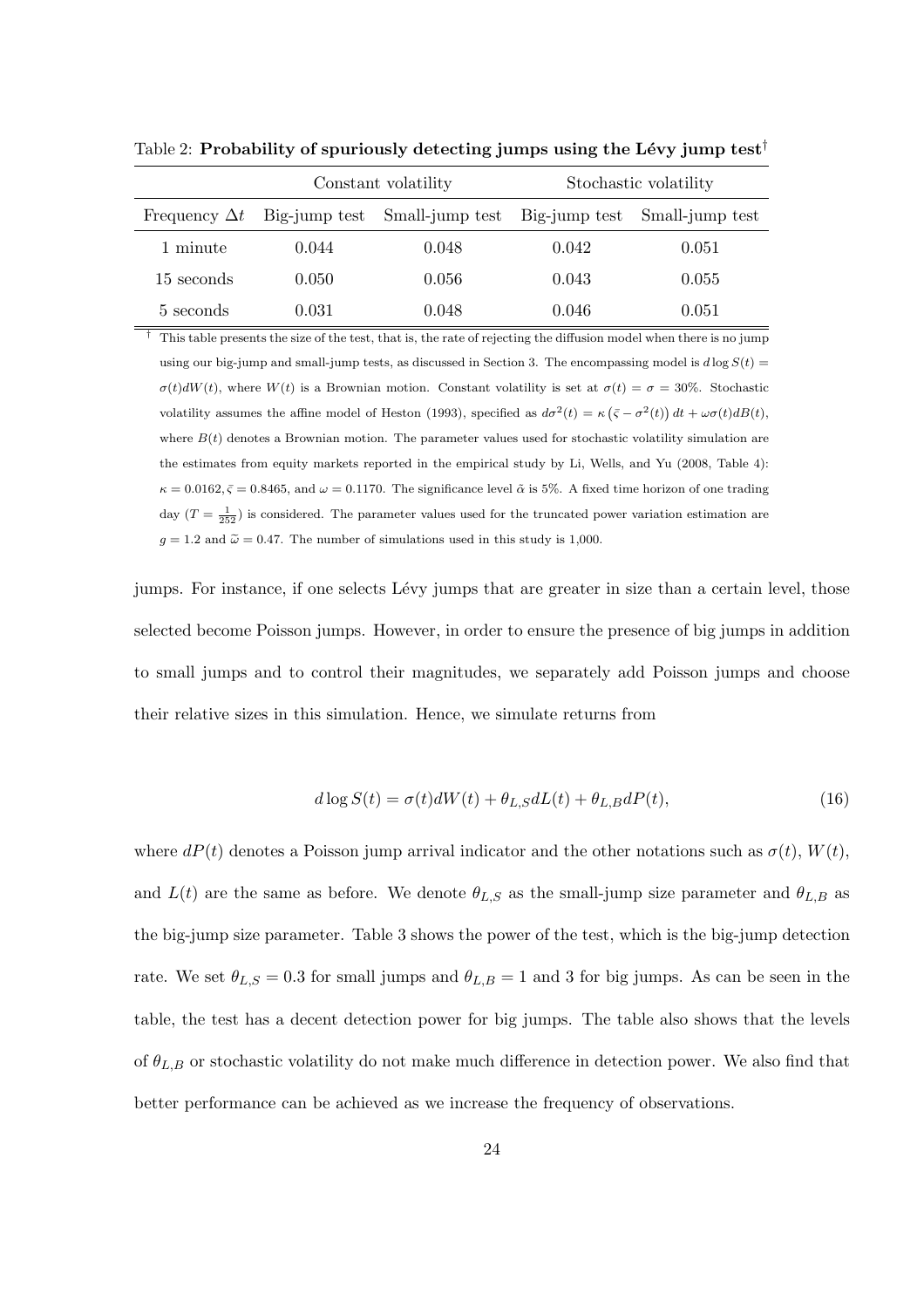Table 2: **Probability of spuriously detecting jumps using the Lévy jump test**[†]

| | Constant volatility | | Stochastic volatility | |
|---|---|---|---|---|
| Frequency $\Delta t$ | Big-jump test | Small-jump test | Big-jump test | Small-jump test |
| 1 minute | 0.044 | 0.048 | 0.042 | 0.051 |
| 15 seconds | 0.050 | 0.056 | 0.043 | 0.055 |
| 5 seconds | 0.031 | 0.048 | 0.046 | 0.051 |

[†] This table presents the size of the test, that is, the rate of rejecting the diffusion model when there is no jump using our big-jump and small-jump tests, as discussed in Section 3. The encompassing model is $d\log S(t) = \sigma(t)dW(t)$, where $W(t)$ is a Brownian motion. Constant volatility is set at $\sigma(t) = \sigma = 30\%$. Stochastic volatility assumes the affine model of Heston (1993), specified as $d\sigma^2(t) = \kappa\left(\bar{\varsigma} - \sigma^2(t)\right)dt + \omega\sigma(t)dB(t)$, where $B(t)$ denotes a Brownian motion. The parameter values used for stochastic volatility simulation are the estimates from equity markets reported in the empirical study by Li, Wells, and Yu (2008, Table 4): $\kappa = 0.0162, \bar{\varsigma} = 0.8465$, and $\omega = 0.1170$. The significance level $\tilde{\alpha}$ is 5%. A fixed time horizon of one trading day ($T = \frac{1}{252}$) is considered. The parameter values used for the truncated power variation estimation are $g = 1.2$ and $\widetilde{\omega} = 0.47$. The number of simulations used in this study is 1,000.

jumps. For instance, if one selects Lévy jumps that are greater in size than a certain level, those selected become Poisson jumps. However, in order to ensure the presence of big jumps in addition to small jumps and to control their magnitudes, we separately add Poisson jumps and choose their relative sizes in this simulation. Hence, we simulate returns from

$$d\log S(t) = \sigma(t)dW(t) + \theta_{L,S}dL(t) + \theta_{L,B}dP(t), \tag{16}$$

where $dP(t)$ denotes a Poisson jump arrival indicator and the other notations such as $\sigma(t)$, $W(t)$, and $L(t)$ are the same as before. We denote $\theta_{L,S}$ as the small-jump size parameter and $\theta_{L,B}$ as the big-jump size parameter. Table 3 shows the power of the test, which is the big-jump detection rate. We set $\theta_{L,S} = 0.3$ for small jumps and $\theta_{L,B} = 1$ and 3 for big jumps. As can be seen in the table, the test has a decent detection power for big jumps. The table also shows that the levels of $\theta_{L,B}$ or stochastic volatility do not make much difference in detection power. We also find that better performance can be achieved as we increase the frequency of observations.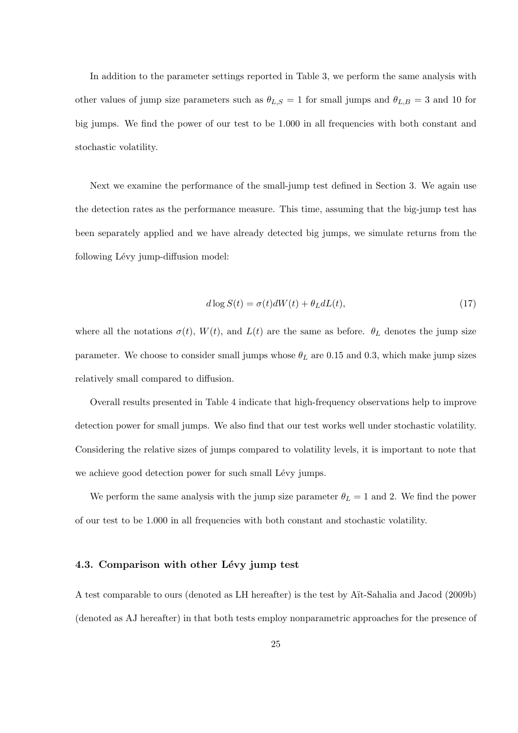In addition to the parameter settings reported in Table 3, we perform the same analysis with other values of jump size parameters such as $\theta_{L,S} = 1$ for small jumps and $\theta_{L,B} = 3$ and 10 for big jumps. We find the power of our test to be 1.000 in all frequencies with both constant and stochastic volatility.

Next we examine the performance of the small-jump test defined in Section 3. We again use the detection rates as the performance measure. This time, assuming that the big-jump test has been separately applied and we have already detected big jumps, we simulate returns from the following Lévy jump-diffusion model:

$$d \log S(t) = \sigma(t)dW(t) + \theta_L dL(t), \tag{17}$$

where all the notations $\sigma(t)$, $W(t)$, and $L(t)$ are the same as before. $\theta_L$ denotes the jump size parameter. We choose to consider small jumps whose $\theta_L$ are 0.15 and 0.3, which make jump sizes relatively small compared to diffusion.

Overall results presented in Table 4 indicate that high-frequency observations help to improve detection power for small jumps. We also find that our test works well under stochastic volatility. Considering the relative sizes of jumps compared to volatility levels, it is important to note that we achieve good detection power for such small Lévy jumps.

We perform the same analysis with the jump size parameter $\theta_L = 1$ and 2. We find the power of our test to be 1.000 in all frequencies with both constant and stochastic volatility.

### 4.3. Comparison with other Lévy jump test

A test comparable to ours (denoted as LH hereafter) is the test by Aït-Sahalia and Jacod (2009b) (denoted as AJ hereafter) in that both tests employ nonparametric approaches for the presence of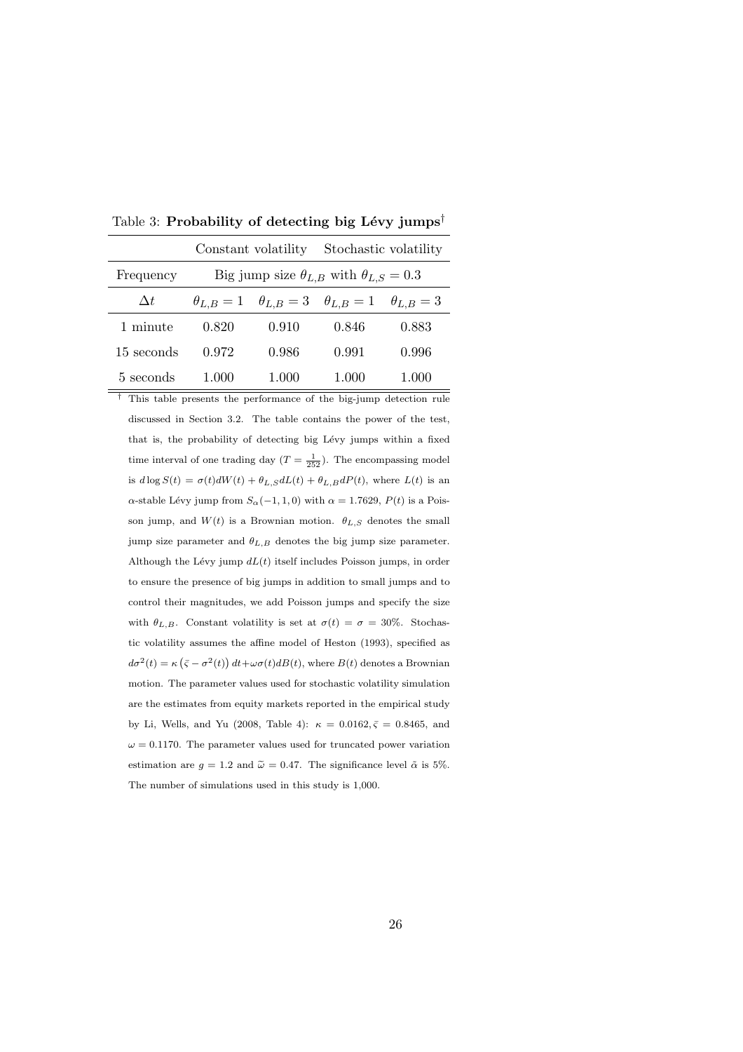Table 3: **Probability of detecting big Lévy jumps**[†]

| | Constant volatility | | Stochastic volatility | |
|---|---|---|---|---|
| Frequency | Big jump size $\theta_{L,B}$ with $\theta_{L,S} = 0.3$ | | | |
| $\Delta t$ | $\theta_{L,B} = 1$ | $\theta_{L,B} = 3$ | $\theta_{L,B} = 1$ | $\theta_{L,B} = 3$ |
| 1 minute | 0.820 | 0.910 | 0.846 | 0.883 |
| 15 seconds | 0.972 | 0.986 | 0.991 | 0.996 |
| 5 seconds | 1.000 | 1.000 | 1.000 | 1.000 |

[†] This table presents the performance of the big-jump detection rule discussed in Section 3.2. The table contains the power of the test, that is, the probability of detecting big Lévy jumps within a fixed time interval of one trading day ($T = \frac{1}{252}$). The encompassing model is $d \log S(t) = \sigma(t)dW(t) + \theta_{L,S}dL(t) + \theta_{L,B}dP(t)$, where $L(t)$ is an $\alpha$-stable Lévy jump from $S_\alpha(-1, 1, 0)$ with $\alpha = 1.7629$, $P(t)$ is a Poisson jump, and $W(t)$ is a Brownian motion. $\theta_{L,S}$ denotes the small jump size parameter and $\theta_{L,B}$ denotes the big jump size parameter. Although the Lévy jump $dL(t)$ itself includes Poisson jumps, in order to ensure the presence of big jumps in addition to small jumps and to control their magnitudes, we add Poisson jumps and specify the size with $\theta_{L,B}$. Constant volatility is set at $\sigma(t) = \sigma = 30\%$. Stochastic volatility assumes the affine model of Heston (1993), specified as $d\sigma^2(t) = \kappa\left(\bar{\varsigma} - \sigma^2(t)\right)dt + \omega\sigma(t)dB(t)$, where $B(t)$ denotes a Brownian motion. The parameter values used for stochastic volatility simulation are the estimates from equity markets reported in the empirical study by Li, Wells, and Yu (2008, Table 4): $\kappa = 0.0162, \bar{\varsigma} = 0.8465$, and $\omega = 0.1170$. The parameter values used for truncated power variation estimation are $g = 1.2$ and $\widetilde{\omega} = 0.47$. The significance level $\tilde{\alpha}$ is 5%. The number of simulations used in this study is 1,000.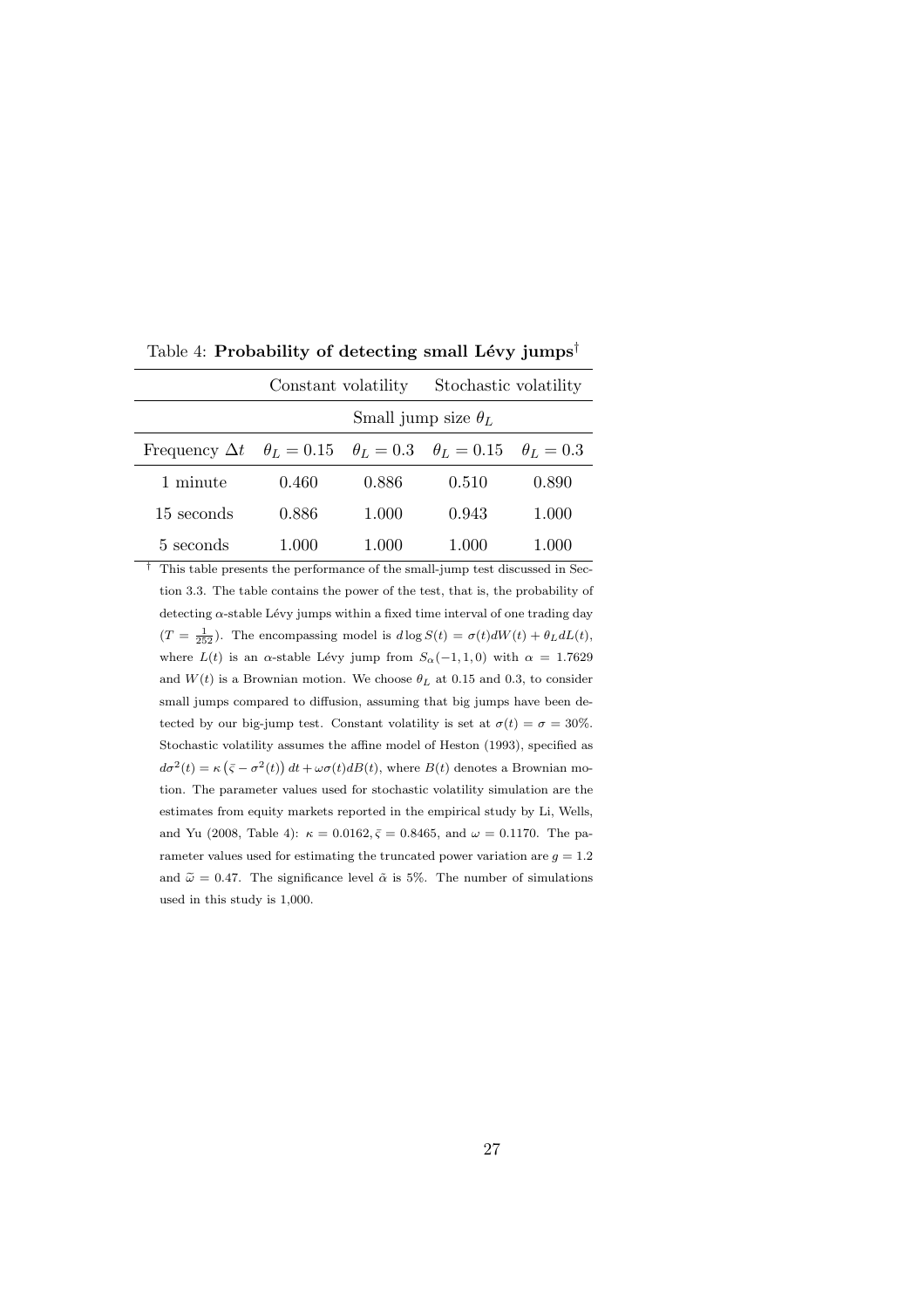Table 4: **Probability of detecting small Lévy jumps**[†]

| | Constant volatility | | Stochastic volatility | |
|---|---|---|---|---|
| | Small jump size $\theta_L$ | | | |
| Frequency $\Delta t$ | $\theta_L = 0.15$ | $\theta_L = 0.3$ | $\theta_L = 0.15$ | $\theta_L = 0.3$ |
| 1 minute | 0.460 | 0.886 | 0.510 | 0.890 |
| 15 seconds | 0.886 | 1.000 | 0.943 | 1.000 |
| 5 seconds | 1.000 | 1.000 | 1.000 | 1.000 |

[†] This table presents the performance of the small-jump test discussed in Section 3.3. The table contains the power of the test, that is, the probability of detecting $\alpha$-stable Lévy jumps within a fixed time interval of one trading day ($T = \frac{1}{252}$). The encompassing model is $d \log S(t) = \sigma(t)dW(t) + \theta_L dL(t)$, where $L(t)$ is an $\alpha$-stable Lévy jump from $S_\alpha(-1, 1, 0)$ with $\alpha = 1.7629$ and $W(t)$ is a Brownian motion. We choose $\theta_L$ at 0.15 and 0.3, to consider small jumps compared to diffusion, assuming that big jumps have been detected by our big-jump test. Constant volatility is set at $\sigma(t) = \sigma = 30\%$. Stochastic volatility assumes the affine model of Heston (1993), specified as $d\sigma^2(t) = \kappa\left(\bar{\varsigma} - \sigma^2(t)\right) dt + \omega\sigma(t)dB(t)$, where $B(t)$ denotes a Brownian motion. The parameter values used for stochastic volatility simulation are the estimates from equity markets reported in the empirical study by Li, Wells, and Yu (2008, Table 4): $\kappa = 0.0162, \bar{\varsigma} = 0.8465$, and $\omega = 0.1170$. The parameter values used for estimating the truncated power variation are $g = 1.2$ and $\widetilde{\omega} = 0.47$. The significance level $\tilde{\alpha}$ is 5%. The number of simulations used in this study is 1,000.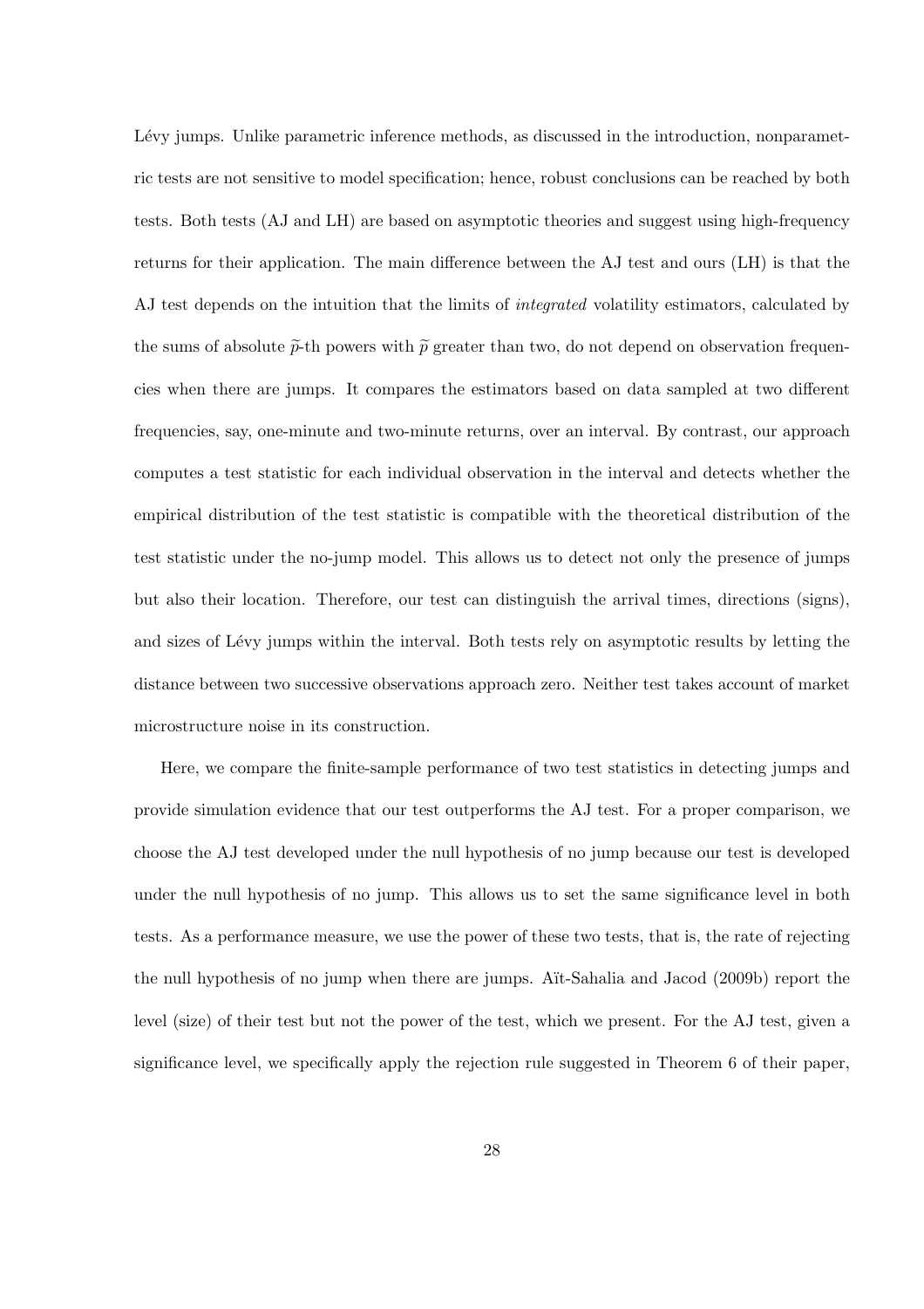Lévy jumps. Unlike parametric inference methods, as discussed in the introduction, nonparametric tests are not sensitive to model specification; hence, robust conclusions can be reached by both tests. Both tests (AJ and LH) are based on asymptotic theories and suggest using high-frequency returns for their application. The main difference between the AJ test and ours (LH) is that the AJ test depends on the intuition that the limits of *integrated* volatility estimators, calculated by the sums of absolute $\widetilde{p}$-th powers with $\widetilde{p}$ greater than two, do not depend on observation frequencies when there are jumps. It compares the estimators based on data sampled at two different frequencies, say, one-minute and two-minute returns, over an interval. By contrast, our approach computes a test statistic for each individual observation in the interval and detects whether the empirical distribution of the test statistic is compatible with the theoretical distribution of the test statistic under the no-jump model. This allows us to detect not only the presence of jumps but also their location. Therefore, our test can distinguish the arrival times, directions (signs), and sizes of Lévy jumps within the interval. Both tests rely on asymptotic results by letting the distance between two successive observations approach zero. Neither test takes account of market microstructure noise in its construction.

Here, we compare the finite-sample performance of two test statistics in detecting jumps and provide simulation evidence that our test outperforms the AJ test. For a proper comparison, we choose the AJ test developed under the null hypothesis of no jump because our test is developed under the null hypothesis of no jump. This allows us to set the same significance level in both tests. As a performance measure, we use the power of these two tests, that is, the rate of rejecting the null hypothesis of no jump when there are jumps. Aït-Sahalia and Jacod (2009b) report the level (size) of their test but not the power of the test, which we present. For the AJ test, given a significance level, we specifically apply the rejection rule suggested in Theorem 6 of their paper,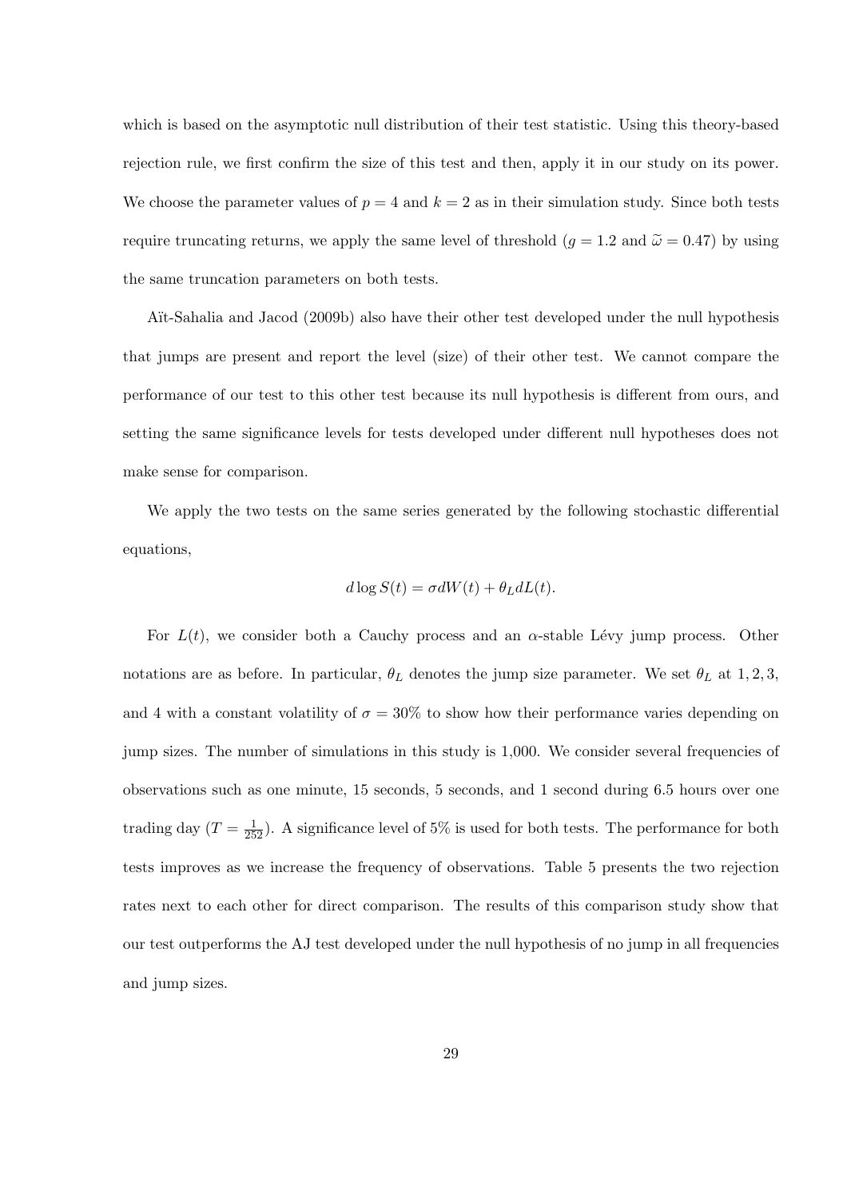which is based on the asymptotic null distribution of their test statistic. Using this theory-based rejection rule, we first confirm the size of this test and then, apply it in our study on its power. We choose the parameter values of $p = 4$ and $k = 2$ as in their simulation study. Since both tests require truncating returns, we apply the same level of threshold ($g = 1.2$ and $\widetilde{\omega} = 0.47$) by using the same truncation parameters on both tests.

Aït-Sahalia and Jacod (2009b) also have their other test developed under the null hypothesis that jumps are present and report the level (size) of their other test. We cannot compare the performance of our test to this other test because its null hypothesis is different from ours, and setting the same significance levels for tests developed under different null hypotheses does not make sense for comparison.

We apply the two tests on the same series generated by the following stochastic differential equations,

$$d \log S(t) = \sigma dW(t) + \theta_L dL(t).$$

For $L(t)$, we consider both a Cauchy process and an $\alpha$-stable Lévy jump process. Other notations are as before. In particular, $\theta_L$ denotes the jump size parameter. We set $\theta_L$ at $1, 2, 3$, and 4 with a constant volatility of $\sigma = 30\%$ to show how their performance varies depending on jump sizes. The number of simulations in this study is 1,000. We consider several frequencies of observations such as one minute, 15 seconds, 5 seconds, and 1 second during 6.5 hours over one trading day ($T = \frac{1}{252}$). A significance level of 5% is used for both tests. The performance for both tests improves as we increase the frequency of observations. Table 5 presents the two rejection rates next to each other for direct comparison. The results of this comparison study show that our test outperforms the AJ test developed under the null hypothesis of no jump in all frequencies and jump sizes.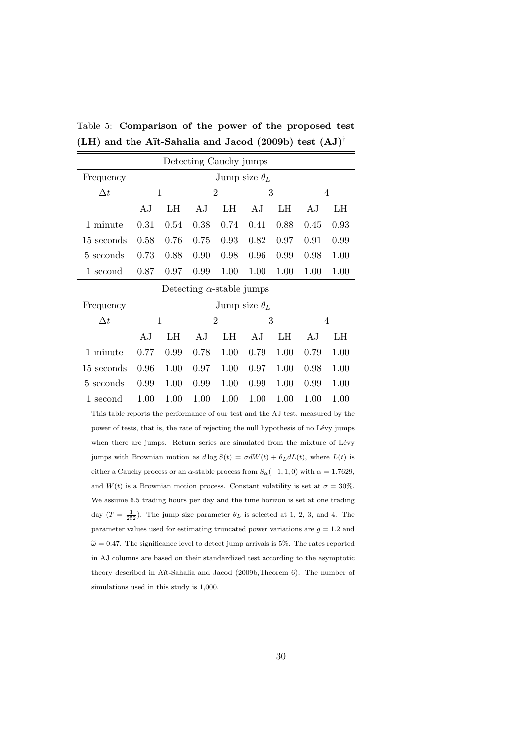Table 5: **Comparison of the power of the proposed test (LH) and the Aït-Sahalia and Jacod (2009b) test (AJ)**[†]

| Detecting Cauchy jumps | | | | | | | | |
|---|---|---|---|---|---|---|---|---|
| Frequency | Jump size $\theta_L$ | | | | | | | |
| $\Delta t$ | 1 | | 2 | | 3 | | 4 | |
| | AJ | LH | AJ | LH | AJ | LH | AJ | LH |
| 1 minute | 0.31 | 0.54 | 0.38 | 0.74 | 0.41 | 0.88 | 0.45 | 0.93 |
| 15 seconds | 0.58 | 0.76 | 0.75 | 0.93 | 0.82 | 0.97 | 0.91 | 0.99 |
| 5 seconds | 0.73 | 0.88 | 0.90 | 0.98 | 0.96 | 0.99 | 0.98 | 1.00 |
| 1 second | 0.87 | 0.97 | 0.99 | 1.00 | 1.00 | 1.00 | 1.00 | 1.00 |

| Detecting $\alpha$-stable jumps | | | | | | | | |
|---|---|---|---|---|---|---|---|---|
| Frequency | Jump size $\theta_L$ | | | | | | | |
| $\Delta t$ | 1 | | 2 | | 3 | | 4 | |
| | AJ | LH | AJ | LH | AJ | LH | AJ | LH |
| 1 minute | 0.77 | 0.99 | 0.78 | 1.00 | 0.79 | 1.00 | 0.79 | 1.00 |
| 15 seconds | 0.96 | 1.00 | 0.97 | 1.00 | 0.97 | 1.00 | 0.98 | 1.00 |
| 5 seconds | 0.99 | 1.00 | 0.99 | 1.00 | 0.99 | 1.00 | 0.99 | 1.00 |
| 1 second | 1.00 | 1.00 | 1.00 | 1.00 | 1.00 | 1.00 | 1.00 | 1.00 |

[†] This table reports the performance of our test and the AJ test, measured by the power of tests, that is, the rate of rejecting the null hypothesis of no Lévy jumps when there are jumps. Return series are simulated from the mixture of Lévy jumps with Brownian motion as $d\log S(t) = \sigma dW(t) + \theta_L dL(t)$, where $L(t)$ is either a Cauchy process or an $\alpha$-stable process from $S_\alpha(-1, 1, 0)$ with $\alpha = 1.7629$, and $W(t)$ is a Brownian motion process. Constant volatility is set at $\sigma = 30\%$. We assume 6.5 trading hours per day and the time horizon is set at one trading day ($T = \frac{1}{252}$). The jump size parameter $\theta_L$ is selected at 1, 2, 3, and 4. The parameter values used for estimating truncated power variations are $g = 1.2$ and $\widetilde{\omega} = 0.47$. The significance level to detect jump arrivals is 5%. The rates reported in AJ columns are based on their standardized test according to the asymptotic theory described in Aït-Sahalia and Jacod (2009b,Theorem 6). The number of simulations used in this study is 1,000.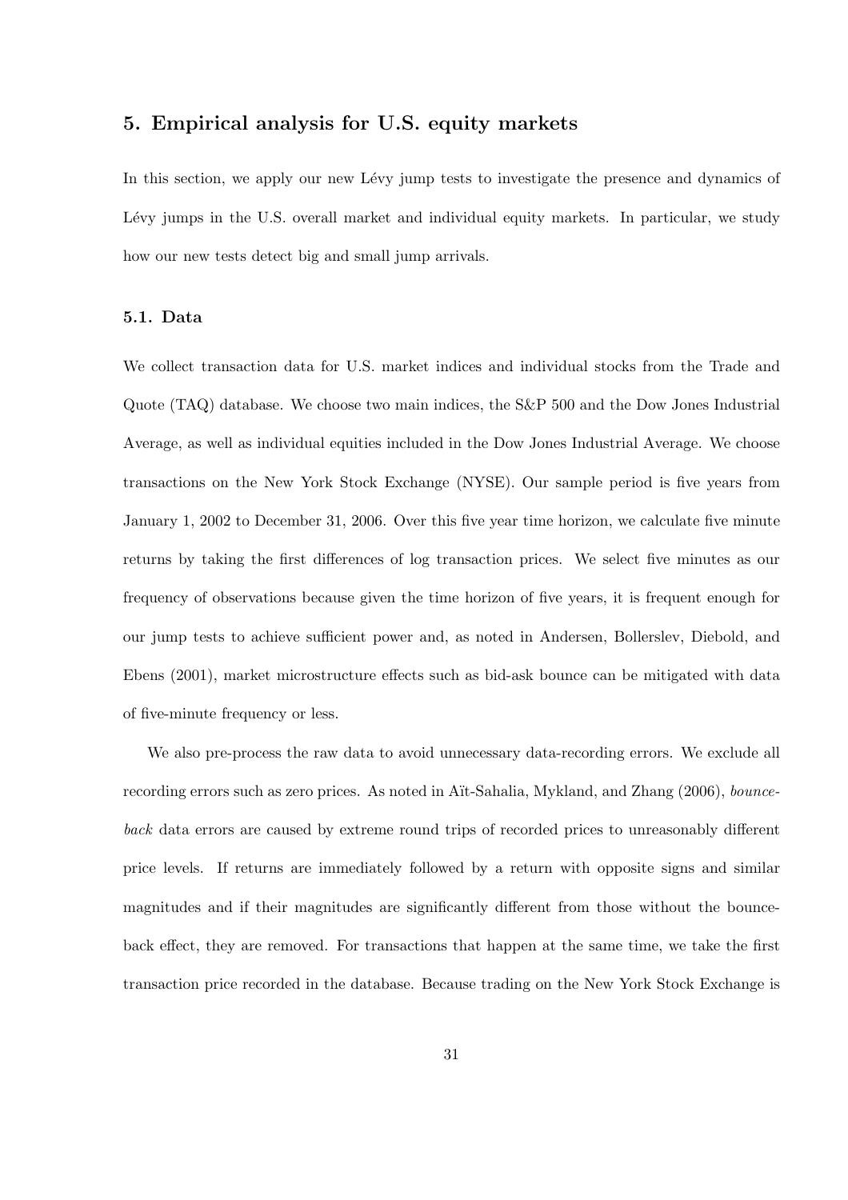## 5. Empirical analysis for U.S. equity markets

In this section, we apply our new Lévy jump tests to investigate the presence and dynamics of Lévy jumps in the U.S. overall market and individual equity markets. In particular, we study how our new tests detect big and small jump arrivals.

### 5.1. Data

We collect transaction data for U.S. market indices and individual stocks from the Trade and Quote (TAQ) database. We choose two main indices, the S&P 500 and the Dow Jones Industrial Average, as well as individual equities included in the Dow Jones Industrial Average. We choose transactions on the New York Stock Exchange (NYSE). Our sample period is five years from January 1, 2002 to December 31, 2006. Over this five year time horizon, we calculate five minute returns by taking the first differences of log transaction prices. We select five minutes as our frequency of observations because given the time horizon of five years, it is frequent enough for our jump tests to achieve sufficient power and, as noted in Andersen, Bollerslev, Diebold, and Ebens (2001), market microstructure effects such as bid-ask bounce can be mitigated with data of five-minute frequency or less.

We also pre-process the raw data to avoid unnecessary data-recording errors. We exclude all recording errors such as zero prices. As noted in Aït-Sahalia, Mykland, and Zhang (2006), *bounce-back* data errors are caused by extreme round trips of recorded prices to unreasonably different price levels. If returns are immediately followed by a return with opposite signs and similar magnitudes and if their magnitudes are significantly different from those without the bounce-back effect, they are removed. For transactions that happen at the same time, we take the first transaction price recorded in the database. Because trading on the New York Stock Exchange is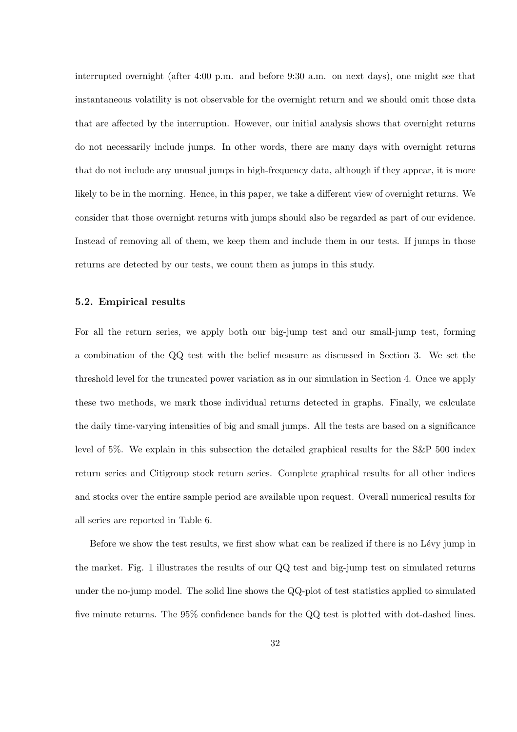interrupted overnight (after 4:00 p.m. and before 9:30 a.m. on next days), one might see that instantaneous volatility is not observable for the overnight return and we should omit those data that are affected by the interruption. However, our initial analysis shows that overnight returns do not necessarily include jumps. In other words, there are many days with overnight returns that do not include any unusual jumps in high-frequency data, although if they appear, it is more likely to be in the morning. Hence, in this paper, we take a different view of overnight returns. We consider that those overnight returns with jumps should also be regarded as part of our evidence. Instead of removing all of them, we keep them and include them in our tests. If jumps in those returns are detected by our tests, we count them as jumps in this study.

### 5.2. Empirical results

For all the return series, we apply both our big-jump test and our small-jump test, forming a combination of the QQ test with the belief measure as discussed in Section 3. We set the threshold level for the truncated power variation as in our simulation in Section 4. Once we apply these two methods, we mark those individual returns detected in graphs. Finally, we calculate the daily time-varying intensities of big and small jumps. All the tests are based on a significance level of 5%. We explain in this subsection the detailed graphical results for the S&P 500 index return series and Citigroup stock return series. Complete graphical results for all other indices and stocks over the entire sample period are available upon request. Overall numerical results for all series are reported in Table 6.

Before we show the test results, we first show what can be realized if there is no Lévy jump in the market. Fig. 1 illustrates the results of our QQ test and big-jump test on simulated returns under the no-jump model. The solid line shows the QQ-plot of test statistics applied to simulated five minute returns. The 95% confidence bands for the QQ test is plotted with dot-dashed lines.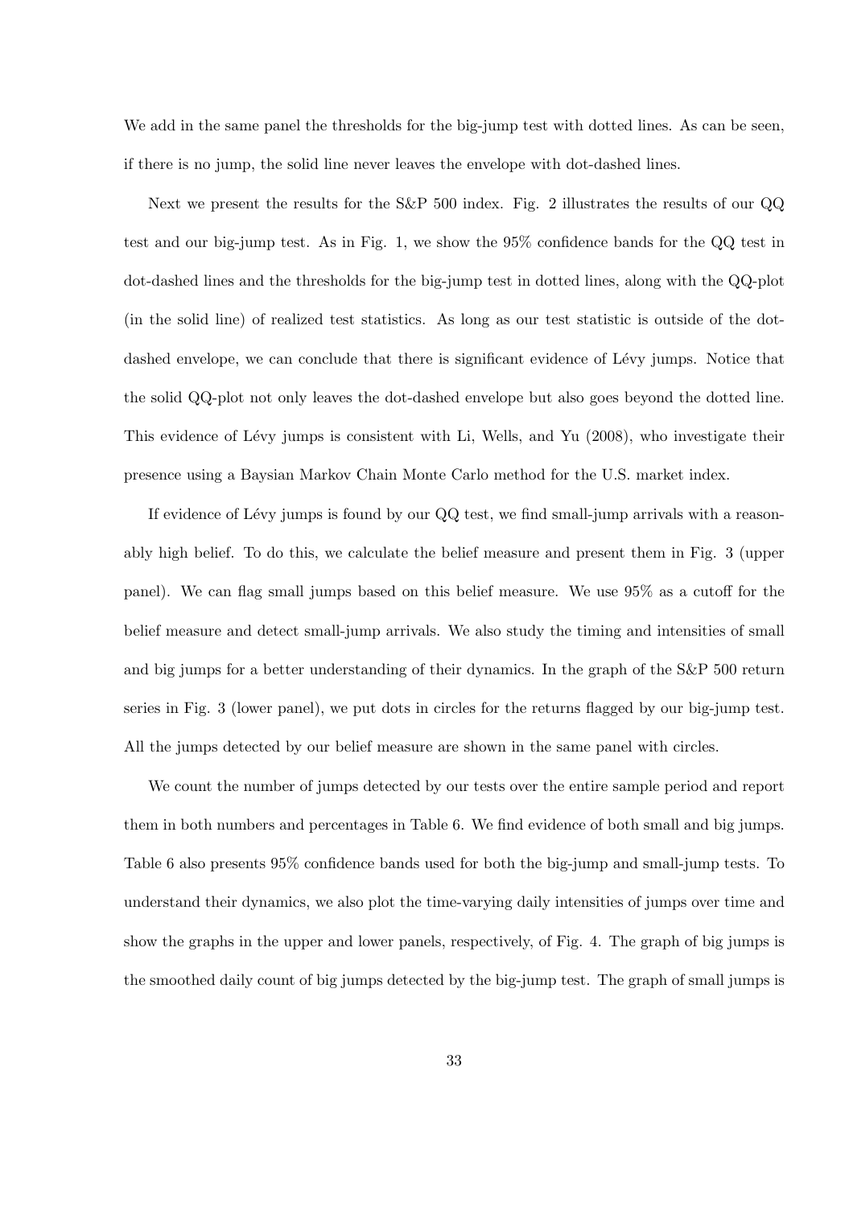We add in the same panel the thresholds for the big-jump test with dotted lines. As can be seen, if there is no jump, the solid line never leaves the envelope with dot-dashed lines.

Next we present the results for the S&P 500 index. Fig. 2 illustrates the results of our QQ test and our big-jump test. As in Fig. 1, we show the 95% confidence bands for the QQ test in dot-dashed lines and the thresholds for the big-jump test in dotted lines, along with the QQ-plot (in the solid line) of realized test statistics. As long as our test statistic is outside of the dot-dashed envelope, we can conclude that there is significant evidence of Lévy jumps. Notice that the solid QQ-plot not only leaves the dot-dashed envelope but also goes beyond the dotted line. This evidence of Lévy jumps is consistent with Li, Wells, and Yu (2008), who investigate their presence using a Baysian Markov Chain Monte Carlo method for the U.S. market index.

If evidence of Lévy jumps is found by our QQ test, we find small-jump arrivals with a reasonably high belief. To do this, we calculate the belief measure and present them in Fig. 3 (upper panel). We can flag small jumps based on this belief measure. We use 95% as a cutoff for the belief measure and detect small-jump arrivals. We also study the timing and intensities of small and big jumps for a better understanding of their dynamics. In the graph of the S&P 500 return series in Fig. 3 (lower panel), we put dots in circles for the returns flagged by our big-jump test. All the jumps detected by our belief measure are shown in the same panel with circles.

We count the number of jumps detected by our tests over the entire sample period and report them in both numbers and percentages in Table 6. We find evidence of both small and big jumps. Table 6 also presents 95% confidence bands used for both the big-jump and small-jump tests. To understand their dynamics, we also plot the time-varying daily intensities of jumps over time and show the graphs in the upper and lower panels, respectively, of Fig. 4. The graph of big jumps is the smoothed daily count of big jumps detected by the big-jump test. The graph of small jumps is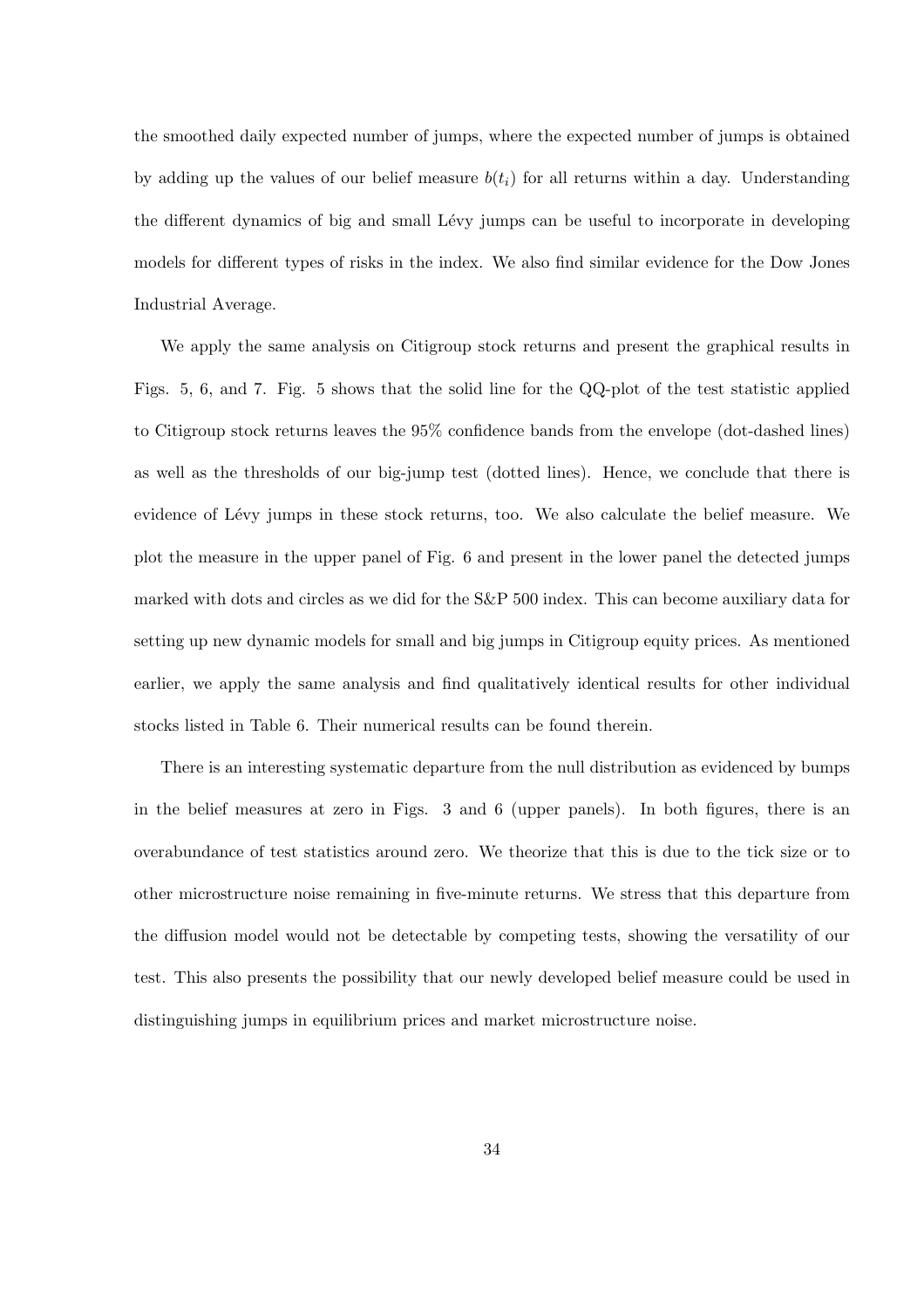the smoothed daily expected number of jumps, where the expected number of jumps is obtained by adding up the values of our belief measure $b(t_i)$ for all returns within a day. Understanding the different dynamics of big and small Lévy jumps can be useful to incorporate in developing models for different types of risks in the index. We also find similar evidence for the Dow Jones Industrial Average.

We apply the same analysis on Citigroup stock returns and present the graphical results in Figs. 5, 6, and 7. Fig. 5 shows that the solid line for the QQ-plot of the test statistic applied to Citigroup stock returns leaves the 95% confidence bands from the envelope (dot-dashed lines) as well as the thresholds of our big-jump test (dotted lines). Hence, we conclude that there is evidence of Lévy jumps in these stock returns, too. We also calculate the belief measure. We plot the measure in the upper panel of Fig. 6 and present in the lower panel the detected jumps marked with dots and circles as we did for the S&P 500 index. This can become auxiliary data for setting up new dynamic models for small and big jumps in Citigroup equity prices. As mentioned earlier, we apply the same analysis and find qualitatively identical results for other individual stocks listed in Table 6. Their numerical results can be found therein.

There is an interesting systematic departure from the null distribution as evidenced by bumps in the belief measures at zero in Figs. 3 and 6 (upper panels). In both figures, there is an overabundance of test statistics around zero. We theorize that this is due to the tick size or to other microstructure noise remaining in five-minute returns. We stress that this departure from the diffusion model would not be detectable by competing tests, showing the versatility of our test. This also presents the possibility that our newly developed belief measure could be used in distinguishing jumps in equilibrium prices and market microstructure noise.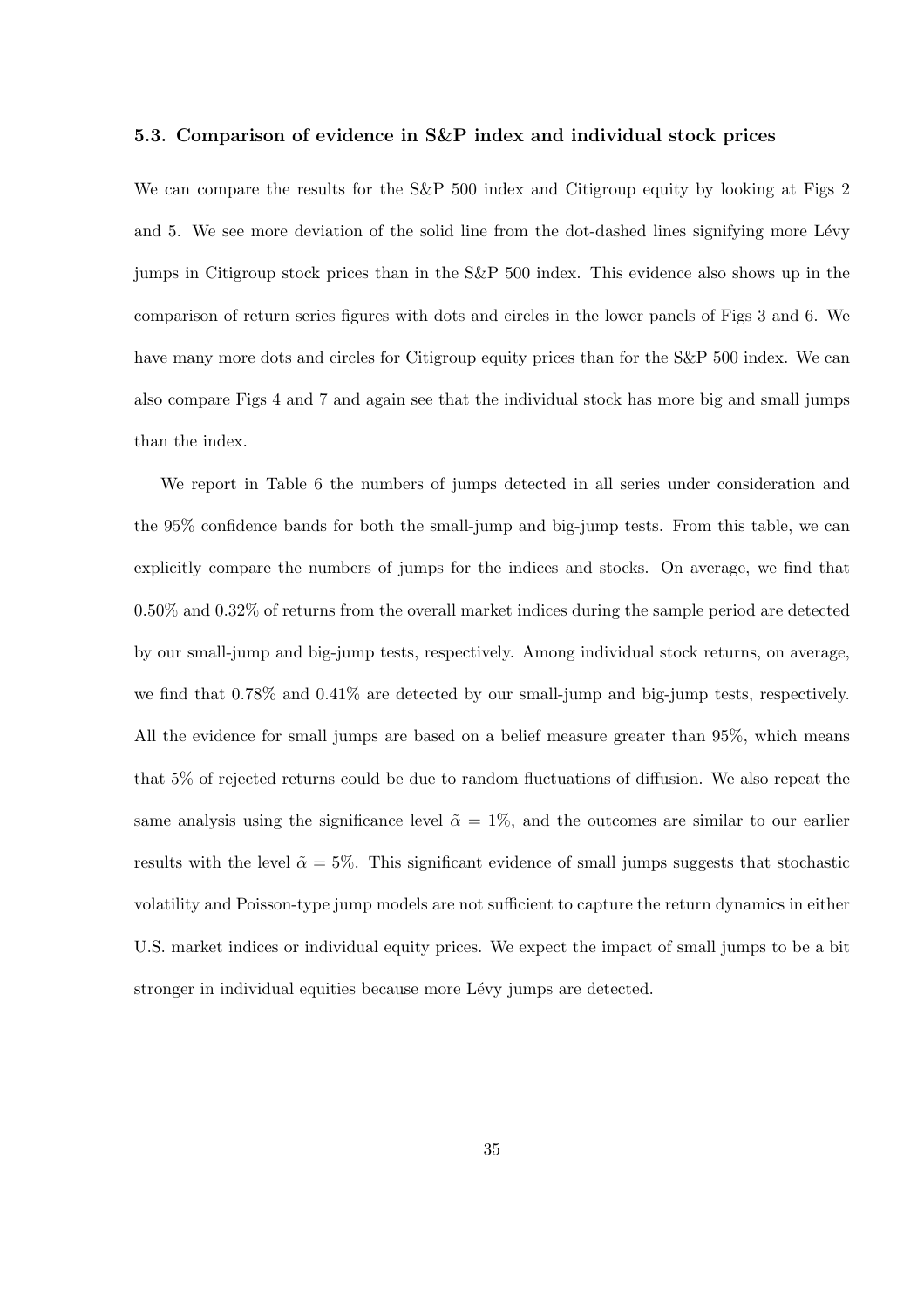### 5.3. Comparison of evidence in S&P index and individual stock prices

We can compare the results for the S&P 500 index and Citigroup equity by looking at Figs 2 and 5. We see more deviation of the solid line from the dot-dashed lines signifying more Lévy jumps in Citigroup stock prices than in the S&P 500 index. This evidence also shows up in the comparison of return series figures with dots and circles in the lower panels of Figs 3 and 6. We have many more dots and circles for Citigroup equity prices than for the S&P 500 index. We can also compare Figs 4 and 7 and again see that the individual stock has more big and small jumps than the index.

We report in Table 6 the numbers of jumps detected in all series under consideration and the 95% confidence bands for both the small-jump and big-jump tests. From this table, we can explicitly compare the numbers of jumps for the indices and stocks. On average, we find that 0.50% and 0.32% of returns from the overall market indices during the sample period are detected by our small-jump and big-jump tests, respectively. Among individual stock returns, on average, we find that 0.78% and 0.41% are detected by our small-jump and big-jump tests, respectively. All the evidence for small jumps are based on a belief measure greater than 95%, which means that 5% of rejected returns could be due to random fluctuations of diffusion. We also repeat the same analysis using the significance level $\tilde{\alpha} = 1\%$, and the outcomes are similar to our earlier results with the level $\tilde{\alpha} = 5\%$. This significant evidence of small jumps suggests that stochastic volatility and Poisson-type jump models are not sufficient to capture the return dynamics in either U.S. market indices or individual equity prices. We expect the impact of small jumps to be a bit stronger in individual equities because more Lévy jumps are detected.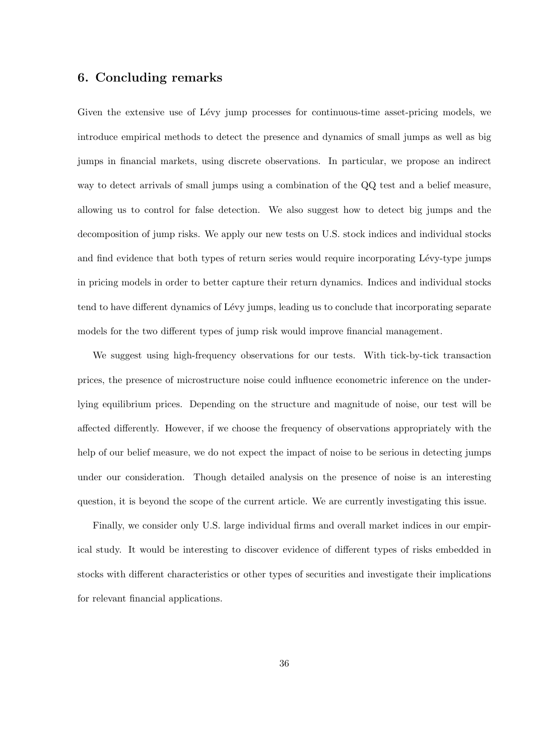## 6. Concluding remarks

Given the extensive use of Lévy jump processes for continuous-time asset-pricing models, we introduce empirical methods to detect the presence and dynamics of small jumps as well as big jumps in financial markets, using discrete observations. In particular, we propose an indirect way to detect arrivals of small jumps using a combination of the QQ test and a belief measure, allowing us to control for false detection. We also suggest how to detect big jumps and the decomposition of jump risks. We apply our new tests on U.S. stock indices and individual stocks and find evidence that both types of return series would require incorporating Lévy-type jumps in pricing models in order to better capture their return dynamics. Indices and individual stocks tend to have different dynamics of Lévy jumps, leading us to conclude that incorporating separate models for the two different types of jump risk would improve financial management.

We suggest using high-frequency observations for our tests. With tick-by-tick transaction prices, the presence of microstructure noise could influence econometric inference on the underlying equilibrium prices. Depending on the structure and magnitude of noise, our test will be affected differently. However, if we choose the frequency of observations appropriately with the help of our belief measure, we do not expect the impact of noise to be serious in detecting jumps under our consideration. Though detailed analysis on the presence of noise is an interesting question, it is beyond the scope of the current article. We are currently investigating this issue.

Finally, we consider only U.S. large individual firms and overall market indices in our empirical study. It would be interesting to discover evidence of different types of risks embedded in stocks with different characteristics or other types of securities and investigate their implications for relevant financial applications.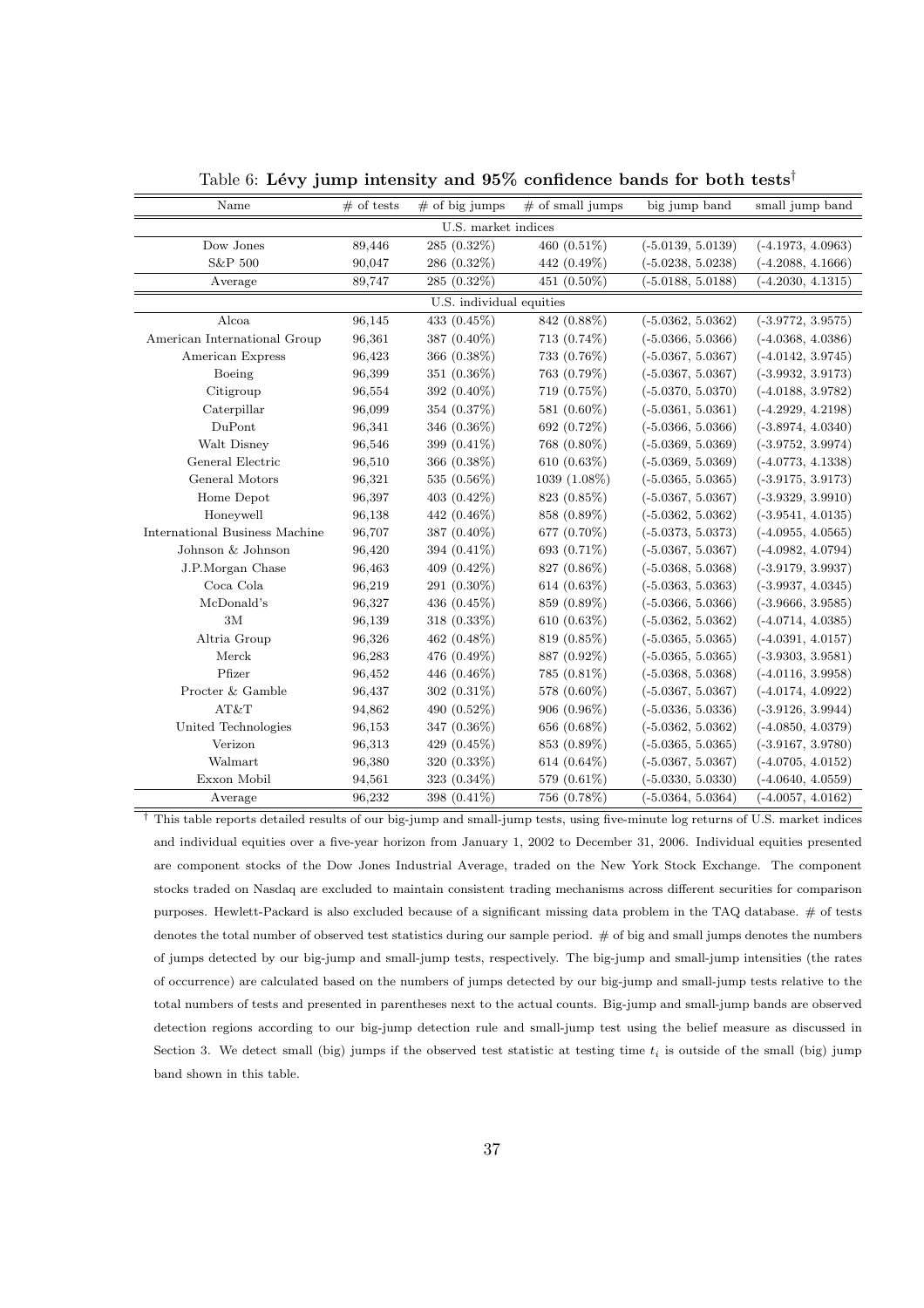Table 6: **Lévy jump intensity and 95% confidence bands for both tests**†

| Name | # of tests | # of big jumps | # of small jumps | big jump band | small jump band |
|---|---|---|---|---|---|
| U.S. market indices | | | | | |
| Dow Jones | 89,446 | 285 (0.32%) | 460 (0.51%) | (-5.0139, 5.0139) | (-4.1973, 4.0963) |
| S&P 500 | 90,047 | 286 (0.32%) | 442 (0.49%) | (-5.0238, 5.0238) | (-4.2088, 4.1666) |
| Average | 89,747 | 285 (0.32%) | 451 (0.50%) | (-5.0188, 5.0188) | (-4.2030, 4.1315) |
| U.S. individual equities | | | | | |
| Alcoa | 96,145 | 433 (0.45%) | 842 (0.88%) | (-5.0362, 5.0362) | (-3.9772, 3.9575) |
| American International Group | 96,361 | 387 (0.40%) | 713 (0.74%) | (-5.0366, 5.0366) | (-4.0368, 4.0386) |
| American Express | 96,423 | 366 (0.38%) | 733 (0.76%) | (-5.0367, 5.0367) | (-4.0142, 3.9745) |
| Boeing | 96,399 | 351 (0.36%) | 763 (0.79%) | (-5.0367, 5.0367) | (-3.9932, 3.9173) |
| Citigroup | 96,554 | 392 (0.40%) | 719 (0.75%) | (-5.0370, 5.0370) | (-4.0188, 3.9782) |
| Caterpillar | 96,099 | 354 (0.37%) | 581 (0.60%) | (-5.0361, 5.0361) | (-4.2929, 4.2198) |
| DuPont | 96,341 | 346 (0.36%) | 692 (0.72%) | (-5.0366, 5.0366) | (-3.8974, 4.0340) |
| Walt Disney | 96,546 | 399 (0.41%) | 768 (0.80%) | (-5.0369, 5.0369) | (-3.9752, 3.9974) |
| General Electric | 96,510 | 366 (0.38%) | 610 (0.63%) | (-5.0369, 5.0369) | (-4.0773, 4.1338) |
| General Motors | 96,321 | 535 (0.56%) | 1039 (1.08%) | (-5.0365, 5.0365) | (-3.9175, 3.9173) |
| Home Depot | 96,397 | 403 (0.42%) | 823 (0.85%) | (-5.0367, 5.0367) | (-3.9329, 3.9910) |
| Honeywell | 96,138 | 442 (0.46%) | 858 (0.89%) | (-5.0362, 5.0362) | (-3.9541, 4.0135) |
| International Business Machine | 96,707 | 387 (0.40%) | 677 (0.70%) | (-5.0373, 5.0373) | (-4.0955, 4.0565) |
| Johnson & Johnson | 96,420 | 394 (0.41%) | 693 (0.71%) | (-5.0367, 5.0367) | (-4.0982, 4.0794) |
| J.P.Morgan Chase | 96,463 | 409 (0.42%) | 827 (0.86%) | (-5.0368, 5.0368) | (-3.9179, 3.9937) |
| Coca Cola | 96,219 | 291 (0.30%) | 614 (0.63%) | (-5.0363, 5.0363) | (-3.9937, 4.0345) |
| McDonald's | 96,327 | 436 (0.45%) | 859 (0.89%) | (-5.0366, 5.0366) | (-3.9666, 3.9585) |
| 3M | 96,139 | 318 (0.33%) | 610 (0.63%) | (-5.0362, 5.0362) | (-4.0714, 4.0385) |
| Altria Group | 96,326 | 462 (0.48%) | 819 (0.85%) | (-5.0365, 5.0365) | (-4.0391, 4.0157) |
| Merck | 96,283 | 476 (0.49%) | 887 (0.92%) | (-5.0365, 5.0365) | (-3.9303, 3.9581) |
| Pfizer | 96,452 | 446 (0.46%) | 785 (0.81%) | (-5.0368, 5.0368) | (-4.0116, 3.9958) |
| Procter & Gamble | 96,437 | 302 (0.31%) | 578 (0.60%) | (-5.0367, 5.0367) | (-4.0174, 4.0922) |
| AT&T | 94,862 | 490 (0.52%) | 906 (0.96%) | (-5.0336, 5.0336) | (-3.9126, 3.9944) |
| United Technologies | 96,153 | 347 (0.36%) | 656 (0.68%) | (-5.0362, 5.0362) | (-4.0850, 4.0379) |
| Verizon | 96,313 | 429 (0.45%) | 853 (0.89%) | (-5.0365, 5.0365) | (-3.9167, 3.9780) |
| Walmart | 96,380 | 320 (0.33%) | 614 (0.64%) | (-5.0367, 5.0367) | (-4.0705, 4.0152) |
| Exxon Mobil | 94,561 | 323 (0.34%) | 579 (0.61%) | (-5.0330, 5.0330) | (-4.0640, 4.0559) |
| Average | 96,232 | 398 (0.41%) | 756 (0.78%) | (-5.0364, 5.0364) | (-4.0057, 4.0162) |

† This table reports detailed results of our big-jump and small-jump tests, using five-minute log returns of U.S. market indices and individual equities over a five-year horizon from January 1, 2002 to December 31, 2006. Individual equities presented are component stocks of the Dow Jones Industrial Average, traded on the New York Stock Exchange. The component stocks traded on Nasdaq are excluded to maintain consistent trading mechanisms across different securities for comparison purposes. Hewlett-Packard is also excluded because of a significant missing data problem in the TAQ database. # of tests denotes the total number of observed test statistics during our sample period. # of big and small jumps denotes the numbers of jumps detected by our big-jump and small-jump tests, respectively. The big-jump and small-jump intensities (the rates of occurrence) are calculated based on the numbers of jumps detected by our big-jump and small-jump tests relative to the total numbers of tests and presented in parentheses next to the actual counts. Big-jump and small-jump bands are observed detection regions according to our big-jump detection rule and small-jump test using the belief measure as discussed in Section 3. We detect small (big) jumps if the observed test statistic at testing time $t_i$ is outside of the small (big) jump band shown in this table.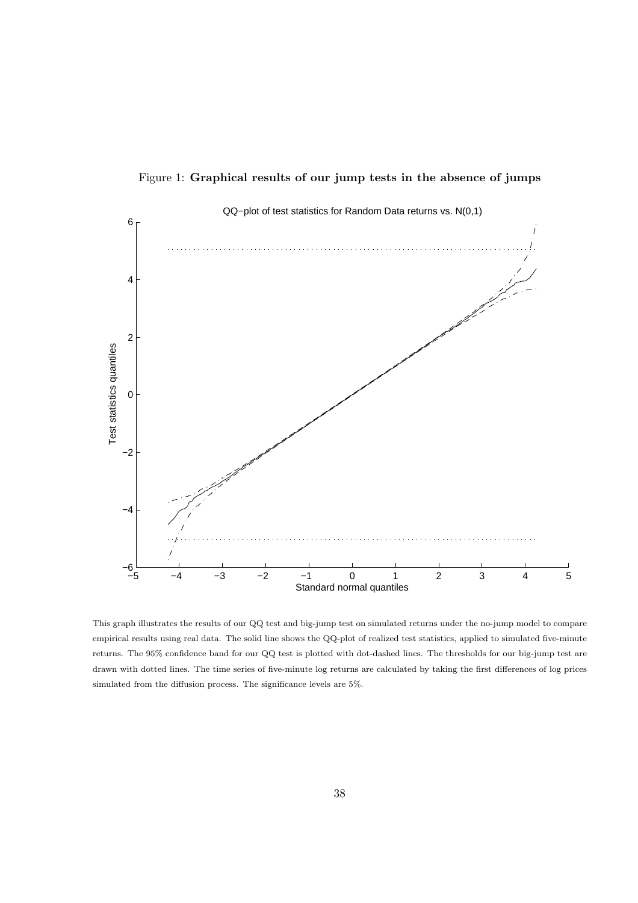Figure 1: **Graphical results of our jump tests in the absence of jumps**

This graph illustrates the results of our QQ test and big-jump test on simulated returns under the no-jump model to compare empirical results using real data. The solid line shows the QQ-plot of realized test statistics, applied to simulated five-minute returns. The 95% confidence band for our QQ test is plotted with dot-dashed lines. The thresholds for our big-jump test are drawn with dotted lines. The time series of five-minute log returns are calculated by taking the first differences of log prices simulated from the diffusion process. The significance levels are 5%.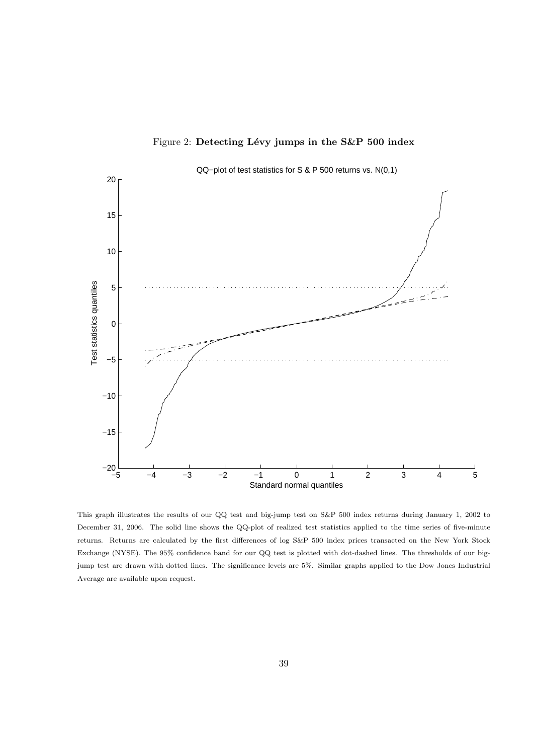Figure 2: **Detecting Lévy jumps in the S&P 500 index**

This graph illustrates the results of our QQ test and big-jump test on S&P 500 index returns during January 1, 2002 to December 31, 2006. The solid line shows the QQ-plot of realized test statistics applied to the time series of five-minute returns. Returns are calculated by the first differences of log S&P 500 index prices transacted on the New York Stock Exchange (NYSE). The 95% confidence band for our QQ test is plotted with dot-dashed lines. The thresholds of our big-jump test are drawn with dotted lines. The significance levels are 5%. Similar graphs applied to the Dow Jones Industrial Average are available upon request.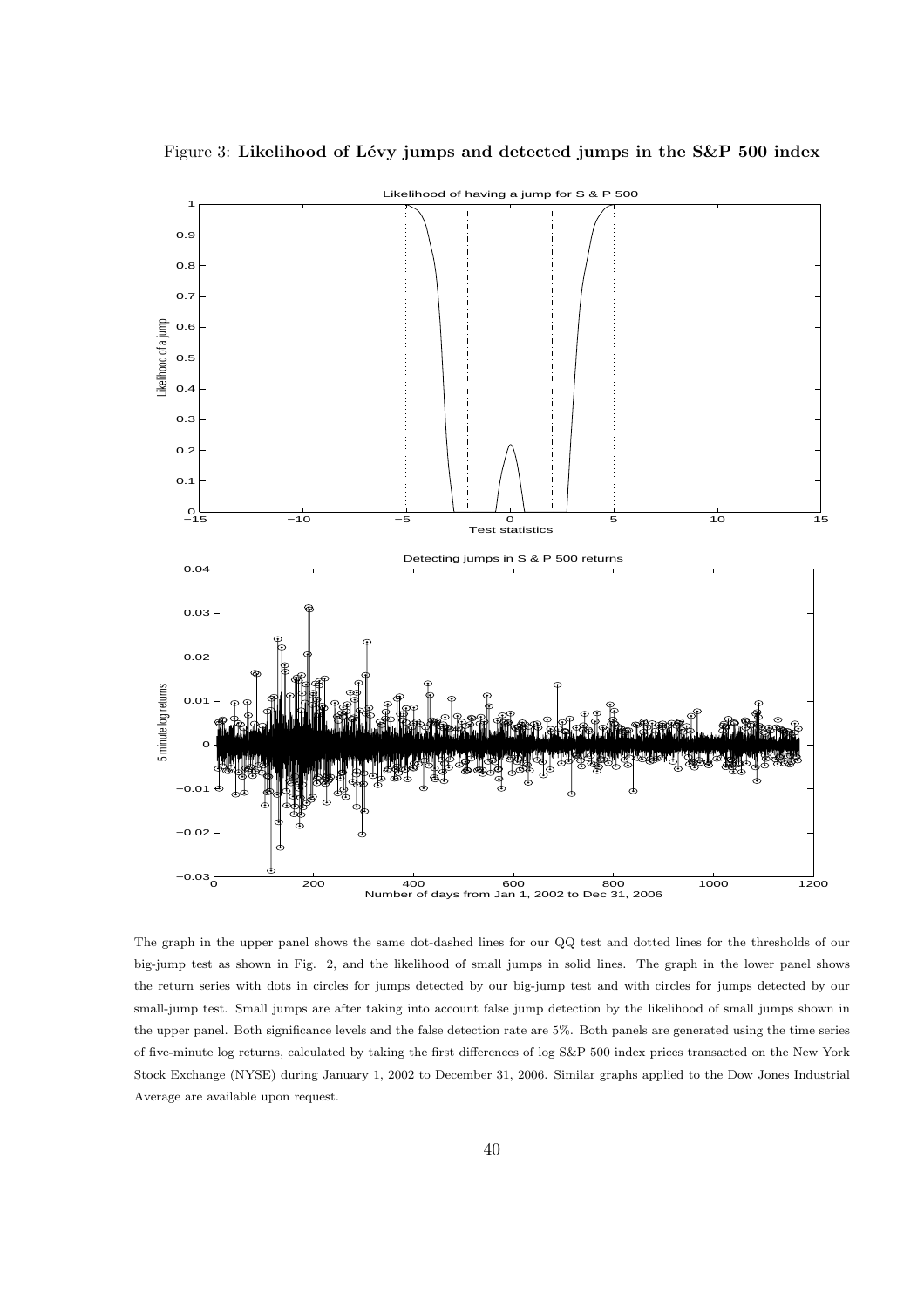Figure 3: **Likelihood of Lévy jumps and detected jumps in the S&P 500 index**

The graph in the upper panel shows the same dot-dashed lines for our QQ test and dotted lines for the thresholds of our big-jump test as shown in Fig. 2, and the likelihood of small jumps in solid lines. The graph in the lower panel shows the return series with dots in circles for jumps detected by our big-jump test and with circles for jumps detected by our small-jump test. Small jumps are after taking into account false jump detection by the likelihood of small jumps shown in the upper panel. Both significance levels and the false detection rate are 5%. Both panels are generated using the time series of five-minute log returns, calculated by taking the first differences of log S&P 500 index prices transacted on the New York Stock Exchange (NYSE) during January 1, 2002 to December 31, 2006. Similar graphs applied to the Dow Jones Industrial Average are available upon request.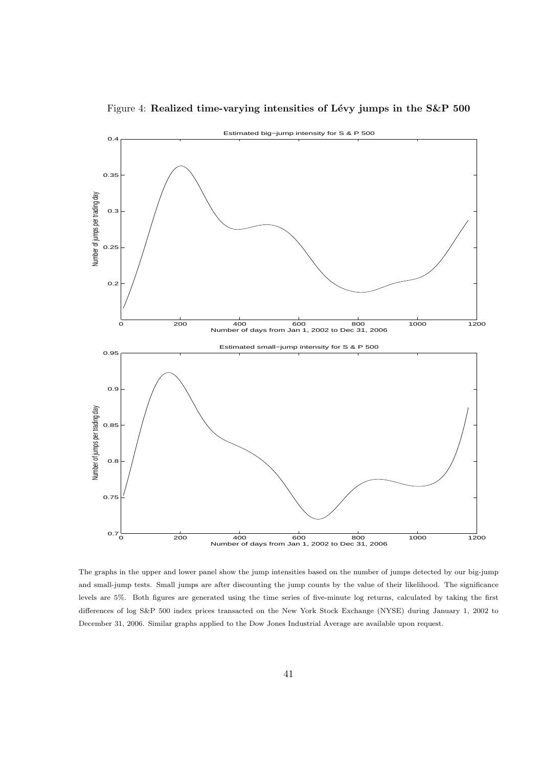Figure 4: **Realized time-varying intensities of Lévy jumps in the S&P 500**

The graphs in the upper and lower panel show the jump intensities based on the number of jumps detected by our big-jump and small-jump tests. Small jumps are after discounting the jump counts by the value of their likelihood. The significance levels are 5%. Both figures are generated using the time series of five-minute log returns, calculated by taking the first differences of log S&P 500 index prices transacted on the New York Stock Exchange (NYSE) during January 1, 2002 to December 31, 2006. Similar graphs applied to the Dow Jones Industrial Average are available upon request.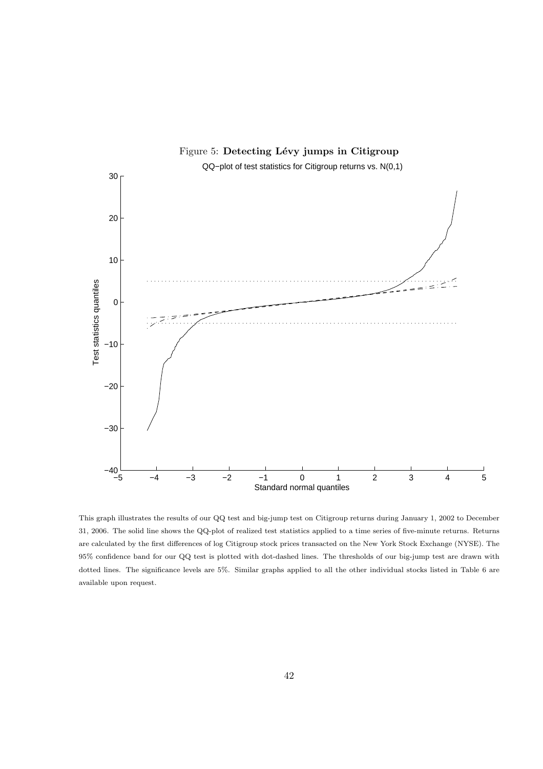Figure 5: **Detecting Lévy jumps in Citigroup**

This graph illustrates the results of our QQ test and big-jump test on Citigroup returns during January 1, 2002 to December 31, 2006. The solid line shows the QQ-plot of realized test statistics applied to a time series of five-minute returns. Returns are calculated by the first differences of log Citigroup stock prices transacted on the New York Stock Exchange (NYSE). The 95% confidence band for our QQ test is plotted with dot-dashed lines. The thresholds of our big-jump test are drawn with dotted lines. The significance levels are 5%. Similar graphs applied to all the other individual stocks listed in Table 6 are available upon request.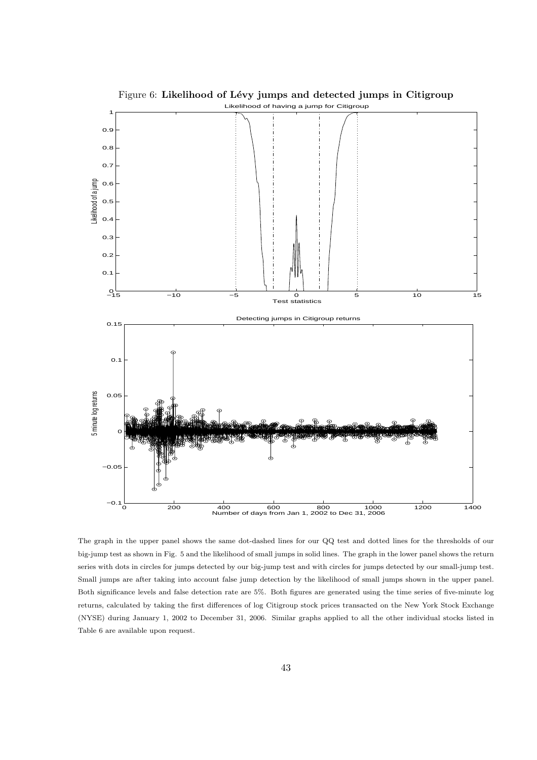Figure 6: **Likelihood of Lévy jumps and detected jumps in Citigroup**

The graph in the upper panel shows the same dot-dashed lines for our QQ test and dotted lines for the thresholds of our big-jump test as shown in Fig. 5 and the likelihood of small jumps in solid lines. The graph in the lower panel shows the return series with dots in circles for jumps detected by our big-jump test and with circles for jumps detected by our small-jump test. Small jumps are after taking into account false jump detection by the likelihood of small jumps shown in the upper panel. Both significance levels and false detection rate are 5%. Both figures are generated using the time series of five-minute log returns, calculated by taking the first differences of log Citigroup stock prices transacted on the New York Stock Exchange (NYSE) during January 1, 2002 to December 31, 2006. Similar graphs applied to all the other individual stocks listed in Table 6 are available upon request.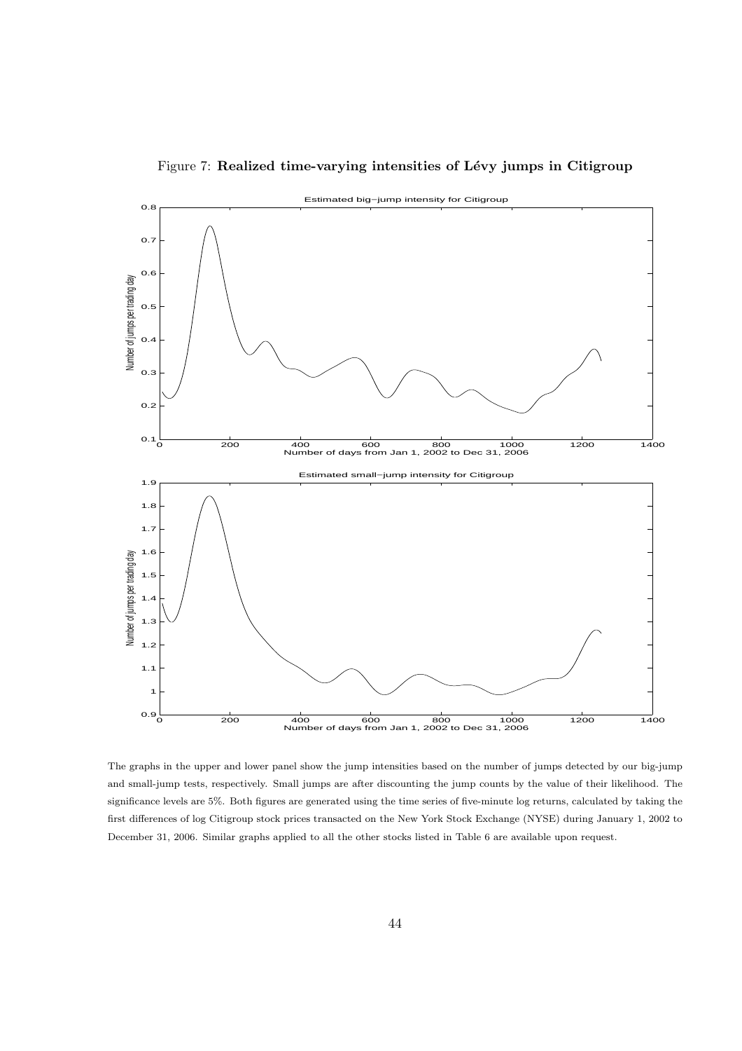Figure 7: **Realized time-varying intensities of Lévy jumps in Citigroup**

The graphs in the upper and lower panel show the jump intensities based on the number of jumps detected by our big-jump and small-jump tests, respectively. Small jumps are after discounting the jump counts by the value of their likelihood. The significance levels are 5%. Both figures are generated using the time series of five-minute log returns, calculated by taking the first differences of log Citigroup stock prices transacted on the New York Stock Exchange (NYSE) during January 1, 2002 to December 31, 2006. Similar graphs applied to all the other stocks listed in Table 6 are available upon request.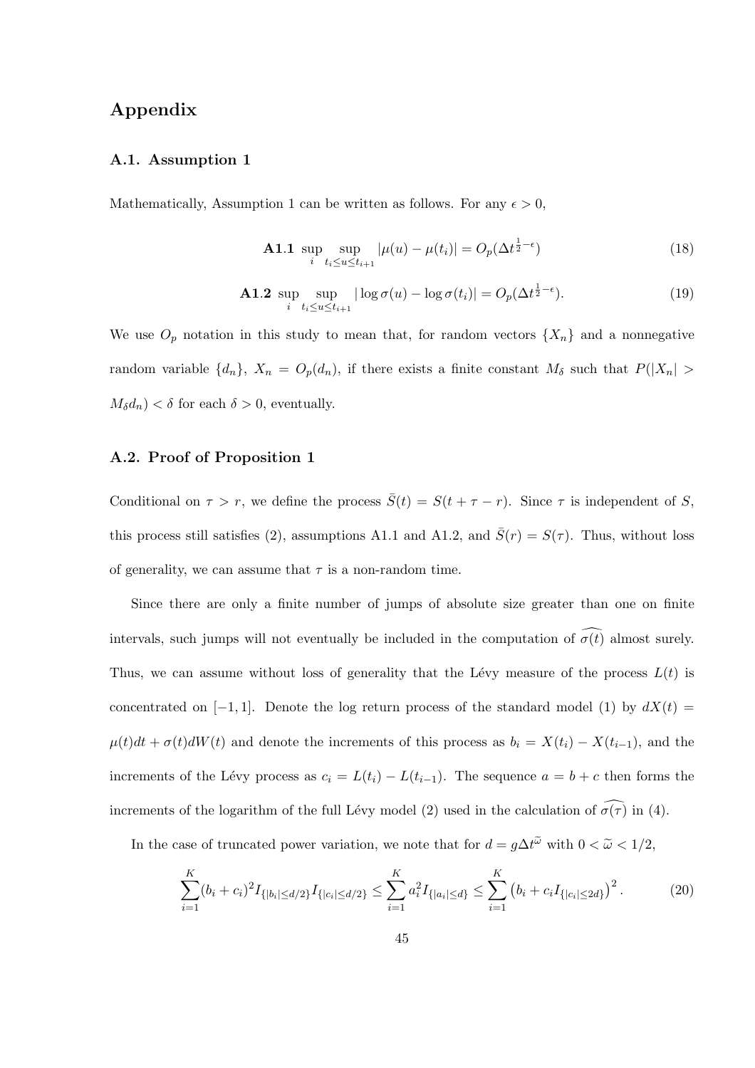# Appendix

### A.1. Assumption 1

Mathematically, Assumption 1 can be written as follows. For any $\epsilon > 0$,

$$\textbf{A1.1} \sup_i \sup_{t_i \le u \le t_{i+1}} |\mu(u) - \mu(t_i)| = O_p(\Delta t^{\frac{1}{2}-\epsilon}) \tag{18}$$

$$\textbf{A1.2} \sup_i \sup_{t_i \le u \le t_{i+1}} |\log \sigma(u) - \log \sigma(t_i)| = O_p(\Delta t^{\frac{1}{2}-\epsilon}). \tag{19}$$

We use $O_p$ notation in this study to mean that, for random vectors $\{X_n\}$ and a nonnegative random variable $\{d_n\}$, $X_n = O_p(d_n)$, if there exists a finite constant $M_\delta$ such that $P(|X_n| > M_\delta d_n) < \delta$ for each $\delta > 0$, eventually.

### A.2. Proof of Proposition 1

Conditional on $\tau > r$, we define the process $\bar{S}(t) = S(t + \tau - r)$. Since $\tau$ is independent of $S$, this process still satisfies (2), assumptions A1.1 and A1.2, and $\bar{S}(r) = S(\tau)$. Thus, without loss of generality, we can assume that $\tau$ is a non-random time.

Since there are only a finite number of jumps of absolute size greater than one on finite intervals, such jumps will not eventually be included in the computation of $\widehat{\sigma(t)}$ almost surely. Thus, we can assume without loss of generality that the Lévy measure of the process $L(t)$ is concentrated on $[-1, 1]$. Denote the log return process of the standard model (1) by $dX(t) = \mu(t)dt + \sigma(t)dW(t)$ and denote the increments of this process as $b_i = X(t_i) - X(t_{i-1})$, and the increments of the Lévy process as $c_i = L(t_i) - L(t_{i-1})$. The sequence $a = b + c$ then forms the increments of the logarithm of the full Lévy model (2) used in the calculation of $\widehat{\sigma(\tau)}$ in (4).

In the case of truncated power variation, we note that for $d = g\Delta t^{\widetilde{\omega}}$ with $0 < \widetilde{\omega} < 1/2$,

$$\sum_{i=1}^{K} (b_i + c_i)^2 I_{\{|b_i| \le d/2\}} I_{\{|c_i| \le d/2\}} \le \sum_{i=1}^{K} a_i^2 I_{\{|a_i| \le d\}} \le \sum_{i=1}^{K} \left(b_i + c_i I_{\{|c_i| \le 2d\}}\right)^2. \tag{20}$$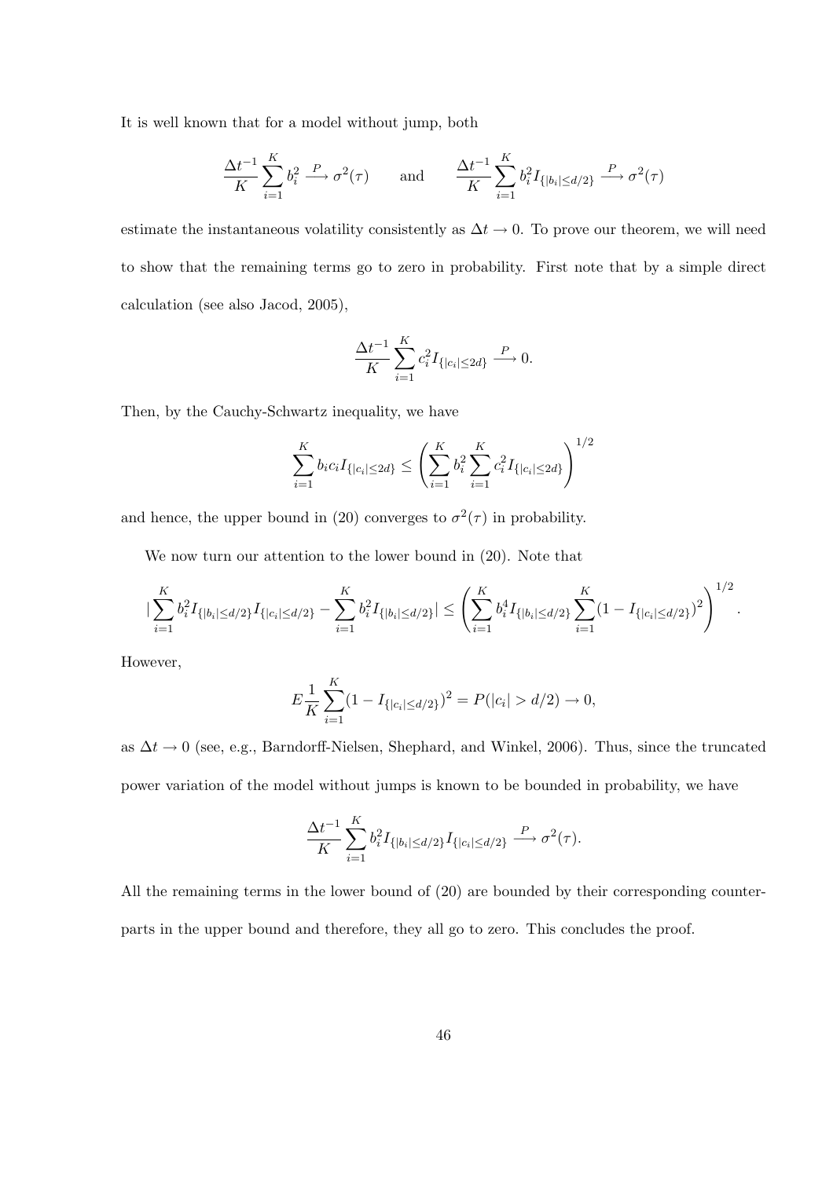It is well known that for a model without jump, both

$$\frac{\Delta t^{-1}}{K}\sum_{i=1}^{K} b_i^2 \xrightarrow{P} \sigma^2(\tau) \qquad \text{and} \qquad \frac{\Delta t^{-1}}{K}\sum_{i=1}^{K} b_i^2 I_{\{|b_i|\leq d/2\}} \xrightarrow{P} \sigma^2(\tau)$$

estimate the instantaneous volatility consistently as $\Delta t \to 0$. To prove our theorem, we will need to show that the remaining terms go to zero in probability. First note that by a simple direct calculation (see also Jacod, 2005),

$$\frac{\Delta t^{-1}}{K}\sum_{i=1}^{K} c_i^2 I_{\{|c_i|\leq 2d\}} \xrightarrow{P} 0.$$

Then, by the Cauchy-Schwartz inequality, we have

$$\sum_{i=1}^{K} b_i c_i I_{\{|c_i|\leq 2d\}} \leq \left(\sum_{i=1}^{K} b_i^2 \sum_{i=1}^{K} c_i^2 I_{\{|c_i|\leq 2d\}}\right)^{1/2}$$

and hence, the upper bound in (20) converges to $\sigma^2(\tau)$ in probability.

We now turn our attention to the lower bound in (20). Note that

$$|\sum_{i=1}^{K} b_i^2 I_{\{|b_i|\leq d/2\}} I_{\{|c_i|\leq d/2\}} - \sum_{i=1}^{K} b_i^2 I_{\{|b_i|\leq d/2\}}| \leq \left(\sum_{i=1}^{K} b_i^4 I_{\{|b_i|\leq d/2\}} \sum_{i=1}^{K} (1 - I_{\{|c_i|\leq d/2\}})^2\right)^{1/2}.$$

However,

$$E\frac{1}{K}\sum_{i=1}^{K} (1 - I_{\{|c_i|\leq d/2\}})^2 = P(|c_i| > d/2) \to 0,$$

as $\Delta t \to 0$ (see, e.g., Barndorff-Nielsen, Shephard, and Winkel, 2006). Thus, since the truncated power variation of the model without jumps is known to be bounded in probability, we have

$$\frac{\Delta t^{-1}}{K}\sum_{i=1}^{K} b_i^2 I_{\{|b_i|\leq d/2\}} I_{\{|c_i|\leq d/2\}} \xrightarrow{P} \sigma^2(\tau).$$

All the remaining terms in the lower bound of (20) are bounded by their corresponding counterparts in the upper bound and therefore, they all go to zero. This concludes the proof.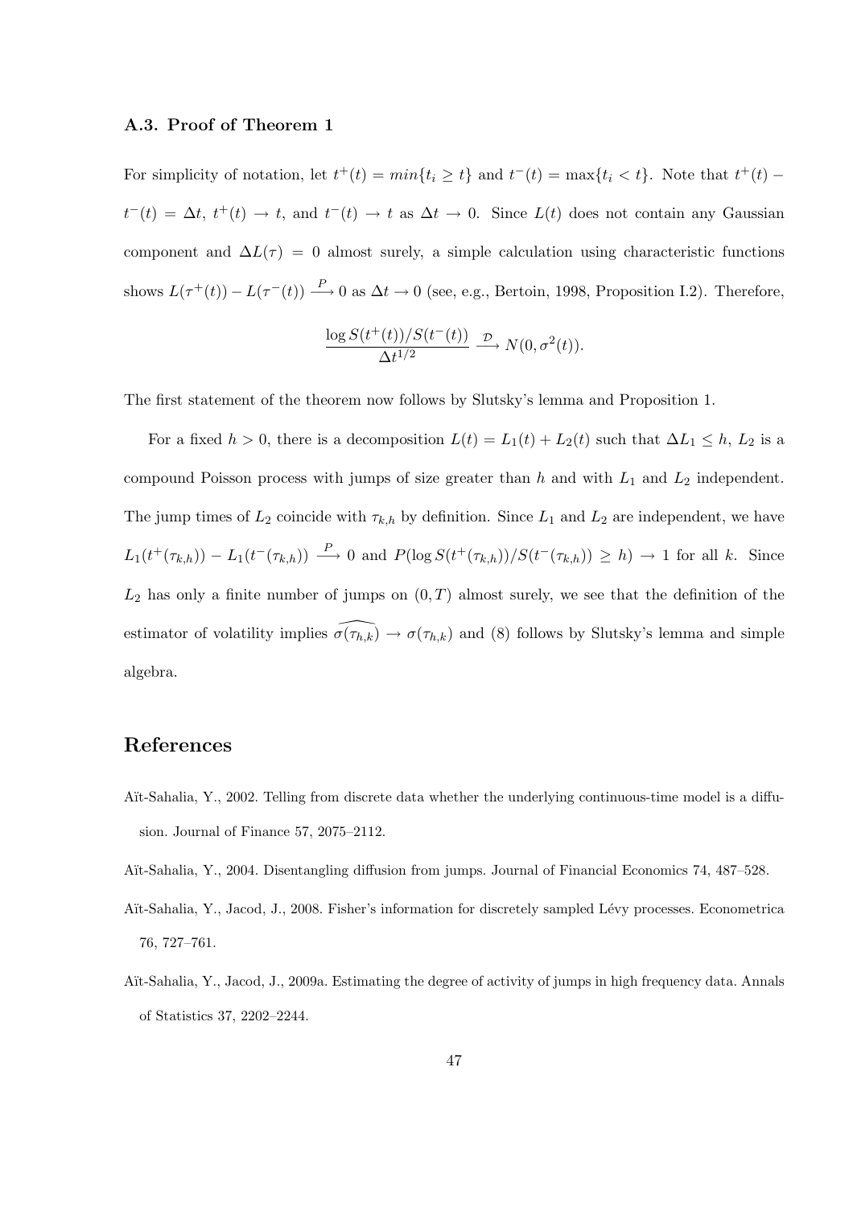### A.3. Proof of Theorem 1

For simplicity of notation, let $t^+(t) = min\{t_i \geq t\}$ and $t^-(t) = \max\{t_i < t\}$. Note that $t^+(t) - t^-(t) = \Delta t$, $t^+(t) \to t$, and $t^-(t) \to t$ as $\Delta t \to 0$. Since $L(t)$ does not contain any Gaussian component and $\Delta L(\tau) = 0$ almost surely, a simple calculation using characteristic functions shows $L(\tau^+(t)) - L(\tau^-(t)) \xrightarrow{P} 0$ as $\Delta t \to 0$ (see, e.g., Bertoin, 1998, Proposition I.2). Therefore,

$$\frac{\log S(t^+(t))/S(t^-(t))}{\Delta t^{1/2}} \xrightarrow{\mathcal{D}} N(0, \sigma^2(t)).$$

The first statement of the theorem now follows by Slutsky's lemma and Proposition 1.

For a fixed $h > 0$, there is a decomposition $L(t) = L_1(t) + L_2(t)$ such that $\Delta L_1 \leq h$, $L_2$ is a compound Poisson process with jumps of size greater than $h$ and with $L_1$ and $L_2$ independent. The jump times of $L_2$ coincide with $\tau_{k,h}$ by definition. Since $L_1$ and $L_2$ are independent, we have $L_1(t^+(\tau_{k,h})) - L_1(t^-(\tau_{k,h})) \xrightarrow{P} 0$ and $P(\log S(t^+(\tau_{k,h}))/S(t^-(\tau_{k,h})) \geq h) \to 1$ for all $k$. Since $L_2$ has only a finite number of jumps on $(0, T)$ almost surely, we see that the definition of the estimator of volatility implies $\widehat{\sigma(\tau_{h,k})} \to \sigma(\tau_{h,k})$ and (8) follows by Slutsky's lemma and simple algebra.

## References

Aït-Sahalia, Y., 2002. Telling from discrete data whether the underlying continuous-time model is a diffusion. Journal of Finance 57, 2075–2112.

Aït-Sahalia, Y., 2004. Disentangling diffusion from jumps. Journal of Financial Economics 74, 487–528.

Aït-Sahalia, Y., Jacod, J., 2008. Fisher's information for discretely sampled Lévy processes. Econometrica 76, 727–761.

Aït-Sahalia, Y., Jacod, J., 2009a. Estimating the degree of activity of jumps in high frequency data. Annals of Statistics 37, 2202–2244.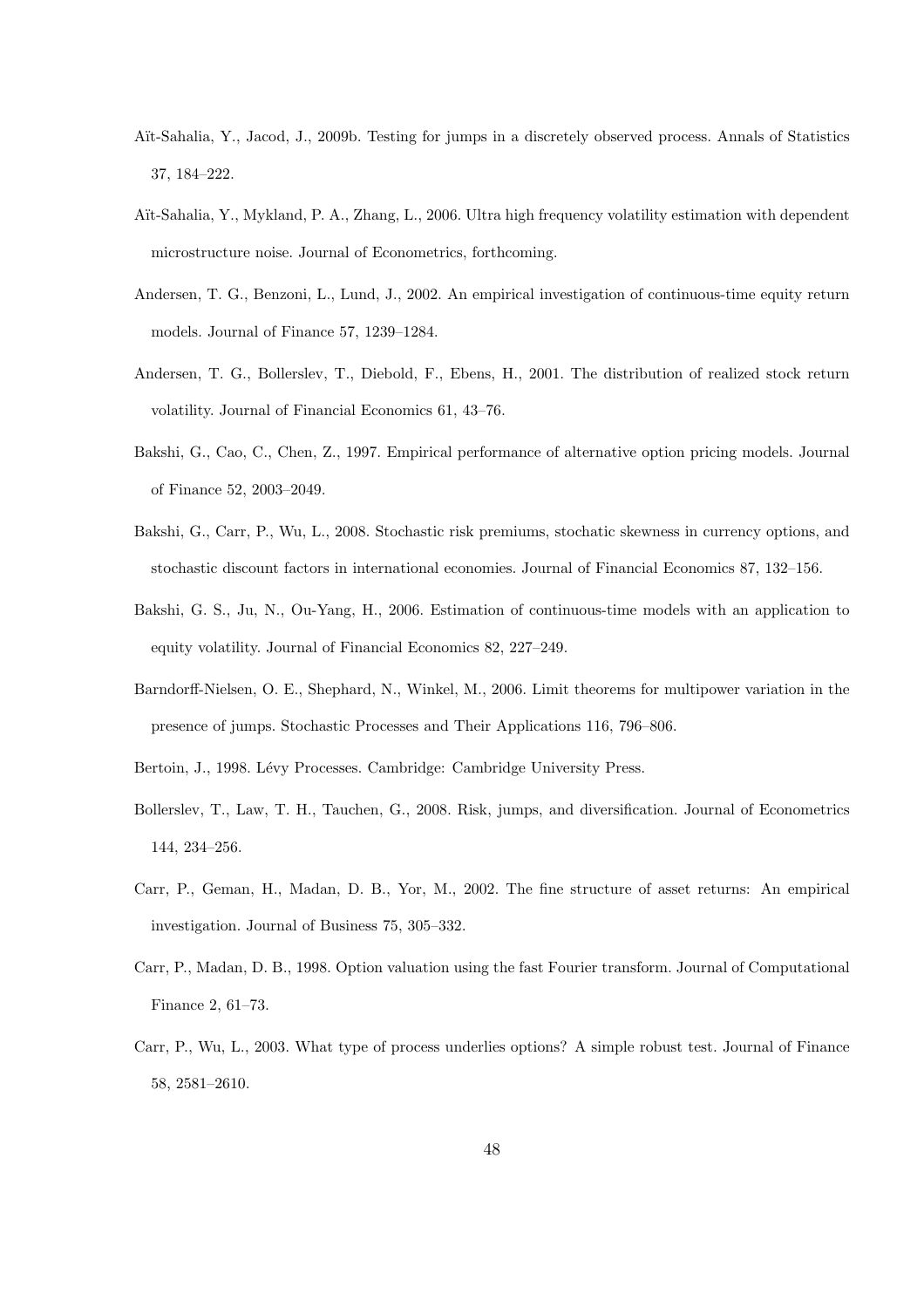Aït-Sahalia, Y., Jacod, J., 2009b. Testing for jumps in a discretely observed process. Annals of Statistics 37, 184–222.

Aït-Sahalia, Y., Mykland, P. A., Zhang, L., 2006. Ultra high frequency volatility estimation with dependent microstructure noise. Journal of Econometrics, forthcoming.

Andersen, T. G., Benzoni, L., Lund, J., 2002. An empirical investigation of continuous-time equity return models. Journal of Finance 57, 1239–1284.

Andersen, T. G., Bollerslev, T., Diebold, F., Ebens, H., 2001. The distribution of realized stock return volatility. Journal of Financial Economics 61, 43–76.

Bakshi, G., Cao, C., Chen, Z., 1997. Empirical performance of alternative option pricing models. Journal of Finance 52, 2003–2049.

Bakshi, G., Carr, P., Wu, L., 2008. Stochastic risk premiums, stochatic skewness in currency options, and stochastic discount factors in international economies. Journal of Financial Economics 87, 132–156.

Bakshi, G. S., Ju, N., Ou-Yang, H., 2006. Estimation of continuous-time models with an application to equity volatility. Journal of Financial Economics 82, 227–249.

Barndorff-Nielsen, O. E., Shephard, N., Winkel, M., 2006. Limit theorems for multipower variation in the presence of jumps. Stochastic Processes and Their Applications 116, 796–806.

Bertoin, J., 1998. Lévy Processes. Cambridge: Cambridge University Press.

Bollerslev, T., Law, T. H., Tauchen, G., 2008. Risk, jumps, and diversification. Journal of Econometrics 144, 234–256.

Carr, P., Geman, H., Madan, D. B., Yor, M., 2002. The fine structure of asset returns: An empirical investigation. Journal of Business 75, 305–332.

Carr, P., Madan, D. B., 1998. Option valuation using the fast Fourier transform. Journal of Computational Finance 2, 61–73.

Carr, P., Wu, L., 2003. What type of process underlies options? A simple robust test. Journal of Finance 58, 2581–2610.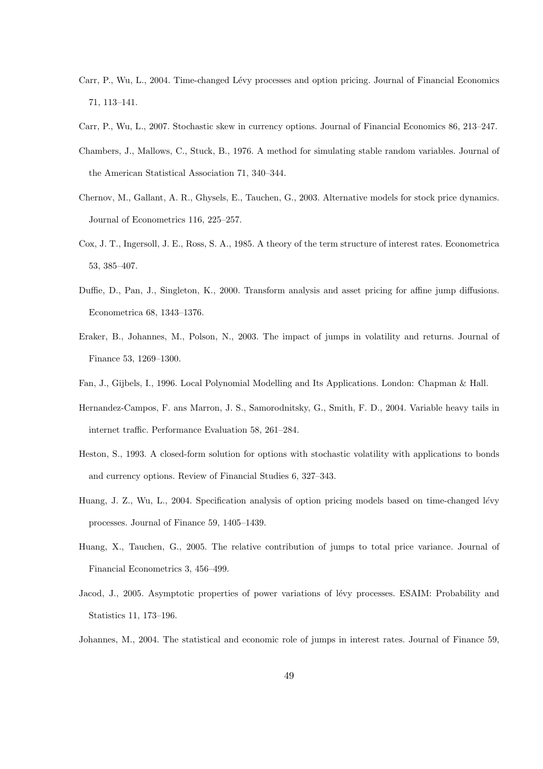Carr, P., Wu, L., 2004. Time-changed Lévy processes and option pricing. Journal of Financial Economics 71, 113–141.

Carr, P., Wu, L., 2007. Stochastic skew in currency options. Journal of Financial Economics 86, 213–247.

Chambers, J., Mallows, C., Stuck, B., 1976. A method for simulating stable random variables. Journal of the American Statistical Association 71, 340–344.

Chernov, M., Gallant, A. R., Ghysels, E., Tauchen, G., 2003. Alternative models for stock price dynamics. Journal of Econometrics 116, 225–257.

Cox, J. T., Ingersoll, J. E., Ross, S. A., 1985. A theory of the term structure of interest rates. Econometrica 53, 385–407.

Duffie, D., Pan, J., Singleton, K., 2000. Transform analysis and asset pricing for affine jump diffusions. Econometrica 68, 1343–1376.

Eraker, B., Johannes, M., Polson, N., 2003. The impact of jumps in volatility and returns. Journal of Finance 53, 1269–1300.

Fan, J., Gijbels, I., 1996. Local Polynomial Modelling and Its Applications. London: Chapman & Hall.

Hernandez-Campos, F. ans Marron, J. S., Samorodnitsky, G., Smith, F. D., 2004. Variable heavy tails in internet traffic. Performance Evaluation 58, 261–284.

Heston, S., 1993. A closed-form solution for options with stochastic volatility with applications to bonds and currency options. Review of Financial Studies 6, 327–343.

Huang, J. Z., Wu, L., 2004. Specification analysis of option pricing models based on time-changed lévy processes. Journal of Finance 59, 1405–1439.

Huang, X., Tauchen, G., 2005. The relative contribution of jumps to total price variance. Journal of Financial Econometrics 3, 456–499.

Jacod, J., 2005. Asymptotic properties of power variations of lévy processes. ESAIM: Probability and Statistics 11, 173–196.

Johannes, M., 2004. The statistical and economic role of jumps in interest rates. Journal of Finance 59,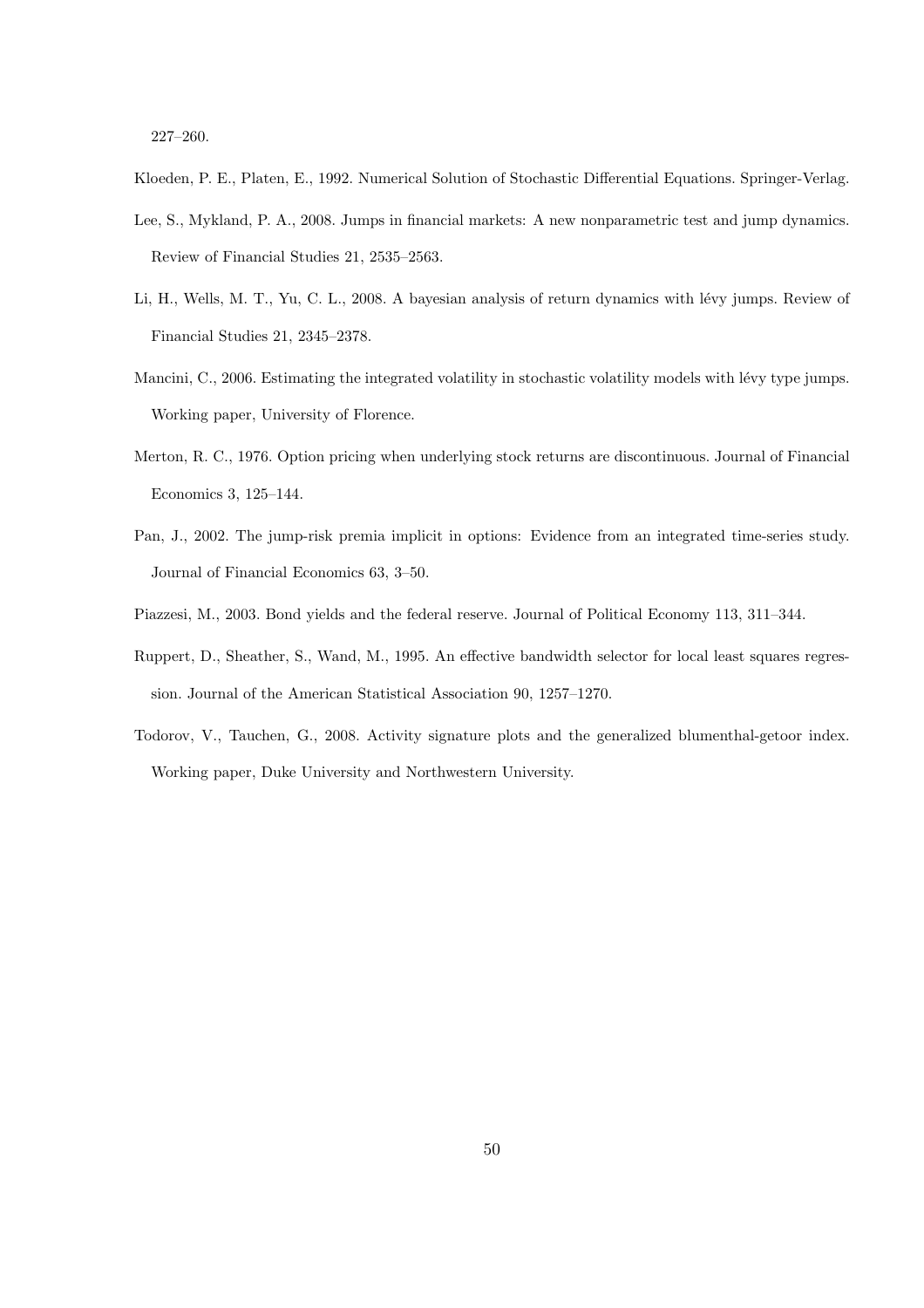227–260.

Kloeden, P. E., Platen, E., 1992. Numerical Solution of Stochastic Differential Equations. Springer-Verlag.

Lee, S., Mykland, P. A., 2008. Jumps in financial markets: A new nonparametric test and jump dynamics. Review of Financial Studies 21, 2535–2563.

Li, H., Wells, M. T., Yu, C. L., 2008. A bayesian analysis of return dynamics with lévy jumps. Review of Financial Studies 21, 2345–2378.

Mancini, C., 2006. Estimating the integrated volatility in stochastic volatility models with lévy type jumps. Working paper, University of Florence.

Merton, R. C., 1976. Option pricing when underlying stock returns are discontinuous. Journal of Financial Economics 3, 125–144.

Pan, J., 2002. The jump-risk premia implicit in options: Evidence from an integrated time-series study. Journal of Financial Economics 63, 3–50.

Piazzesi, M., 2003. Bond yields and the federal reserve. Journal of Political Economy 113, 311–344.

Ruppert, D., Sheather, S., Wand, M., 1995. An effective bandwidth selector for local least squares regression. Journal of the American Statistical Association 90, 1257–1270.

Todorov, V., Tauchen, G., 2008. Activity signature plots and the generalized blumenthal-getoor index. Working paper, Duke University and Northwestern University.